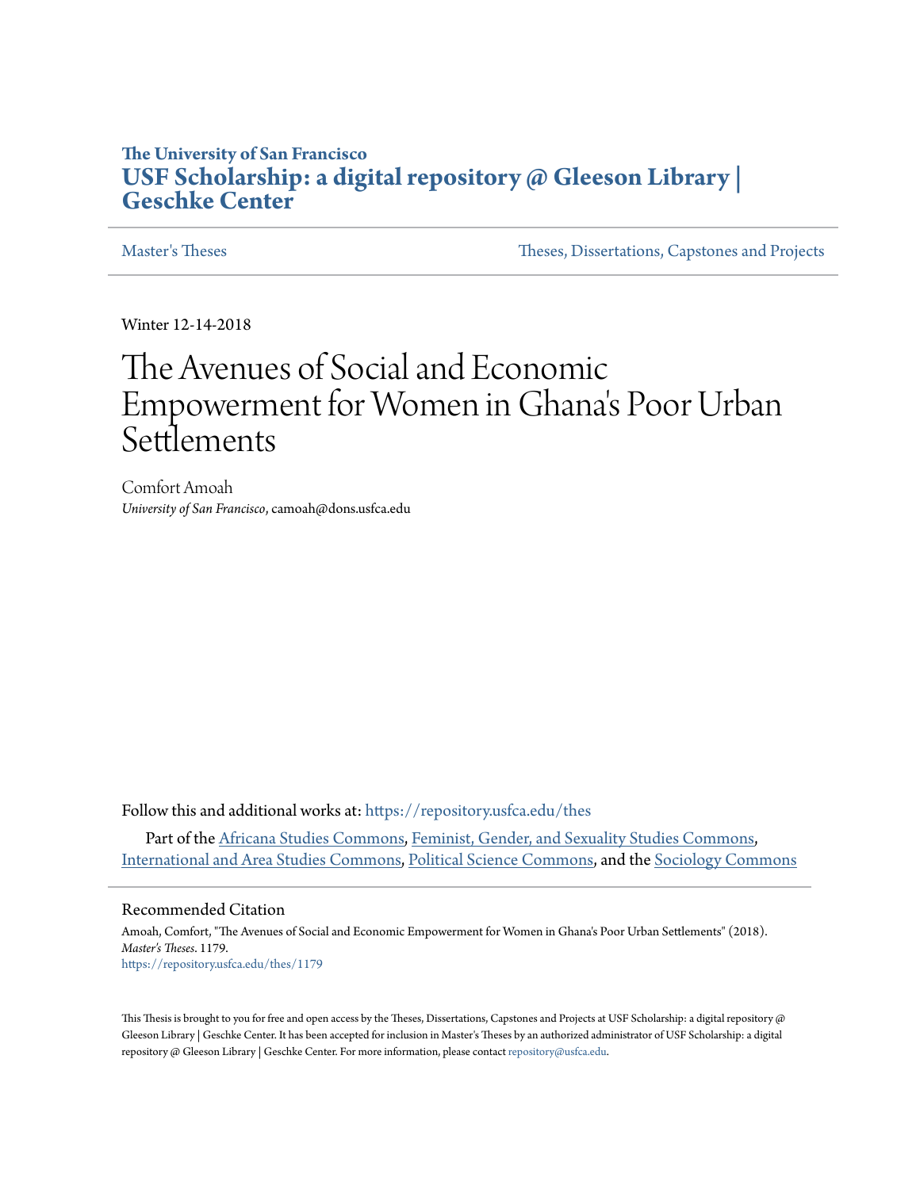The University of San Francisco

## USF Scholarship: a digital repository @ Gleeson Library | Geschke Center

Master's Theses | Theses, Dissertations, Capstones and Projects

Winter 12-14-2018

# The Avenues of Social and Economic Empowerment for Women in Ghana's Poor Urban Settlements

Comfort Amoah
*University of San Francisco*, camoah@dons.usfca.edu

Follow this and additional works at: https://repository.usfca.edu/thes

Part of the Africana Studies Commons, Feminist, Gender, and Sexuality Studies Commons, International and Area Studies Commons, Political Science Commons, and the Sociology Commons

### Recommended Citation

Amoah, Comfort, "The Avenues of Social and Economic Empowerment for Women in Ghana's Poor Urban Settlements" (2018). *Master's Theses*. 1179.
https://repository.usfca.edu/thes/1179

This Thesis is brought to you for free and open access by the Theses, Dissertations, Capstones and Projects at USF Scholarship: a digital repository @ Gleeson Library | Geschke Center. It has been accepted for inclusion in Master's Theses by an authorized administrator of USF Scholarship: a digital repository @ Gleeson Library | Geschke Center. For more information, please contact repository@usfca.edu.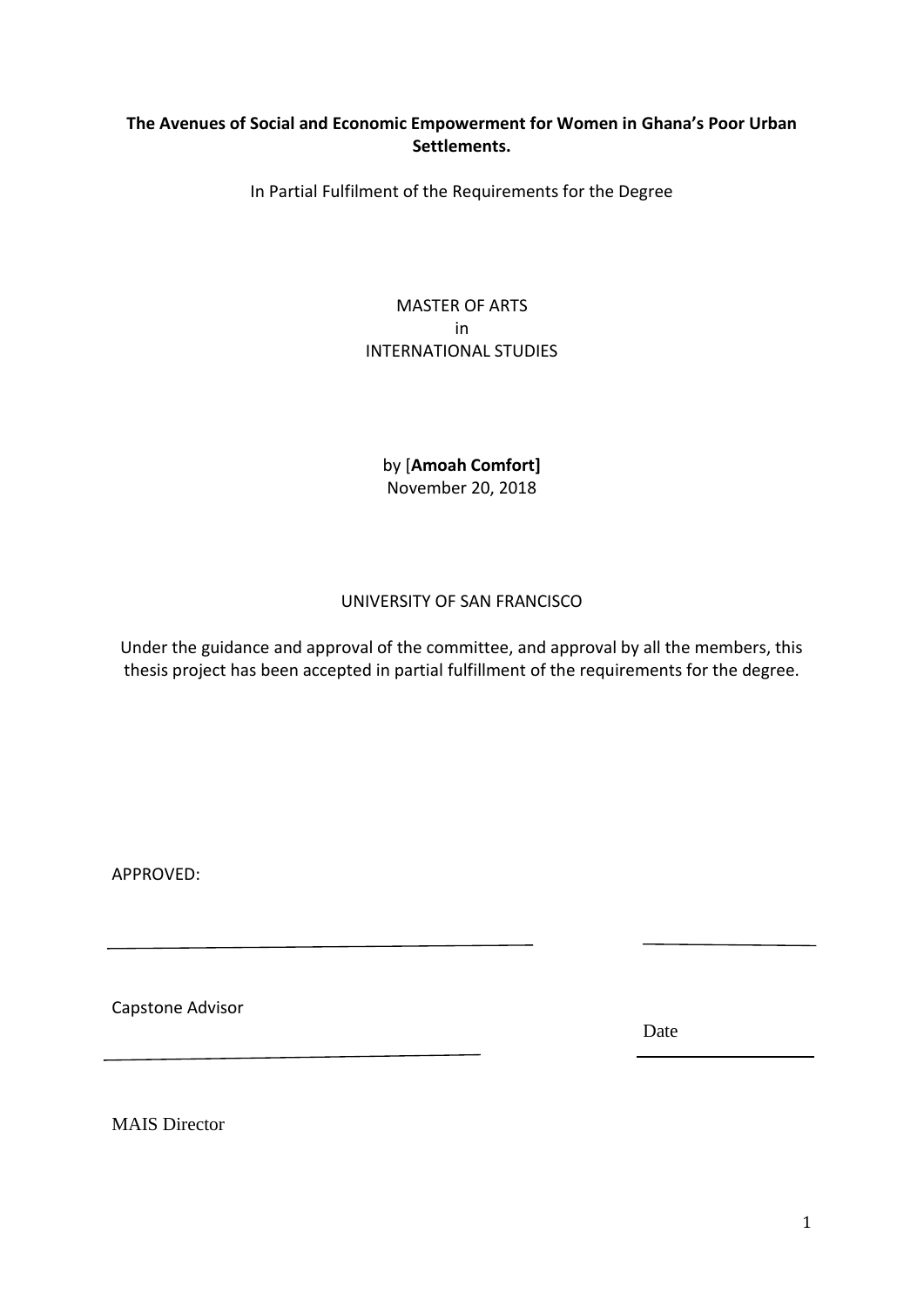**The Avenues of Social and Economic Empowerment for Women in Ghana's Poor Urban Settlements.**

In Partial Fulfilment of the Requirements for the Degree

MASTER OF ARTS
in
INTERNATIONAL STUDIES

by [**Amoah Comfort]**
November 20, 2018

UNIVERSITY OF SAN FRANCISCO

Under the guidance and approval of the committee, and approval by all the members, this thesis project has been accepted in partial fulfillment of the requirements for the degree.

APPROVED:

Capstone Advisor

Date

MAIS Director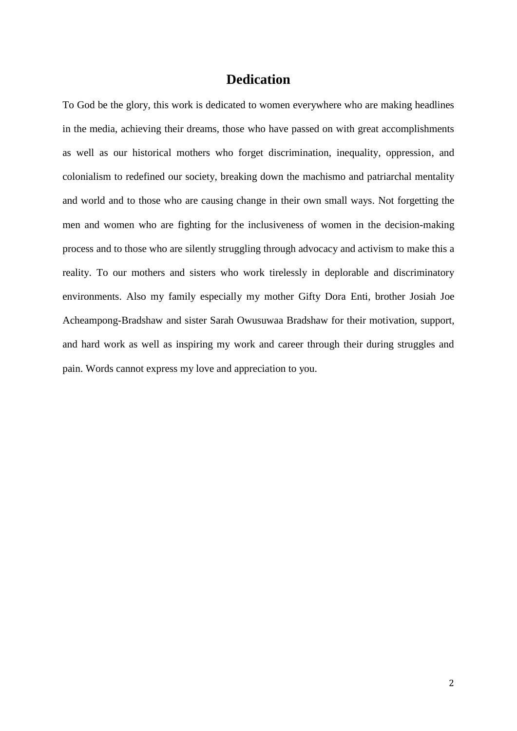# Dedication

To God be the glory, this work is dedicated to women everywhere who are making headlines in the media, achieving their dreams, those who have passed on with great accomplishments as well as our historical mothers who forget discrimination, inequality, oppression, and colonialism to redefined our society, breaking down the machismo and patriarchal mentality and world and to those who are causing change in their own small ways. Not forgetting the men and women who are fighting for the inclusiveness of women in the decision-making process and to those who are silently struggling through advocacy and activism to make this a reality. To our mothers and sisters who work tirelessly in deplorable and discriminatory environments. Also my family especially my mother Gifty Dora Enti, brother Josiah Joe Acheampong-Bradshaw and sister Sarah Owusuwaa Bradshaw for their motivation, support, and hard work as well as inspiring my work and career through their during struggles and pain. Words cannot express my love and appreciation to you.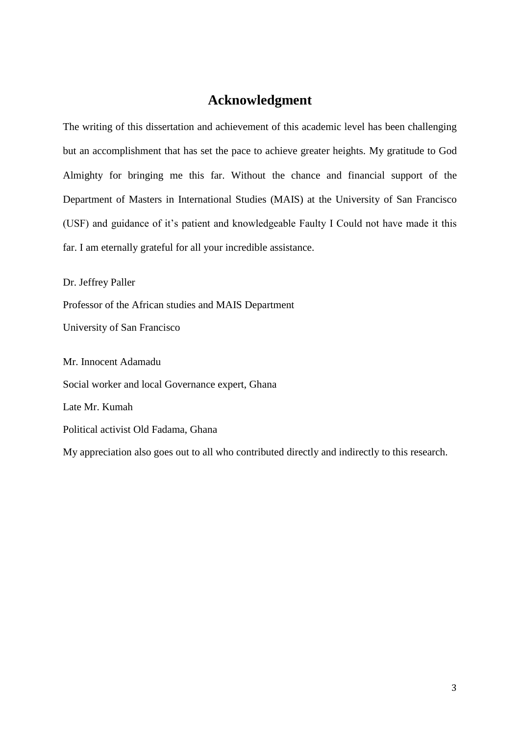# Acknowledgment

The writing of this dissertation and achievement of this academic level has been challenging but an accomplishment that has set the pace to achieve greater heights. My gratitude to God Almighty for bringing me this far. Without the chance and financial support of the Department of Masters in International Studies (MAIS) at the University of San Francisco (USF) and guidance of it's patient and knowledgeable Faulty I Could not have made it this far. I am eternally grateful for all your incredible assistance.

Dr. Jeffrey Paller

Professor of the African studies and MAIS Department

University of San Francisco

Mr. Innocent Adamadu

Social worker and local Governance expert, Ghana

Late Mr. Kumah

Political activist Old Fadama, Ghana

My appreciation also goes out to all who contributed directly and indirectly to this research.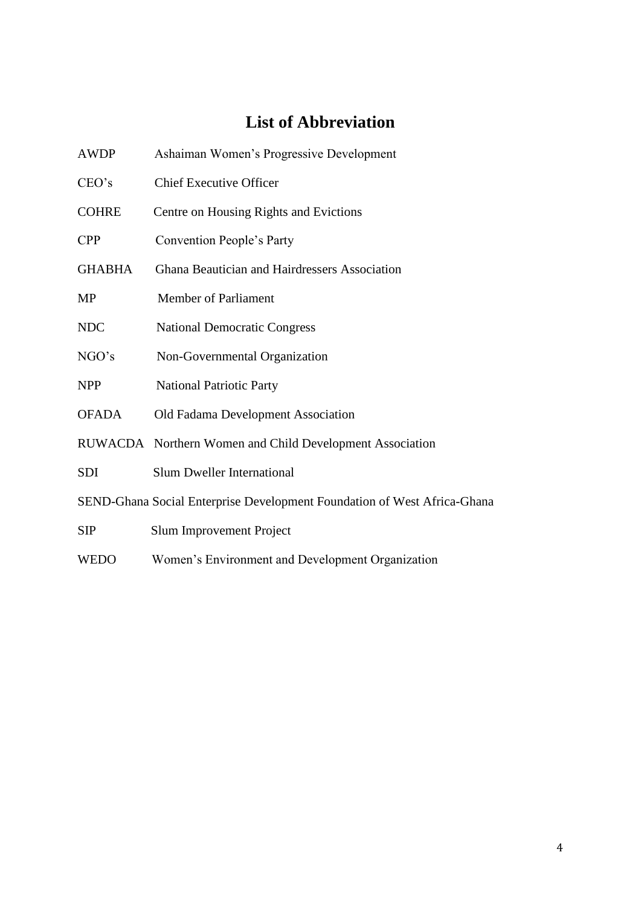# List of Abbreviation

AWDP Ashaiman Women's Progressive Development

CEO's Chief Executive Officer

COHRE Centre on Housing Rights and Evictions

CPP Convention People's Party

GHABHA Ghana Beautician and Hairdressers Association

MP Member of Parliament

NDC National Democratic Congress

NGO's Non-Governmental Organization

NPP National Patriotic Party

OFADA Old Fadama Development Association

RUWACDA Northern Women and Child Development Association

SDI Slum Dweller International

SEND-Ghana Social Enterprise Development Foundation of West Africa-Ghana

SIP Slum Improvement Project

WEDO Women's Environment and Development Organization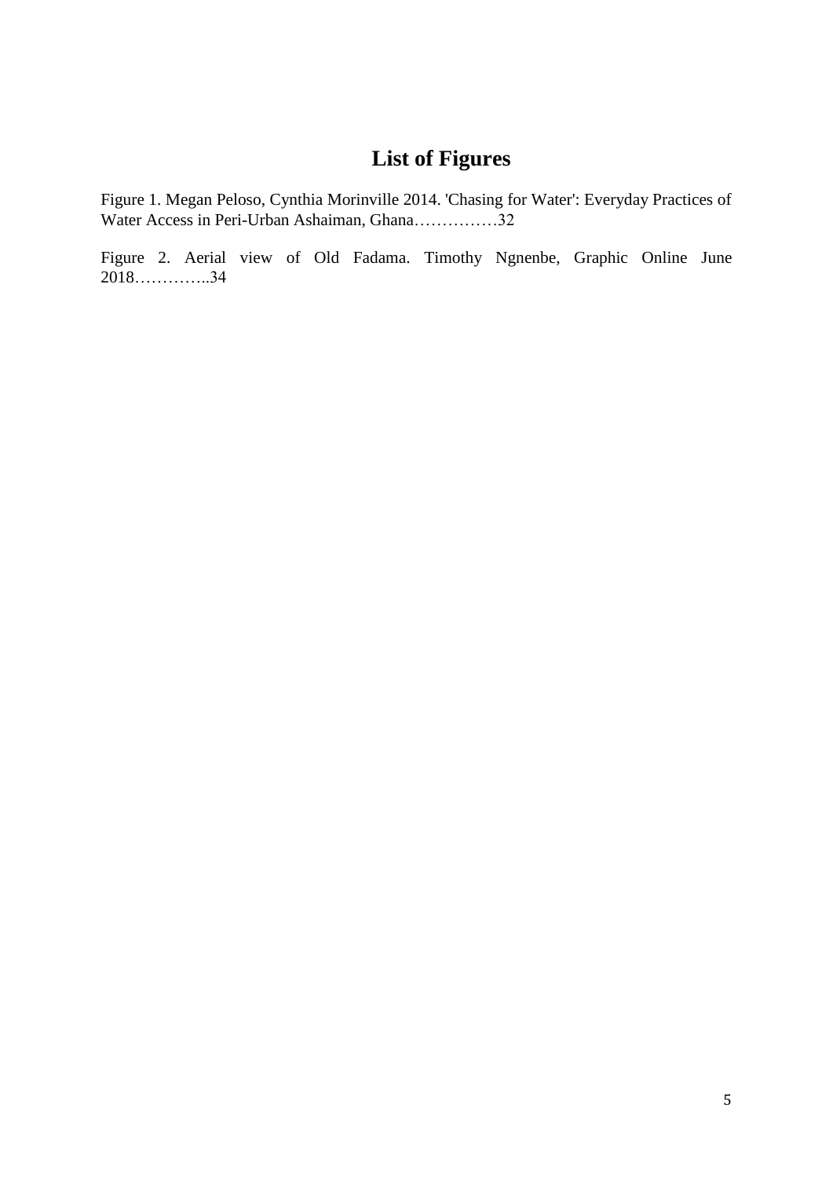# List of Figures

Figure 1. Megan Peloso, Cynthia Morinville 2014. 'Chasing for Water': Everyday Practices of Water Access in Peri-Urban Ashaiman, Ghana……………32

Figure 2. Aerial view of Old Fadama. Timothy Ngnenbe, Graphic Online June 2018…………..34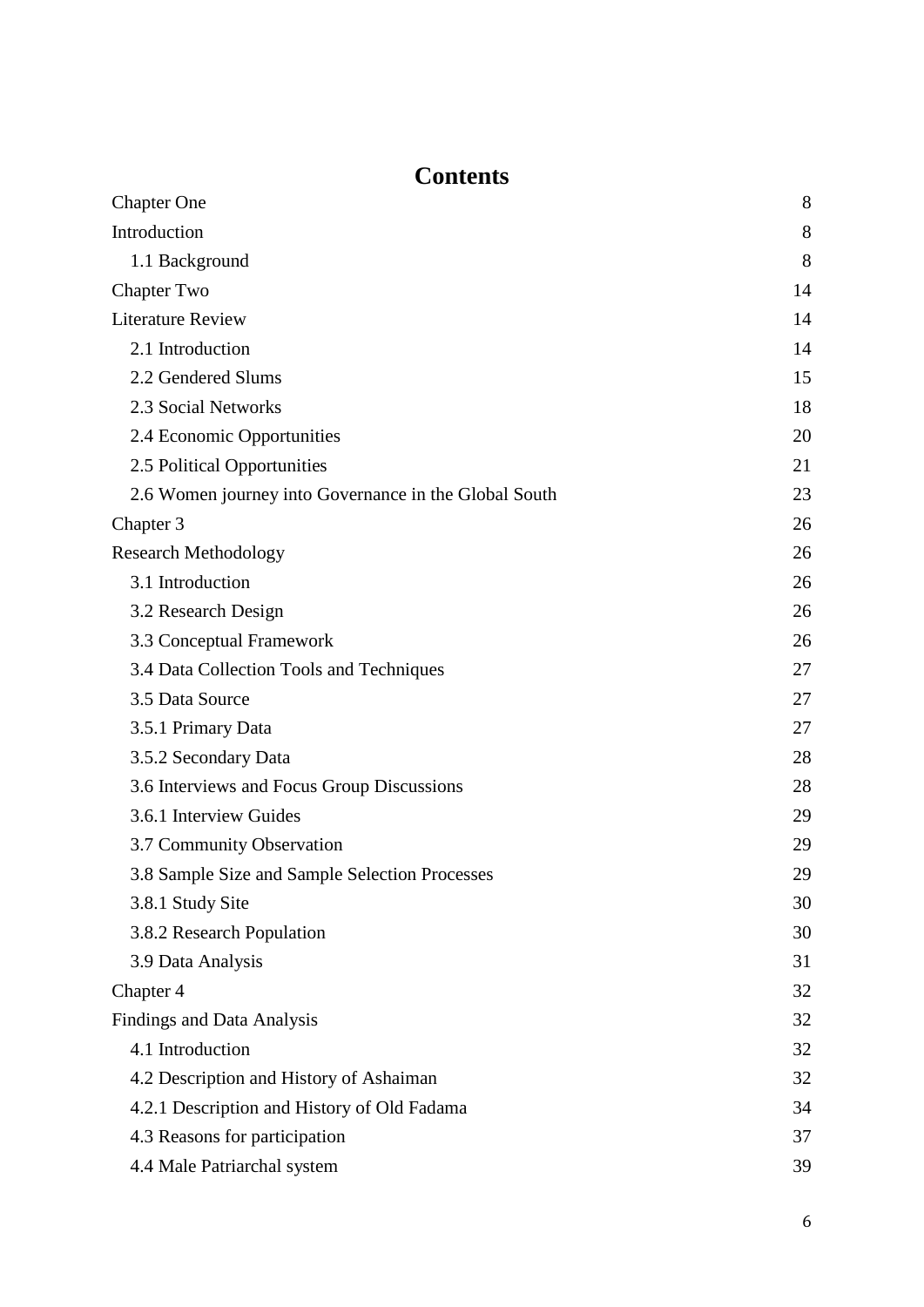# Contents

| | |
|---|---|
| Chapter One | 8 |
| Introduction | 8 |
| 1.1 Background | 8 |
| Chapter Two | 14 |
| Literature Review | 14 |
| 2.1 Introduction | 14 |
| 2.2 Gendered Slums | 15 |
| 2.3 Social Networks | 18 |
| 2.4 Economic Opportunities | 20 |
| 2.5 Political Opportunities | 21 |
| 2.6 Women journey into Governance in the Global South | 23 |
| Chapter 3 | 26 |
| Research Methodology | 26 |
| 3.1 Introduction | 26 |
| 3.2 Research Design | 26 |
| 3.3 Conceptual Framework | 26 |
| 3.4 Data Collection Tools and Techniques | 27 |
| 3.5 Data Source | 27 |
| 3.5.1 Primary Data | 27 |
| 3.5.2 Secondary Data | 28 |
| 3.6 Interviews and Focus Group Discussions | 28 |
| 3.6.1 Interview Guides | 29 |
| 3.7 Community Observation | 29 |
| 3.8 Sample Size and Sample Selection Processes | 29 |
| 3.8.1 Study Site | 30 |
| 3.8.2 Research Population | 30 |
| 3.9 Data Analysis | 31 |
| Chapter 4 | 32 |
| Findings and Data Analysis | 32 |
| 4.1 Introduction | 32 |
| 4.2 Description and History of Ashaiman | 32 |
| 4.2.1 Description and History of Old Fadama | 34 |
| 4.3 Reasons for participation | 37 |
| 4.4 Male Patriarchal system | 39 |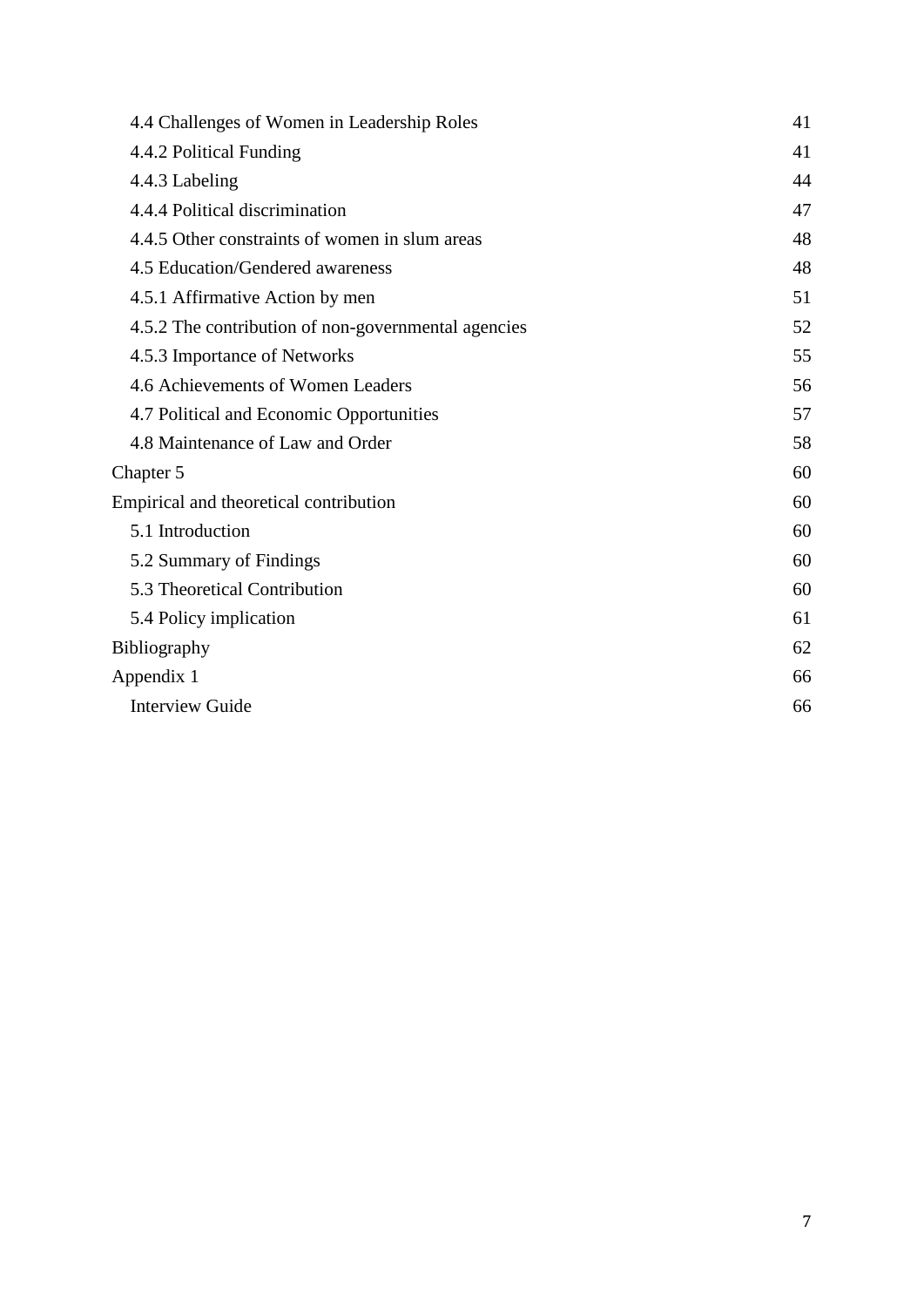4.4 Challenges of Women in Leadership Roles 41
4.4.2 Political Funding 41
4.4.3 Labeling 44
4.4.4 Political discrimination 47
4.4.5 Other constraints of women in slum areas 48
4.5 Education/Gendered awareness 48
4.5.1 Affirmative Action by men 51
4.5.2 The contribution of non-governmental agencies 52
4.5.3 Importance of Networks 55
4.6 Achievements of Women Leaders 56
4.7 Political and Economic Opportunities 57
4.8 Maintenance of Law and Order 58
Chapter 5 60
Empirical and theoretical contribution 60
5.1 Introduction 60
5.2 Summary of Findings 60
5.3 Theoretical Contribution 60
5.4 Policy implication 61
Bibliography 62
Appendix 1 66
Interview Guide 66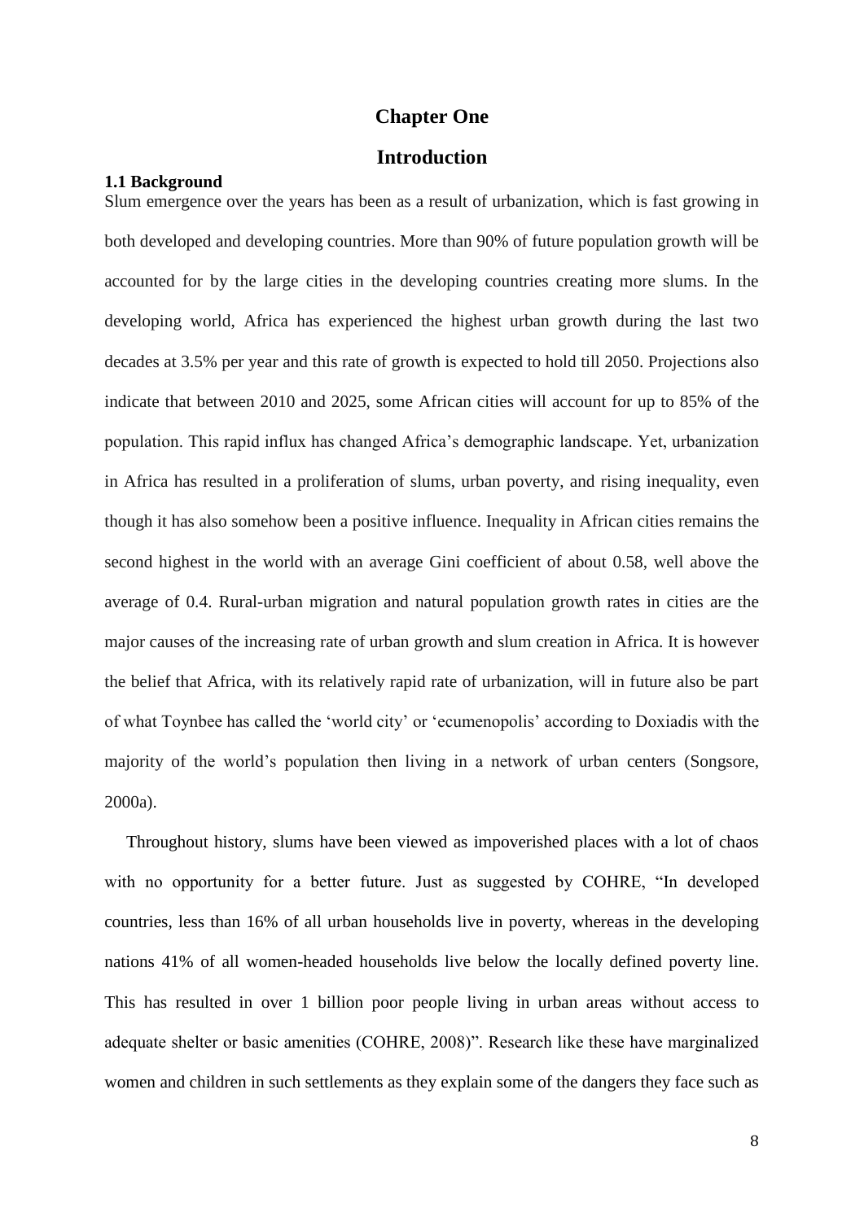# Chapter One

# Introduction

## 1.1 Background

Slum emergence over the years has been as a result of urbanization, which is fast growing in both developed and developing countries. More than 90% of future population growth will be accounted for by the large cities in the developing countries creating more slums. In the developing world, Africa has experienced the highest urban growth during the last two decades at 3.5% per year and this rate of growth is expected to hold till 2050. Projections also indicate that between 2010 and 2025, some African cities will account for up to 85% of the population. This rapid influx has changed Africa's demographic landscape. Yet, urbanization in Africa has resulted in a proliferation of slums, urban poverty, and rising inequality, even though it has also somehow been a positive influence. Inequality in African cities remains the second highest in the world with an average Gini coefficient of about 0.58, well above the average of 0.4. Rural-urban migration and natural population growth rates in cities are the major causes of the increasing rate of urban growth and slum creation in Africa. It is however the belief that Africa, with its relatively rapid rate of urbanization, will in future also be part of what Toynbee has called the 'world city' or 'ecumenopolis' according to Doxiadis with the majority of the world's population then living in a network of urban centers (Songsore, 2000a).

Throughout history, slums have been viewed as impoverished places with a lot of chaos with no opportunity for a better future. Just as suggested by COHRE, "In developed countries, less than 16% of all urban households live in poverty, whereas in the developing nations 41% of all women-headed households live below the locally defined poverty line. This has resulted in over 1 billion poor people living in urban areas without access to adequate shelter or basic amenities (COHRE, 2008)". Research like these have marginalized women and children in such settlements as they explain some of the dangers they face such as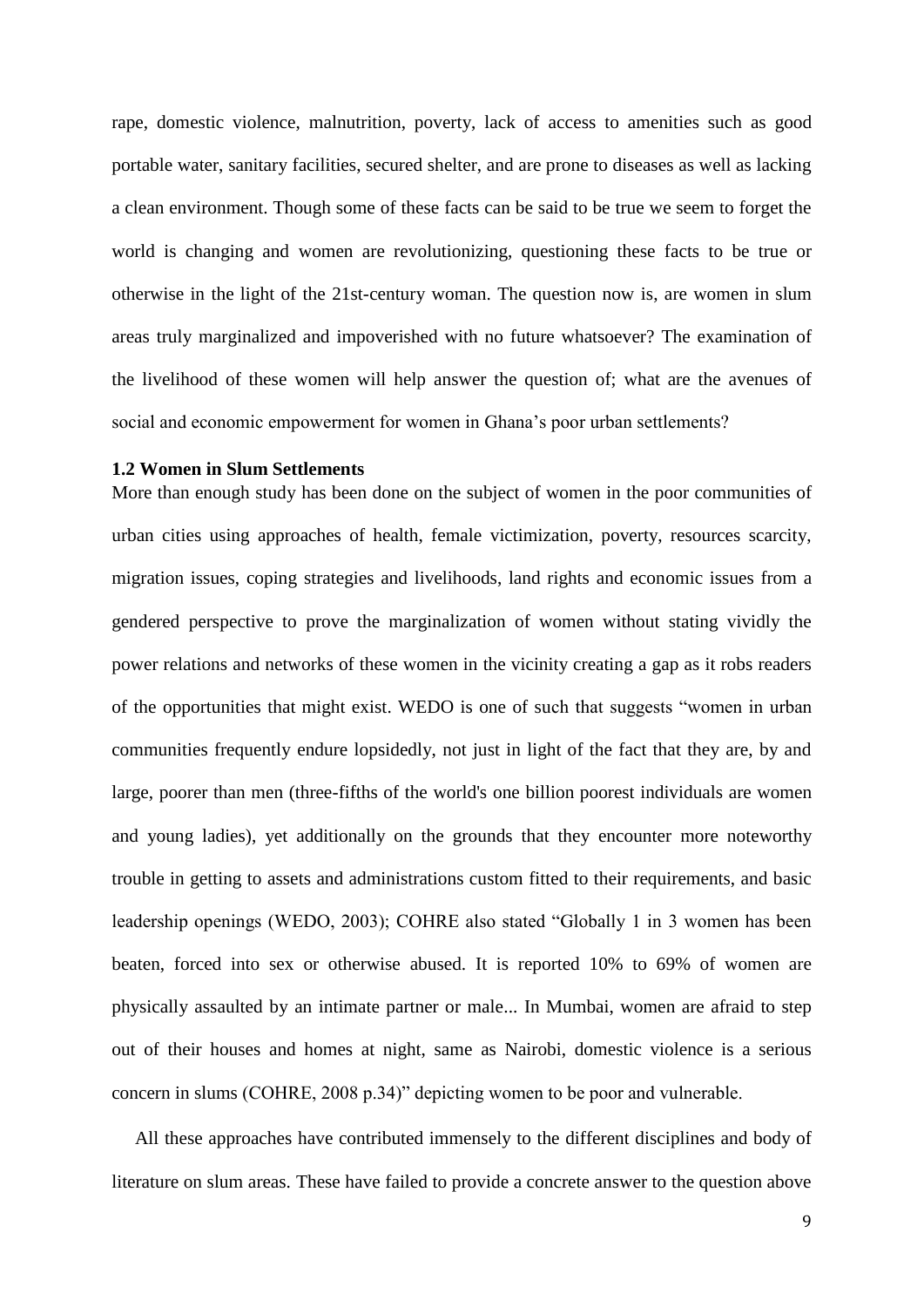rape, domestic violence, malnutrition, poverty, lack of access to amenities such as good portable water, sanitary facilities, secured shelter, and are prone to diseases as well as lacking a clean environment. Though some of these facts can be said to be true we seem to forget the world is changing and women are revolutionizing, questioning these facts to be true or otherwise in the light of the 21st-century woman. The question now is, are women in slum areas truly marginalized and impoverished with no future whatsoever? The examination of the livelihood of these women will help answer the question of; what are the avenues of social and economic empowerment for women in Ghana's poor urban settlements?

### 1.2 Women in Slum Settlements

More than enough study has been done on the subject of women in the poor communities of urban cities using approaches of health, female victimization, poverty, resources scarcity, migration issues, coping strategies and livelihoods, land rights and economic issues from a gendered perspective to prove the marginalization of women without stating vividly the power relations and networks of these women in the vicinity creating a gap as it robs readers of the opportunities that might exist. WEDO is one of such that suggests "women in urban communities frequently endure lopsidedly, not just in light of the fact that they are, by and large, poorer than men (three-fifths of the world's one billion poorest individuals are women and young ladies), yet additionally on the grounds that they encounter more noteworthy trouble in getting to assets and administrations custom fitted to their requirements, and basic leadership openings (WEDO, 2003); COHRE also stated "Globally 1 in 3 women has been beaten, forced into sex or otherwise abused. It is reported 10% to 69% of women are physically assaulted by an intimate partner or male... In Mumbai, women are afraid to step out of their houses and homes at night, same as Nairobi, domestic violence is a serious concern in slums (COHRE, 2008 p.34)" depicting women to be poor and vulnerable.

All these approaches have contributed immensely to the different disciplines and body of literature on slum areas. These have failed to provide a concrete answer to the question above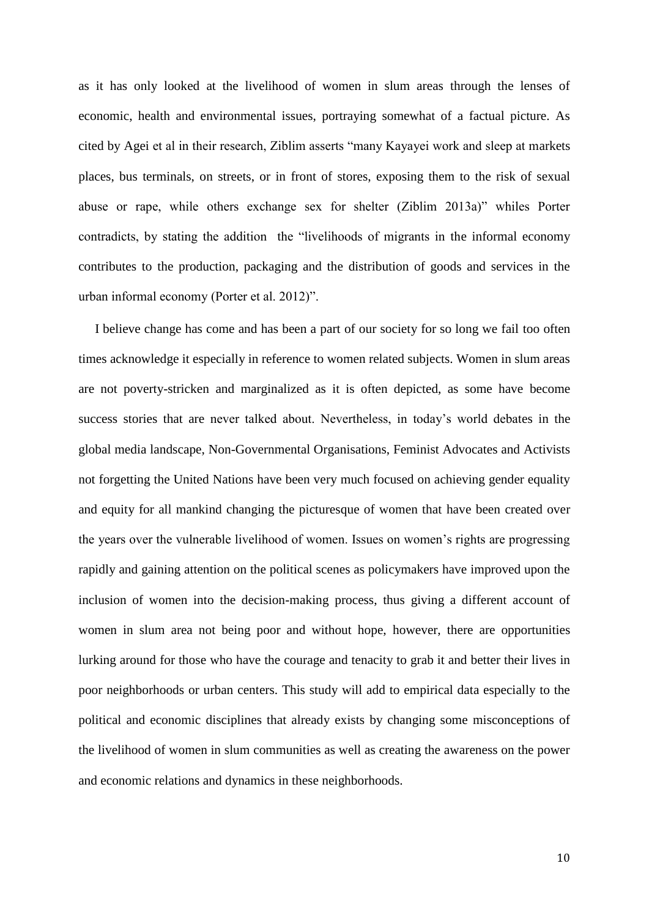as it has only looked at the livelihood of women in slum areas through the lenses of economic, health and environmental issues, portraying somewhat of a factual picture. As cited by Agei et al in their research, Ziblim asserts "many Kayayei work and sleep at markets places, bus terminals, on streets, or in front of stores, exposing them to the risk of sexual abuse or rape, while others exchange sex for shelter (Ziblim 2013a)" whiles Porter contradicts, by stating the addition the "livelihoods of migrants in the informal economy contributes to the production, packaging and the distribution of goods and services in the urban informal economy (Porter et al. 2012)".

I believe change has come and has been a part of our society for so long we fail too often times acknowledge it especially in reference to women related subjects. Women in slum areas are not poverty-stricken and marginalized as it is often depicted, as some have become success stories that are never talked about. Nevertheless, in today's world debates in the global media landscape, Non-Governmental Organisations, Feminist Advocates and Activists not forgetting the United Nations have been very much focused on achieving gender equality and equity for all mankind changing the picturesque of women that have been created over the years over the vulnerable livelihood of women. Issues on women's rights are progressing rapidly and gaining attention on the political scenes as policymakers have improved upon the inclusion of women into the decision-making process, thus giving a different account of women in slum area not being poor and without hope, however, there are opportunities lurking around for those who have the courage and tenacity to grab it and better their lives in poor neighborhoods or urban centers. This study will add to empirical data especially to the political and economic disciplines that already exists by changing some misconceptions of the livelihood of women in slum communities as well as creating the awareness on the power and economic relations and dynamics in these neighborhoods.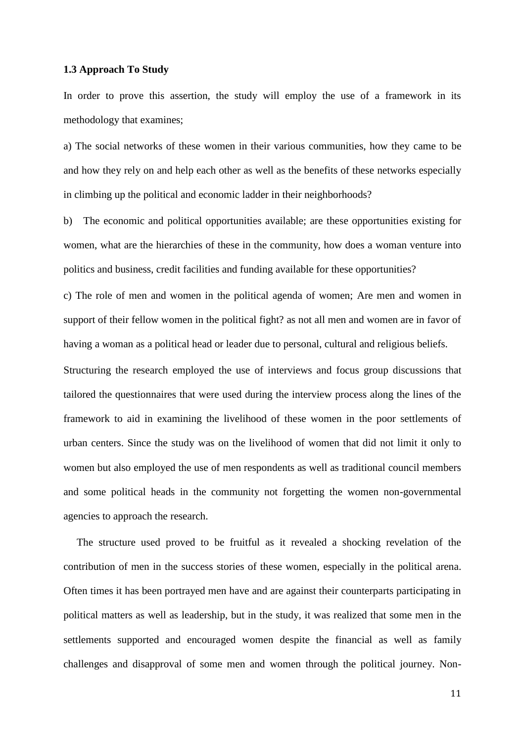**1.3 Approach To Study**

In order to prove this assertion, the study will employ the use of a framework in its methodology that examines;

a) The social networks of these women in their various communities, how they came to be and how they rely on and help each other as well as the benefits of these networks especially in climbing up the political and economic ladder in their neighborhoods?

b) The economic and political opportunities available; are these opportunities existing for women, what are the hierarchies of these in the community, how does a woman venture into politics and business, credit facilities and funding available for these opportunities?

c) The role of men and women in the political agenda of women; Are men and women in support of their fellow women in the political fight? as not all men and women are in favor of having a woman as a political head or leader due to personal, cultural and religious beliefs.

Structuring the research employed the use of interviews and focus group discussions that tailored the questionnaires that were used during the interview process along the lines of the framework to aid in examining the livelihood of these women in the poor settlements of urban centers. Since the study was on the livelihood of women that did not limit it only to women but also employed the use of men respondents as well as traditional council members and some political heads in the community not forgetting the women non-governmental agencies to approach the research.

The structure used proved to be fruitful as it revealed a shocking revelation of the contribution of men in the success stories of these women, especially in the political arena. Often times it has been portrayed men have and are against their counterparts participating in political matters as well as leadership, but in the study, it was realized that some men in the settlements supported and encouraged women despite the financial as well as family challenges and disapproval of some men and women through the political journey. Non-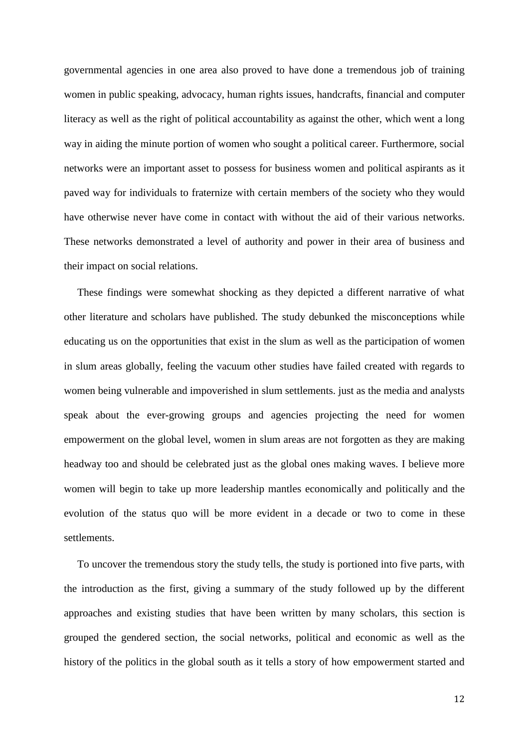governmental agencies in one area also proved to have done a tremendous job of training women in public speaking, advocacy, human rights issues, handcrafts, financial and computer literacy as well as the right of political accountability as against the other, which went a long way in aiding the minute portion of women who sought a political career. Furthermore, social networks were an important asset to possess for business women and political aspirants as it paved way for individuals to fraternize with certain members of the society who they would have otherwise never have come in contact with without the aid of their various networks. These networks demonstrated a level of authority and power in their area of business and their impact on social relations.

These findings were somewhat shocking as they depicted a different narrative of what other literature and scholars have published. The study debunked the misconceptions while educating us on the opportunities that exist in the slum as well as the participation of women in slum areas globally, feeling the vacuum other studies have failed created with regards to women being vulnerable and impoverished in slum settlements. just as the media and analysts speak about the ever-growing groups and agencies projecting the need for women empowerment on the global level, women in slum areas are not forgotten as they are making headway too and should be celebrated just as the global ones making waves. I believe more women will begin to take up more leadership mantles economically and politically and the evolution of the status quo will be more evident in a decade or two to come in these settlements.

To uncover the tremendous story the study tells, the study is portioned into five parts, with the introduction as the first, giving a summary of the study followed up by the different approaches and existing studies that have been written by many scholars, this section is grouped the gendered section, the social networks, political and economic as well as the history of the politics in the global south as it tells a story of how empowerment started and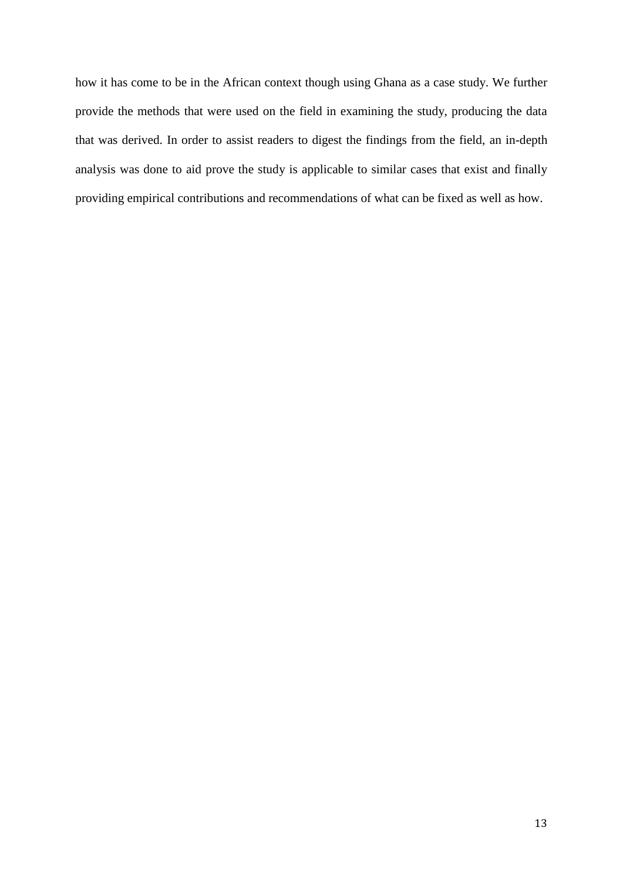how it has come to be in the African context though using Ghana as a case study. We further provide the methods that were used on the field in examining the study, producing the data that was derived. In order to assist readers to digest the findings from the field, an in-depth analysis was done to aid prove the study is applicable to similar cases that exist and finally providing empirical contributions and recommendations of what can be fixed as well as how.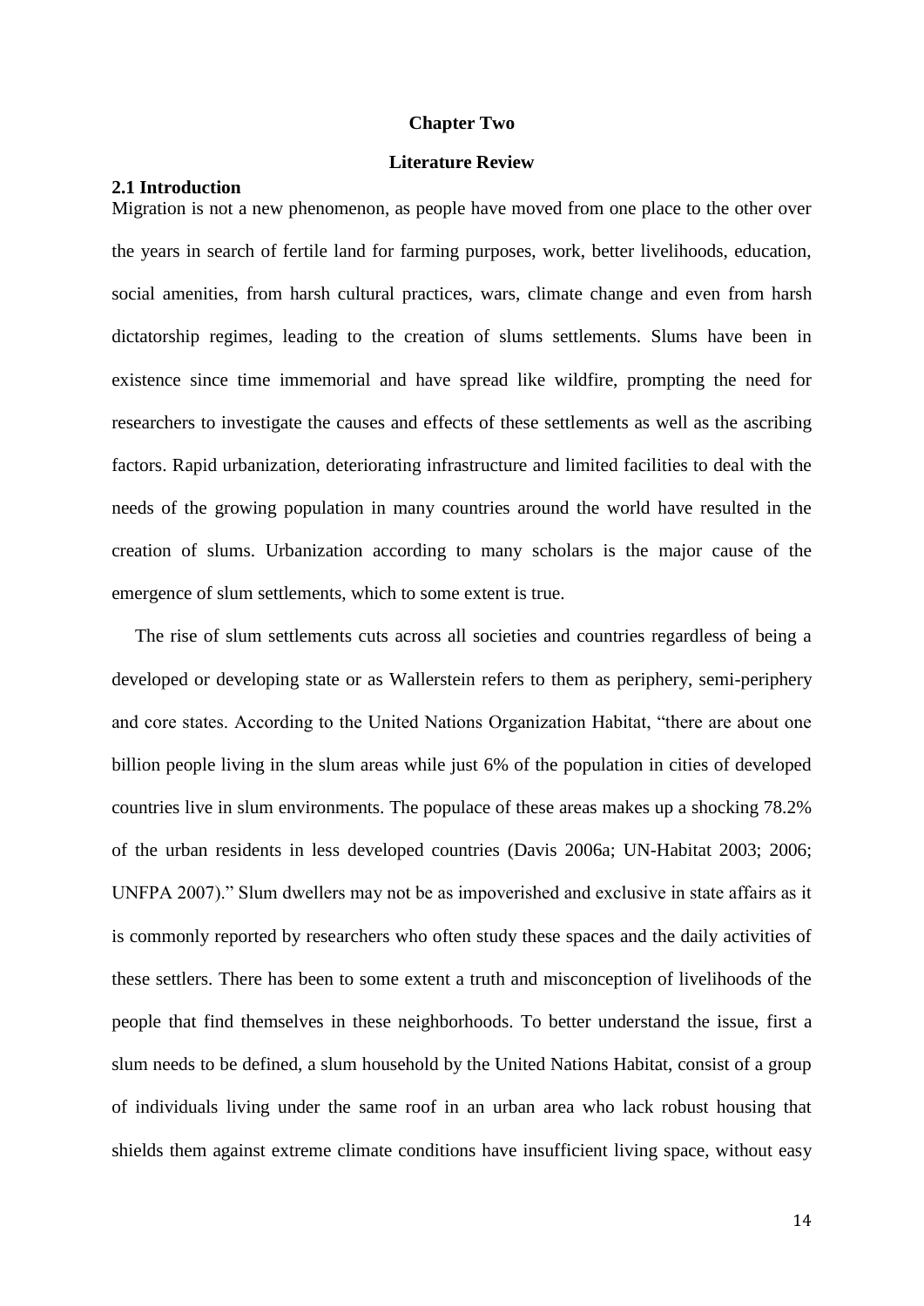# Chapter Two

# Literature Review

## 2.1 Introduction

Migration is not a new phenomenon, as people have moved from one place to the other over the years in search of fertile land for farming purposes, work, better livelihoods, education, social amenities, from harsh cultural practices, wars, climate change and even from harsh dictatorship regimes, leading to the creation of slums settlements. Slums have been in existence since time immemorial and have spread like wildfire, prompting the need for researchers to investigate the causes and effects of these settlements as well as the ascribing factors. Rapid urbanization, deteriorating infrastructure and limited facilities to deal with the needs of the growing population in many countries around the world have resulted in the creation of slums. Urbanization according to many scholars is the major cause of the emergence of slum settlements, which to some extent is true.

The rise of slum settlements cuts across all societies and countries regardless of being a developed or developing state or as Wallerstein refers to them as periphery, semi-periphery and core states. According to the United Nations Organization Habitat, "there are about one billion people living in the slum areas while just 6% of the population in cities of developed countries live in slum environments. The populace of these areas makes up a shocking 78.2% of the urban residents in less developed countries (Davis 2006a; UN-Habitat 2003; 2006; UNFPA 2007)." Slum dwellers may not be as impoverished and exclusive in state affairs as it is commonly reported by researchers who often study these spaces and the daily activities of these settlers. There has been to some extent a truth and misconception of livelihoods of the people that find themselves in these neighborhoods. To better understand the issue, first a slum needs to be defined, a slum household by the United Nations Habitat, consist of a group of individuals living under the same roof in an urban area who lack robust housing that shields them against extreme climate conditions have insufficient living space, without easy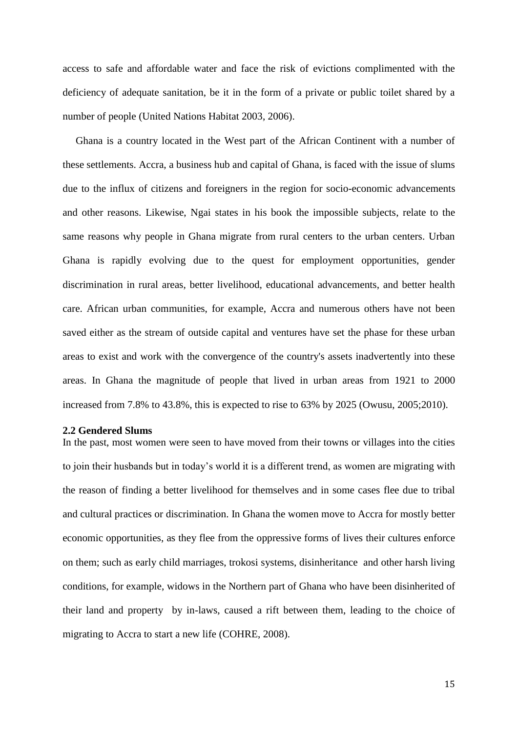access to safe and affordable water and face the risk of evictions complimented with the deficiency of adequate sanitation, be it in the form of a private or public toilet shared by a number of people (United Nations Habitat 2003, 2006).

Ghana is a country located in the West part of the African Continent with a number of these settlements. Accra, a business hub and capital of Ghana, is faced with the issue of slums due to the influx of citizens and foreigners in the region for socio-economic advancements and other reasons. Likewise, Ngai states in his book the impossible subjects, relate to the same reasons why people in Ghana migrate from rural centers to the urban centers. Urban Ghana is rapidly evolving due to the quest for employment opportunities, gender discrimination in rural areas, better livelihood, educational advancements, and better health care. African urban communities, for example, Accra and numerous others have not been saved either as the stream of outside capital and ventures have set the phase for these urban areas to exist and work with the convergence of the country's assets inadvertently into these areas. In Ghana the magnitude of people that lived in urban areas from 1921 to 2000 increased from 7.8% to 43.8%, this is expected to rise to 63% by 2025 (Owusu, 2005;2010).

**2.2 Gendered Slums**

In the past, most women were seen to have moved from their towns or villages into the cities to join their husbands but in today's world it is a different trend, as women are migrating with the reason of finding a better livelihood for themselves and in some cases flee due to tribal and cultural practices or discrimination. In Ghana the women move to Accra for mostly better economic opportunities, as they flee from the oppressive forms of lives their cultures enforce on them; such as early child marriages, trokosi systems, disinheritance and other harsh living conditions, for example, widows in the Northern part of Ghana who have been disinherited of their land and property by in-laws, caused a rift between them, leading to the choice of migrating to Accra to start a new life (COHRE, 2008).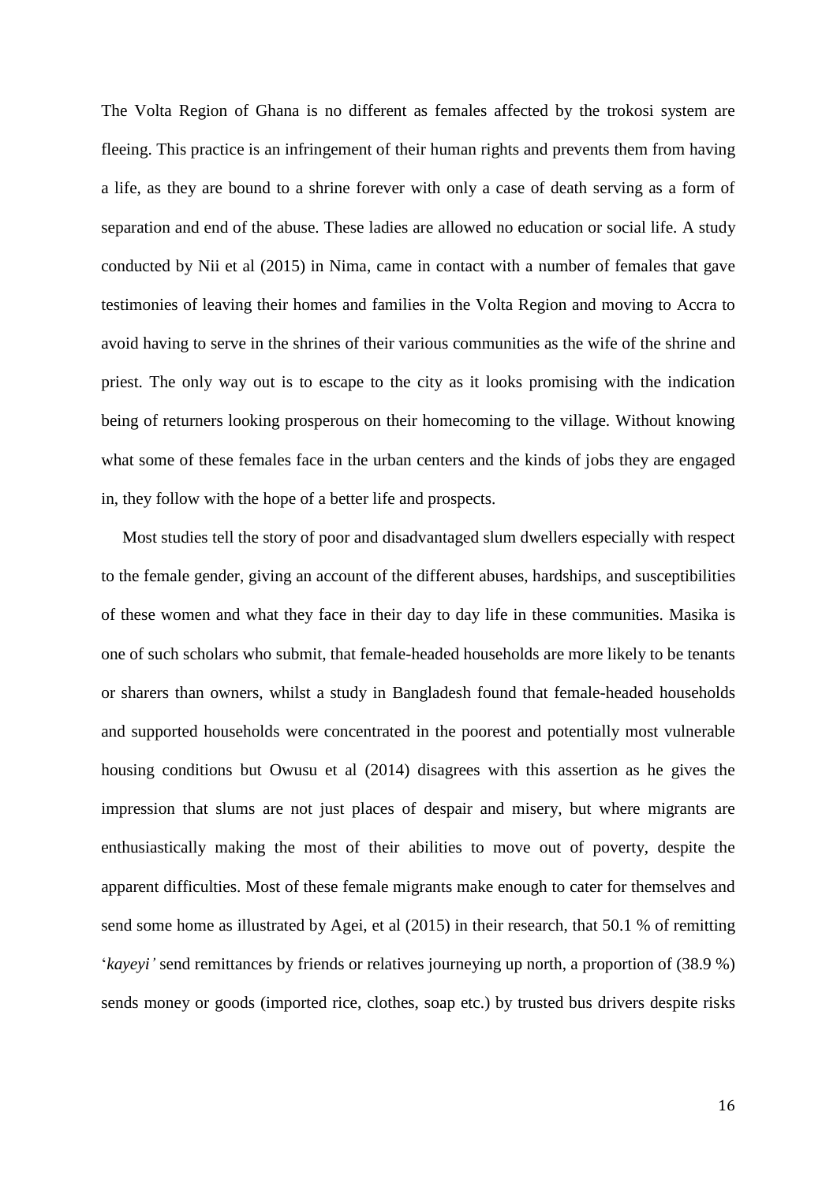The Volta Region of Ghana is no different as females affected by the trokosi system are fleeing. This practice is an infringement of their human rights and prevents them from having a life, as they are bound to a shrine forever with only a case of death serving as a form of separation and end of the abuse. These ladies are allowed no education or social life. A study conducted by Nii et al (2015) in Nima, came in contact with a number of females that gave testimonies of leaving their homes and families in the Volta Region and moving to Accra to avoid having to serve in the shrines of their various communities as the wife of the shrine and priest. The only way out is to escape to the city as it looks promising with the indication being of returners looking prosperous on their homecoming to the village. Without knowing what some of these females face in the urban centers and the kinds of jobs they are engaged in, they follow with the hope of a better life and prospects.

Most studies tell the story of poor and disadvantaged slum dwellers especially with respect to the female gender, giving an account of the different abuses, hardships, and susceptibilities of these women and what they face in their day to day life in these communities. Masika is one of such scholars who submit, that female-headed households are more likely to be tenants or sharers than owners, whilst a study in Bangladesh found that female-headed households and supported households were concentrated in the poorest and potentially most vulnerable housing conditions but Owusu et al (2014) disagrees with this assertion as he gives the impression that slums are not just places of despair and misery, but where migrants are enthusiastically making the most of their abilities to move out of poverty, despite the apparent difficulties. Most of these female migrants make enough to cater for themselves and send some home as illustrated by Agei, et al (2015) in their research, that 50.1 % of remitting '*kayeyi'* send remittances by friends or relatives journeying up north, a proportion of (38.9 %) sends money or goods (imported rice, clothes, soap etc.) by trusted bus drivers despite risks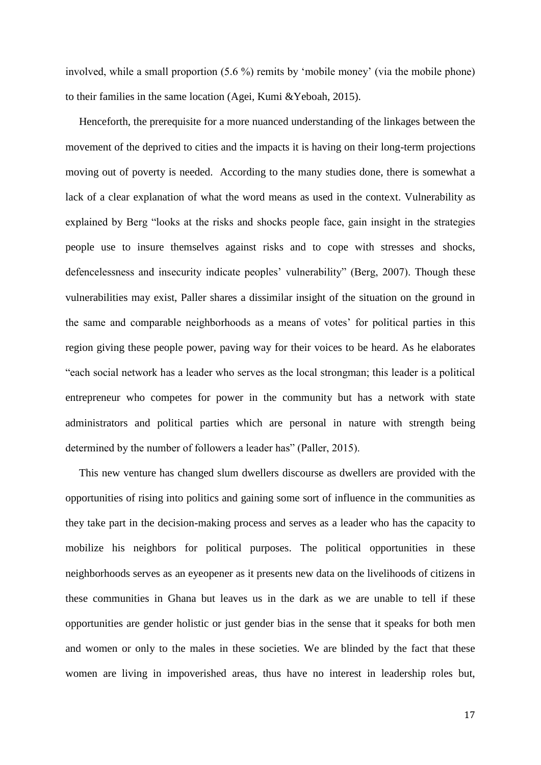involved, while a small proportion (5.6 %) remits by 'mobile money' (via the mobile phone) to their families in the same location (Agei, Kumi &Yeboah, 2015).

Henceforth, the prerequisite for a more nuanced understanding of the linkages between the movement of the deprived to cities and the impacts it is having on their long-term projections moving out of poverty is needed. According to the many studies done, there is somewhat a lack of a clear explanation of what the word means as used in the context. Vulnerability as explained by Berg "looks at the risks and shocks people face, gain insight in the strategies people use to insure themselves against risks and to cope with stresses and shocks, defencelessness and insecurity indicate peoples' vulnerability" (Berg, 2007). Though these vulnerabilities may exist, Paller shares a dissimilar insight of the situation on the ground in the same and comparable neighborhoods as a means of votes' for political parties in this region giving these people power, paving way for their voices to be heard. As he elaborates "each social network has a leader who serves as the local strongman; this leader is a political entrepreneur who competes for power in the community but has a network with state administrators and political parties which are personal in nature with strength being determined by the number of followers a leader has" (Paller, 2015).

This new venture has changed slum dwellers discourse as dwellers are provided with the opportunities of rising into politics and gaining some sort of influence in the communities as they take part in the decision-making process and serves as a leader who has the capacity to mobilize his neighbors for political purposes. The political opportunities in these neighborhoods serves as an eyeopener as it presents new data on the livelihoods of citizens in these communities in Ghana but leaves us in the dark as we are unable to tell if these opportunities are gender holistic or just gender bias in the sense that it speaks for both men and women or only to the males in these societies. We are blinded by the fact that these women are living in impoverished areas, thus have no interest in leadership roles but,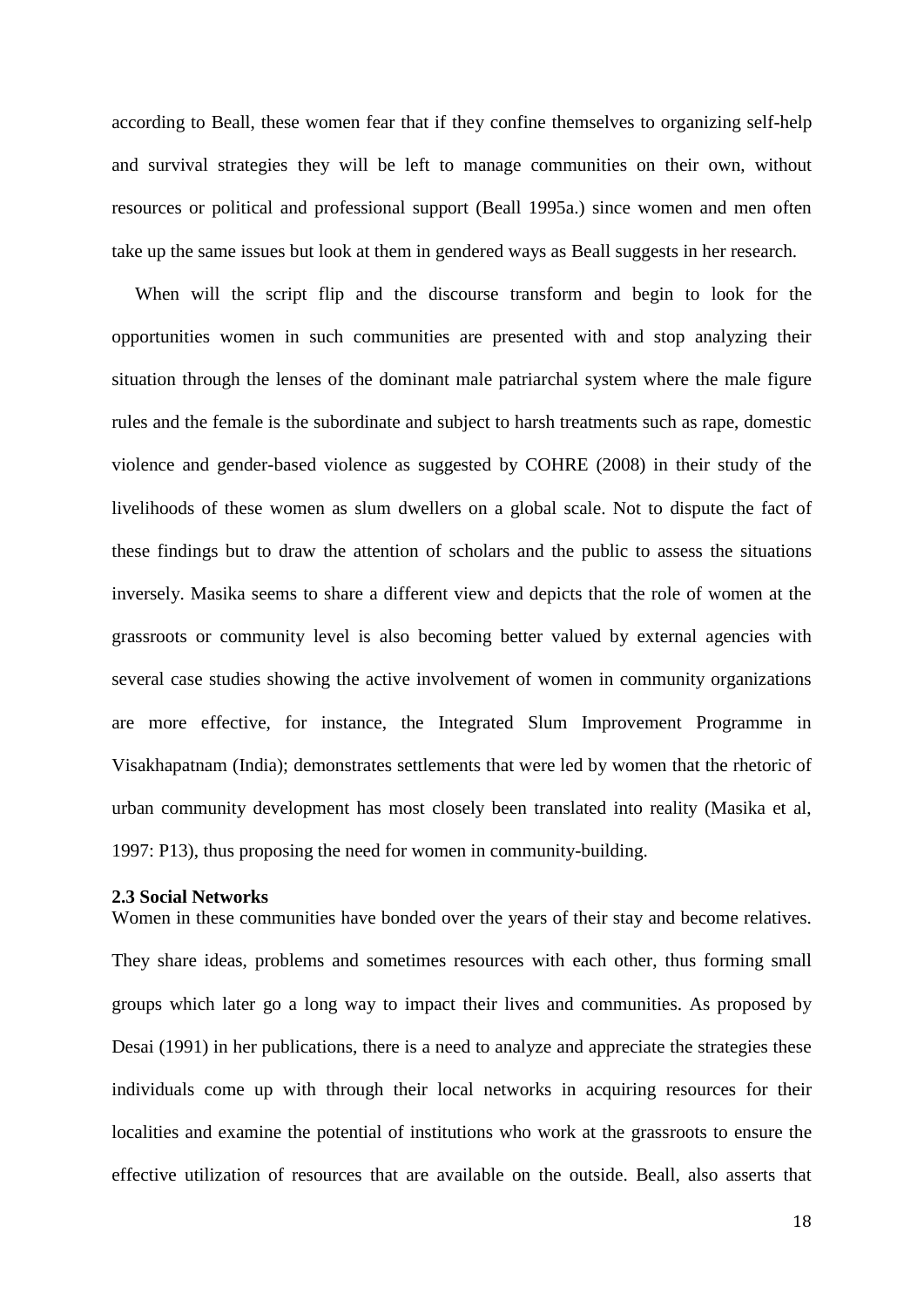according to Beall, these women fear that if they confine themselves to organizing self-help and survival strategies they will be left to manage communities on their own, without resources or political and professional support (Beall 1995a.) since women and men often take up the same issues but look at them in gendered ways as Beall suggests in her research.

When will the script flip and the discourse transform and begin to look for the opportunities women in such communities are presented with and stop analyzing their situation through the lenses of the dominant male patriarchal system where the male figure rules and the female is the subordinate and subject to harsh treatments such as rape, domestic violence and gender-based violence as suggested by COHRE (2008) in their study of the livelihoods of these women as slum dwellers on a global scale. Not to dispute the fact of these findings but to draw the attention of scholars and the public to assess the situations inversely. Masika seems to share a different view and depicts that the role of women at the grassroots or community level is also becoming better valued by external agencies with several case studies showing the active involvement of women in community organizations are more effective, for instance, the Integrated Slum Improvement Programme in Visakhapatnam (India); demonstrates settlements that were led by women that the rhetoric of urban community development has most closely been translated into reality (Masika et al, 1997: P13), thus proposing the need for women in community-building.

### 2.3 Social Networks

Women in these communities have bonded over the years of their stay and become relatives. They share ideas, problems and sometimes resources with each other, thus forming small groups which later go a long way to impact their lives and communities. As proposed by Desai (1991) in her publications, there is a need to analyze and appreciate the strategies these individuals come up with through their local networks in acquiring resources for their localities and examine the potential of institutions who work at the grassroots to ensure the effective utilization of resources that are available on the outside. Beall, also asserts that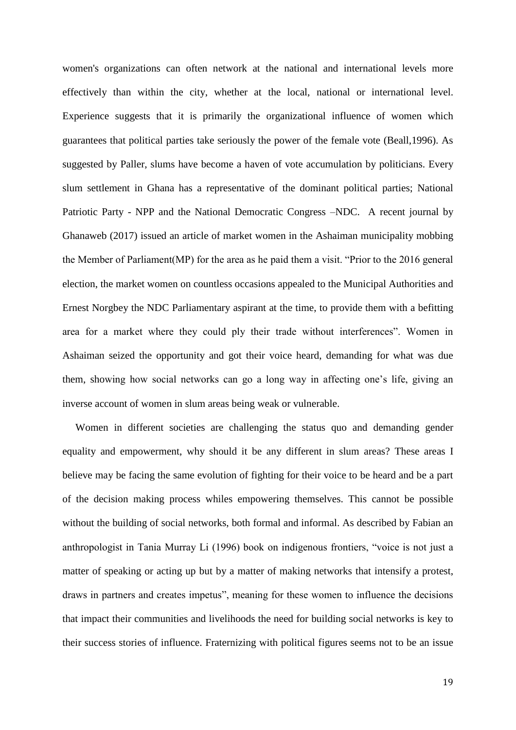women's organizations can often network at the national and international levels more effectively than within the city, whether at the local, national or international level. Experience suggests that it is primarily the organizational influence of women which guarantees that political parties take seriously the power of the female vote (Beall,1996). As suggested by Paller, slums have become a haven of vote accumulation by politicians. Every slum settlement in Ghana has a representative of the dominant political parties; National Patriotic Party - NPP and the National Democratic Congress –NDC. A recent journal by Ghanaweb (2017) issued an article of market women in the Ashaiman municipality mobbing the Member of Parliament(MP) for the area as he paid them a visit. "Prior to the 2016 general election, the market women on countless occasions appealed to the Municipal Authorities and Ernest Norgbey the NDC Parliamentary aspirant at the time, to provide them with a befitting area for a market where they could ply their trade without interferences". Women in Ashaiman seized the opportunity and got their voice heard, demanding for what was due them, showing how social networks can go a long way in affecting one's life, giving an inverse account of women in slum areas being weak or vulnerable.

Women in different societies are challenging the status quo and demanding gender equality and empowerment, why should it be any different in slum areas? These areas I believe may be facing the same evolution of fighting for their voice to be heard and be a part of the decision making process whiles empowering themselves. This cannot be possible without the building of social networks, both formal and informal. As described by Fabian an anthropologist in Tania Murray Li (1996) book on indigenous frontiers, "voice is not just a matter of speaking or acting up but by a matter of making networks that intensify a protest, draws in partners and creates impetus", meaning for these women to influence the decisions that impact their communities and livelihoods the need for building social networks is key to their success stories of influence. Fraternizing with political figures seems not to be an issue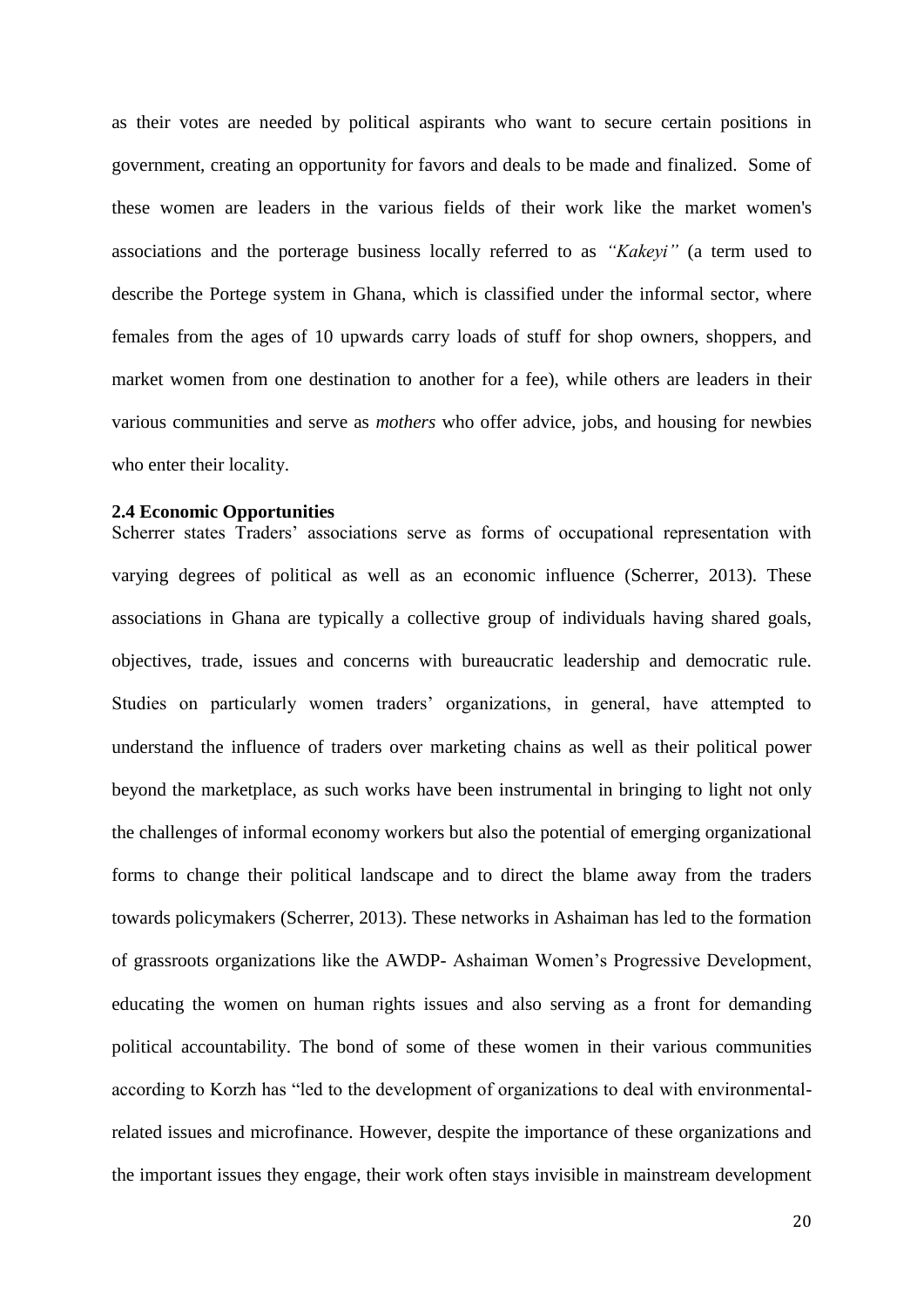as their votes are needed by political aspirants who want to secure certain positions in government, creating an opportunity for favors and deals to be made and finalized. Some of these women are leaders in the various fields of their work like the market women's associations and the porterage business locally referred to as *"Kakeyi"* (a term used to describe the Portege system in Ghana, which is classified under the informal sector, where females from the ages of 10 upwards carry loads of stuff for shop owners, shoppers, and market women from one destination to another for a fee), while others are leaders in their various communities and serve as *mothers* who offer advice, jobs, and housing for newbies who enter their locality.

### 2.4 Economic Opportunities

Scherrer states Traders' associations serve as forms of occupational representation with varying degrees of political as well as an economic influence (Scherrer, 2013). These associations in Ghana are typically a collective group of individuals having shared goals, objectives, trade, issues and concerns with bureaucratic leadership and democratic rule. Studies on particularly women traders' organizations, in general, have attempted to understand the influence of traders over marketing chains as well as their political power beyond the marketplace, as such works have been instrumental in bringing to light not only the challenges of informal economy workers but also the potential of emerging organizational forms to change their political landscape and to direct the blame away from the traders towards policymakers (Scherrer, 2013). These networks in Ashaiman has led to the formation of grassroots organizations like the AWDP- Ashaiman Women's Progressive Development, educating the women on human rights issues and also serving as a front for demanding political accountability. The bond of some of these women in their various communities according to Korzh has "led to the development of organizations to deal with environmental-related issues and microfinance. However, despite the importance of these organizations and the important issues they engage, their work often stays invisible in mainstream development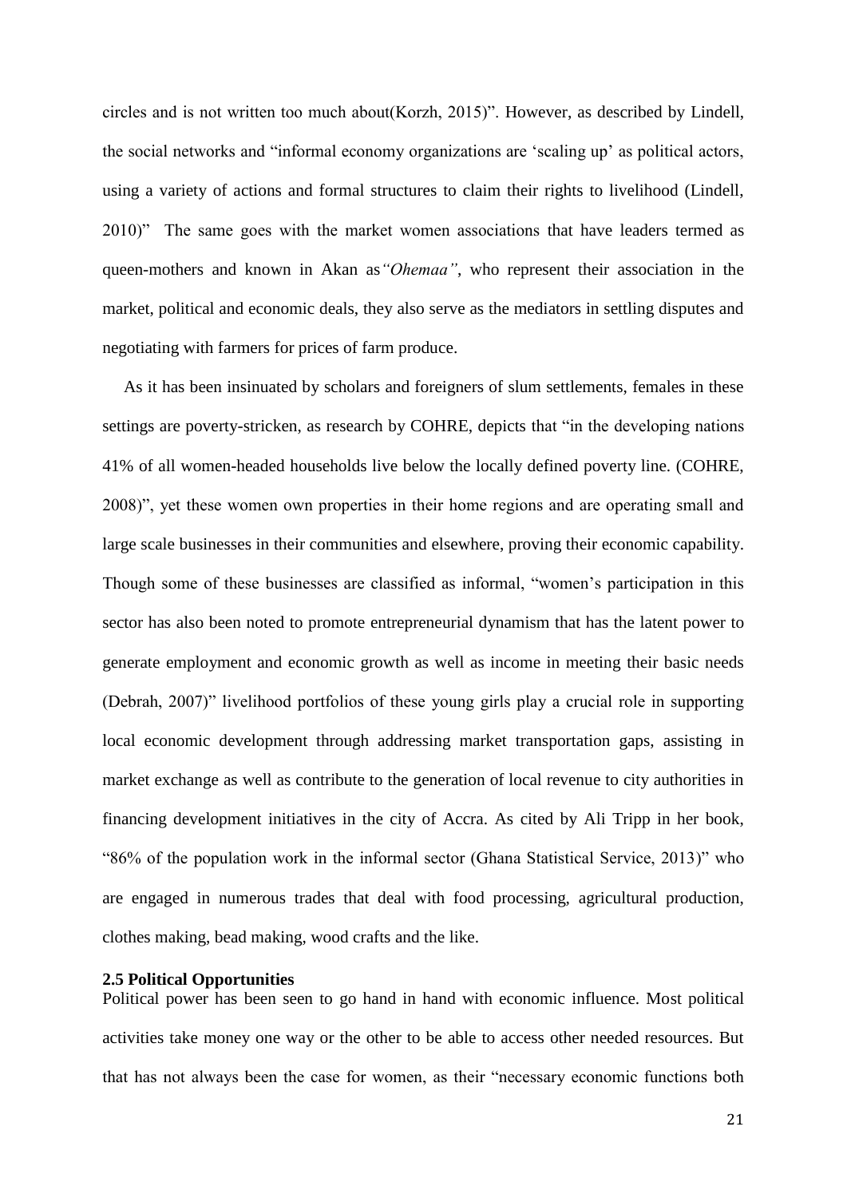circles and is not written too much about(Korzh, 2015)". However, as described by Lindell, the social networks and "informal economy organizations are 'scaling up' as political actors, using a variety of actions and formal structures to claim their rights to livelihood (Lindell, 2010)" The same goes with the market women associations that have leaders termed as queen-mothers and known in Akan as *"Ohemaa"*, who represent their association in the market, political and economic deals, they also serve as the mediators in settling disputes and negotiating with farmers for prices of farm produce.

As it has been insinuated by scholars and foreigners of slum settlements, females in these settings are poverty-stricken, as research by COHRE, depicts that "in the developing nations 41% of all women-headed households live below the locally defined poverty line. (COHRE, 2008)", yet these women own properties in their home regions and are operating small and large scale businesses in their communities and elsewhere, proving their economic capability. Though some of these businesses are classified as informal, "women's participation in this sector has also been noted to promote entrepreneurial dynamism that has the latent power to generate employment and economic growth as well as income in meeting their basic needs (Debrah, 2007)" livelihood portfolios of these young girls play a crucial role in supporting local economic development through addressing market transportation gaps, assisting in market exchange as well as contribute to the generation of local revenue to city authorities in financing development initiatives in the city of Accra. As cited by Ali Tripp in her book, "86% of the population work in the informal sector (Ghana Statistical Service, 2013)" who are engaged in numerous trades that deal with food processing, agricultural production, clothes making, bead making, wood crafts and the like.

### 2.5 Political Opportunities

Political power has been seen to go hand in hand with economic influence. Most political activities take money one way or the other to be able to access other needed resources. But that has not always been the case for women, as their "necessary economic functions both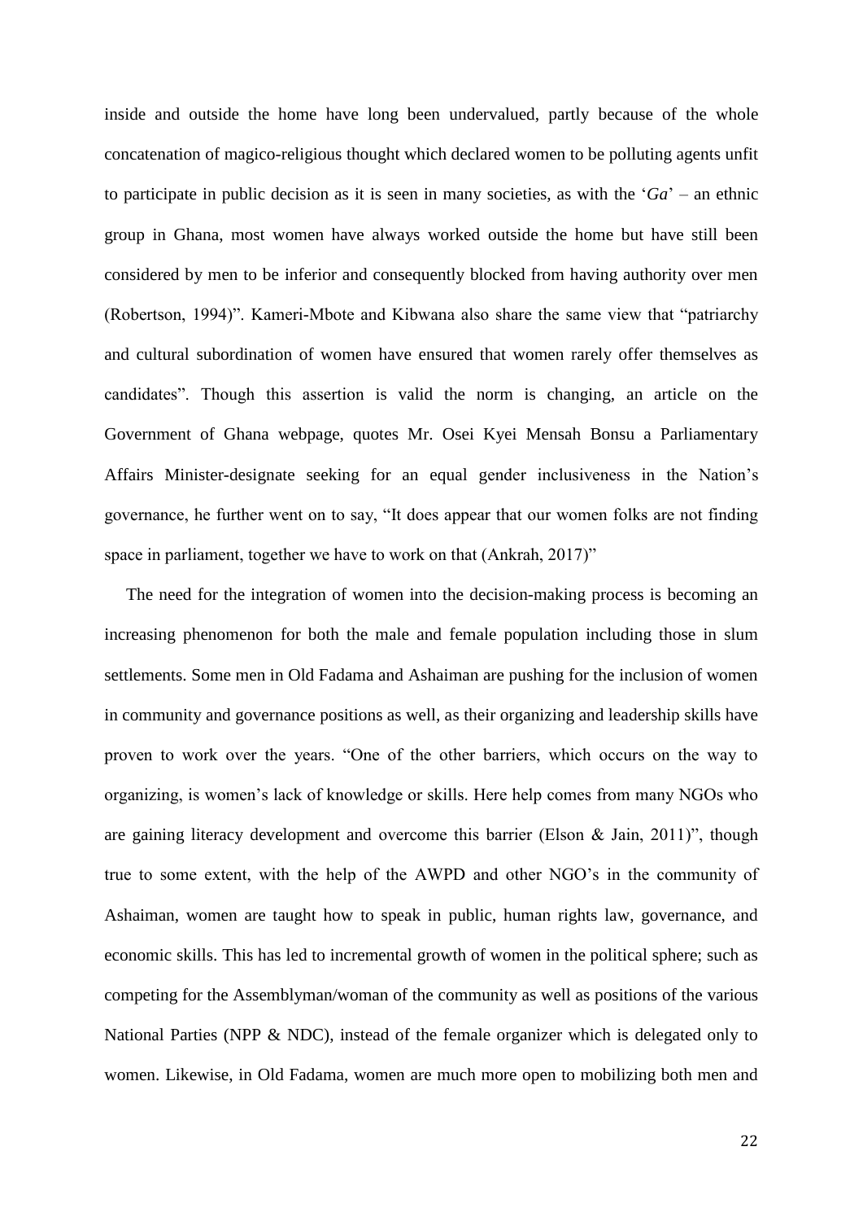inside and outside the home have long been undervalued, partly because of the whole concatenation of magico-religious thought which declared women to be polluting agents unfit to participate in public decision as it is seen in many societies, as with the '*Ga*' – an ethnic group in Ghana, most women have always worked outside the home but have still been considered by men to be inferior and consequently blocked from having authority over men (Robertson, 1994)". Kameri-Mbote and Kibwana also share the same view that "patriarchy and cultural subordination of women have ensured that women rarely offer themselves as candidates". Though this assertion is valid the norm is changing, an article on the Government of Ghana webpage, quotes Mr. Osei Kyei Mensah Bonsu a Parliamentary Affairs Minister-designate seeking for an equal gender inclusiveness in the Nation's governance, he further went on to say, "It does appear that our women folks are not finding space in parliament, together we have to work on that (Ankrah, 2017)"

The need for the integration of women into the decision-making process is becoming an increasing phenomenon for both the male and female population including those in slum settlements. Some men in Old Fadama and Ashaiman are pushing for the inclusion of women in community and governance positions as well, as their organizing and leadership skills have proven to work over the years. "One of the other barriers, which occurs on the way to organizing, is women's lack of knowledge or skills. Here help comes from many NGOs who are gaining literacy development and overcome this barrier (Elson & Jain, 2011)", though true to some extent, with the help of the AWPD and other NGO's in the community of Ashaiman, women are taught how to speak in public, human rights law, governance, and economic skills. This has led to incremental growth of women in the political sphere; such as competing for the Assemblyman/woman of the community as well as positions of the various National Parties (NPP & NDC), instead of the female organizer which is delegated only to women. Likewise, in Old Fadama, women are much more open to mobilizing both men and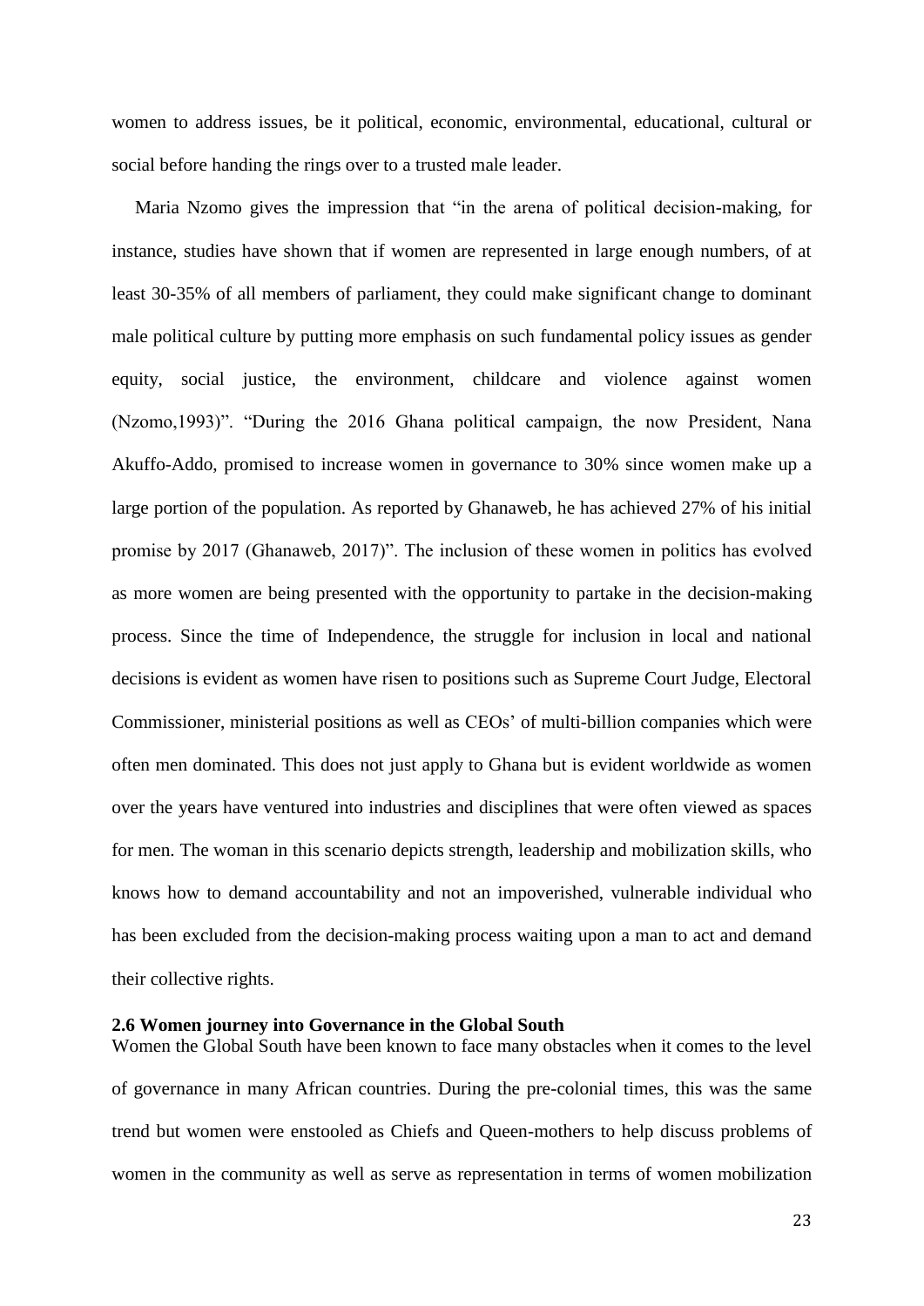women to address issues, be it political, economic, environmental, educational, cultural or social before handing the rings over to a trusted male leader.

Maria Nzomo gives the impression that "in the arena of political decision-making, for instance, studies have shown that if women are represented in large enough numbers, of at least 30-35% of all members of parliament, they could make significant change to dominant male political culture by putting more emphasis on such fundamental policy issues as gender equity, social justice, the environment, childcare and violence against women (Nzomo,1993)". "During the 2016 Ghana political campaign, the now President, Nana Akuffo-Addo, promised to increase women in governance to 30% since women make up a large portion of the population. As reported by Ghanaweb, he has achieved 27% of his initial promise by 2017 (Ghanaweb, 2017)". The inclusion of these women in politics has evolved as more women are being presented with the opportunity to partake in the decision-making process. Since the time of Independence, the struggle for inclusion in local and national decisions is evident as women have risen to positions such as Supreme Court Judge, Electoral Commissioner, ministerial positions as well as CEOs' of multi-billion companies which were often men dominated. This does not just apply to Ghana but is evident worldwide as women over the years have ventured into industries and disciplines that were often viewed as spaces for men. The woman in this scenario depicts strength, leadership and mobilization skills, who knows how to demand accountability and not an impoverished, vulnerable individual who has been excluded from the decision-making process waiting upon a man to act and demand their collective rights.

### 2.6 Women journey into Governance in the Global South

Women the Global South have been known to face many obstacles when it comes to the level of governance in many African countries. During the pre-colonial times, this was the same trend but women were enstooled as Chiefs and Queen-mothers to help discuss problems of women in the community as well as serve as representation in terms of women mobilization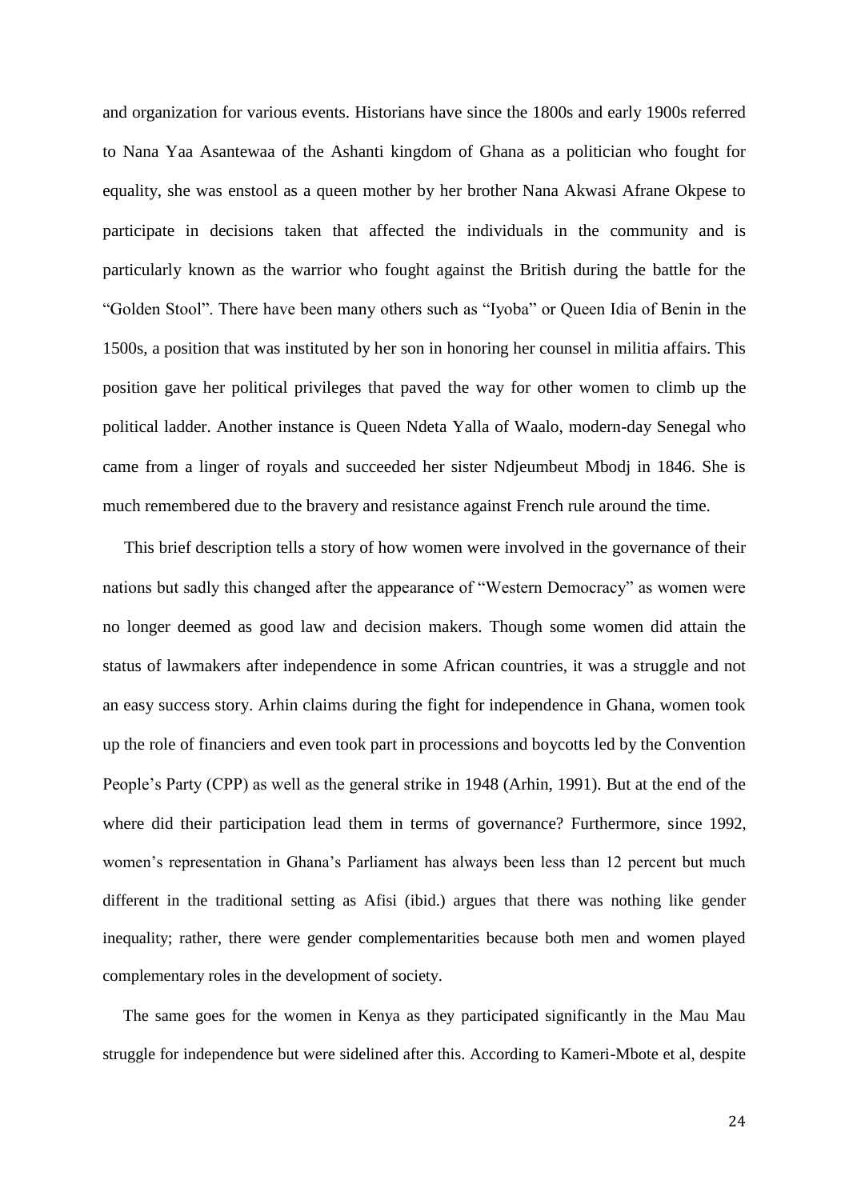and organization for various events. Historians have since the 1800s and early 1900s referred to Nana Yaa Asantewaa of the Ashanti kingdom of Ghana as a politician who fought for equality, she was enstool as a queen mother by her brother Nana Akwasi Afrane Okpese to participate in decisions taken that affected the individuals in the community and is particularly known as the warrior who fought against the British during the battle for the "Golden Stool". There have been many others such as "Iyoba" or Queen Idia of Benin in the 1500s, a position that was instituted by her son in honoring her counsel in militia affairs. This position gave her political privileges that paved the way for other women to climb up the political ladder. Another instance is Queen Ndeta Yalla of Waalo, modern-day Senegal who came from a linger of royals and succeeded her sister Ndjeumbeut Mbodj in 1846. She is much remembered due to the bravery and resistance against French rule around the time.

This brief description tells a story of how women were involved in the governance of their nations but sadly this changed after the appearance of "Western Democracy" as women were no longer deemed as good law and decision makers. Though some women did attain the status of lawmakers after independence in some African countries, it was a struggle and not an easy success story. Arhin claims during the fight for independence in Ghana, women took up the role of financiers and even took part in processions and boycotts led by the Convention People's Party (CPP) as well as the general strike in 1948 (Arhin, 1991). But at the end of the where did their participation lead them in terms of governance? Furthermore, since 1992, women's representation in Ghana's Parliament has always been less than 12 percent but much different in the traditional setting as Afisi (ibid.) argues that there was nothing like gender inequality; rather, there were gender complementarities because both men and women played complementary roles in the development of society.

The same goes for the women in Kenya as they participated significantly in the Mau Mau struggle for independence but were sidelined after this. According to Kameri-Mbote et al, despite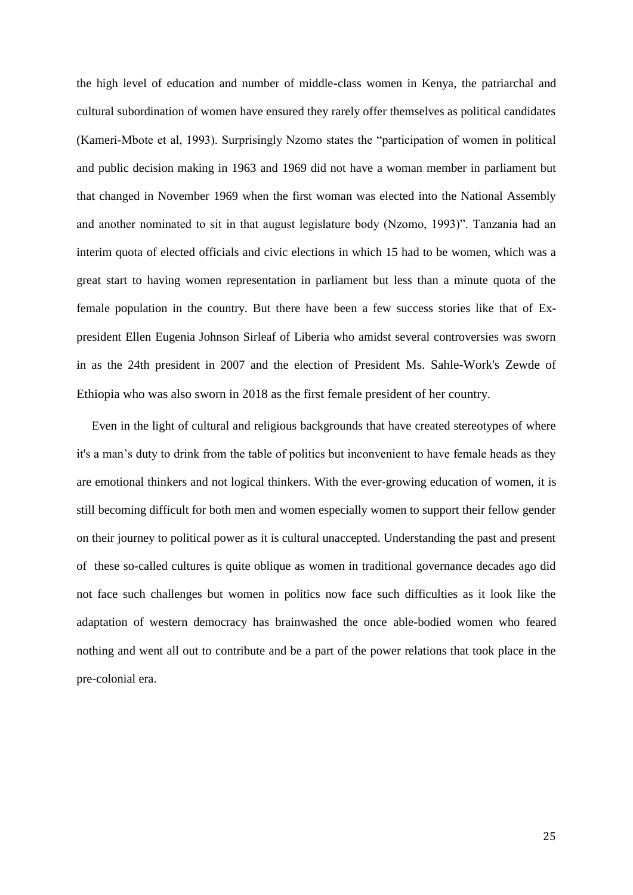the high level of education and number of middle-class women in Kenya, the patriarchal and cultural subordination of women have ensured they rarely offer themselves as political candidates (Kameri-Mbote et al, 1993). Surprisingly Nzomo states the "participation of women in political and public decision making in 1963 and 1969 did not have a woman member in parliament but that changed in November 1969 when the first woman was elected into the National Assembly and another nominated to sit in that august legislature body (Nzomo, 1993)". Tanzania had an interim quota of elected officials and civic elections in which 15 had to be women, which was a great start to having women representation in parliament but less than a minute quota of the female population in the country. But there have been a few success stories like that of Ex-president Ellen Eugenia Johnson Sirleaf of Liberia who amidst several controversies was sworn in as the 24th president in 2007 and the election of President Ms. Sahle-Work's Zewde of Ethiopia who was also sworn in 2018 as the first female president of her country.

Even in the light of cultural and religious backgrounds that have created stereotypes of where it's a man's duty to drink from the table of politics but inconvenient to have female heads as they are emotional thinkers and not logical thinkers. With the ever-growing education of women, it is still becoming difficult for both men and women especially women to support their fellow gender on their journey to political power as it is cultural unaccepted. Understanding the past and present of these so-called cultures is quite oblique as women in traditional governance decades ago did not face such challenges but women in politics now face such difficulties as it look like the adaptation of western democracy has brainwashed the once able-bodied women who feared nothing and went all out to contribute and be a part of the power relations that took place in the pre-colonial era.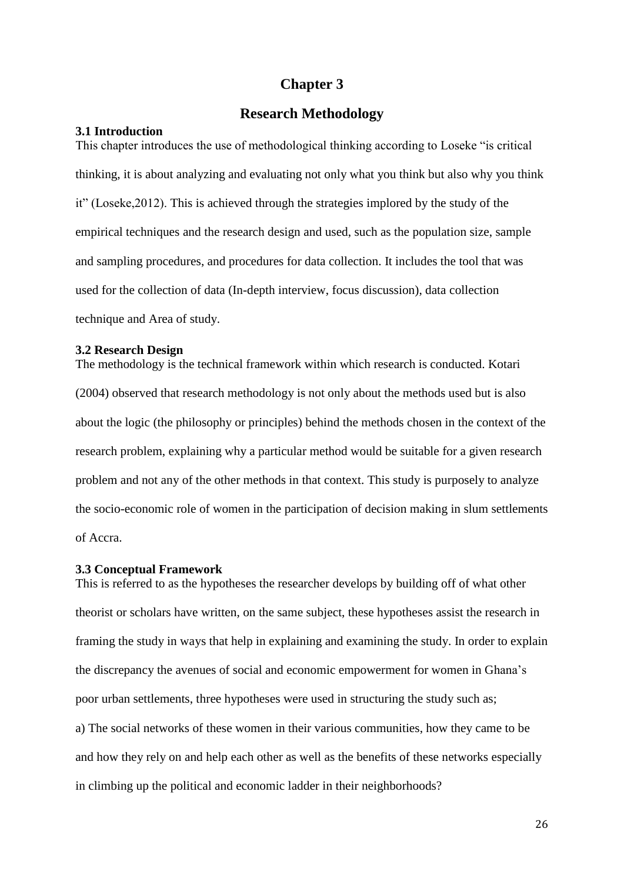# Chapter 3

# Research Methodology

### 3.1 Introduction

This chapter introduces the use of methodological thinking according to Loseke "is critical thinking, it is about analyzing and evaluating not only what you think but also why you think it" (Loseke,2012). This is achieved through the strategies implored by the study of the empirical techniques and the research design and used, such as the population size, sample and sampling procedures, and procedures for data collection. It includes the tool that was used for the collection of data (In-depth interview, focus discussion), data collection technique and Area of study.

### 3.2 Research Design

The methodology is the technical framework within which research is conducted. Kotari (2004) observed that research methodology is not only about the methods used but is also about the logic (the philosophy or principles) behind the methods chosen in the context of the research problem, explaining why a particular method would be suitable for a given research problem and not any of the other methods in that context. This study is purposely to analyze the socio-economic role of women in the participation of decision making in slum settlements of Accra.

### 3.3 Conceptual Framework

This is referred to as the hypotheses the researcher develops by building off of what other theorist or scholars have written, on the same subject, these hypotheses assist the research in framing the study in ways that help in explaining and examining the study. In order to explain the discrepancy the avenues of social and economic empowerment for women in Ghana's poor urban settlements, three hypotheses were used in structuring the study such as;

a) The social networks of these women in their various communities, how they came to be and how they rely on and help each other as well as the benefits of these networks especially in climbing up the political and economic ladder in their neighborhoods?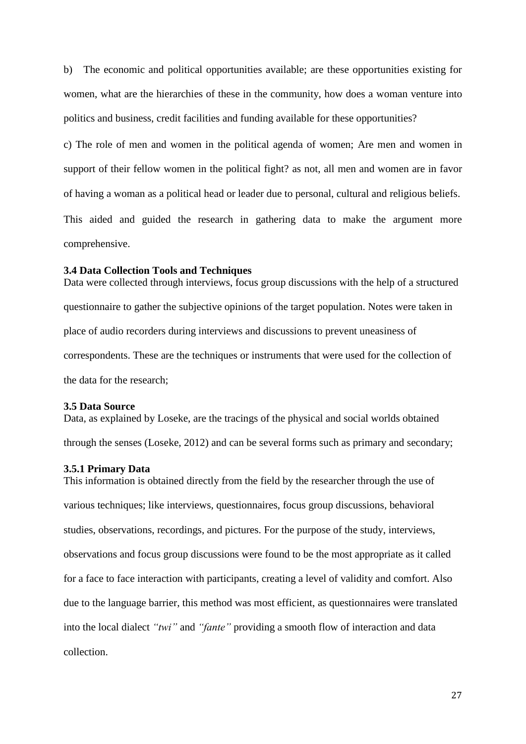b) The economic and political opportunities available; are these opportunities existing for women, what are the hierarchies of these in the community, how does a woman venture into politics and business, credit facilities and funding available for these opportunities?

c) The role of men and women in the political agenda of women; Are men and women in support of their fellow women in the political fight? as not, all men and women are in favor of having a woman as a political head or leader due to personal, cultural and religious beliefs.

This aided and guided the research in gathering data to make the argument more comprehensive.

### 3.4 Data Collection Tools and Techniques

Data were collected through interviews, focus group discussions with the help of a structured questionnaire to gather the subjective opinions of the target population. Notes were taken in place of audio recorders during interviews and discussions to prevent uneasiness of correspondents. These are the techniques or instruments that were used for the collection of the data for the research;

### 3.5 Data Source

Data, as explained by Loseke, are the tracings of the physical and social worlds obtained through the senses (Loseke, 2012) and can be several forms such as primary and secondary;

#### 3.5.1 Primary Data

This information is obtained directly from the field by the researcher through the use of various techniques; like interviews, questionnaires, focus group discussions, behavioral studies, observations, recordings, and pictures. For the purpose of the study, interviews, observations and focus group discussions were found to be the most appropriate as it called for a face to face interaction with participants, creating a level of validity and comfort. Also due to the language barrier, this method was most efficient, as questionnaires were translated into the local dialect *"twi"* and *"fante"* providing a smooth flow of interaction and data collection.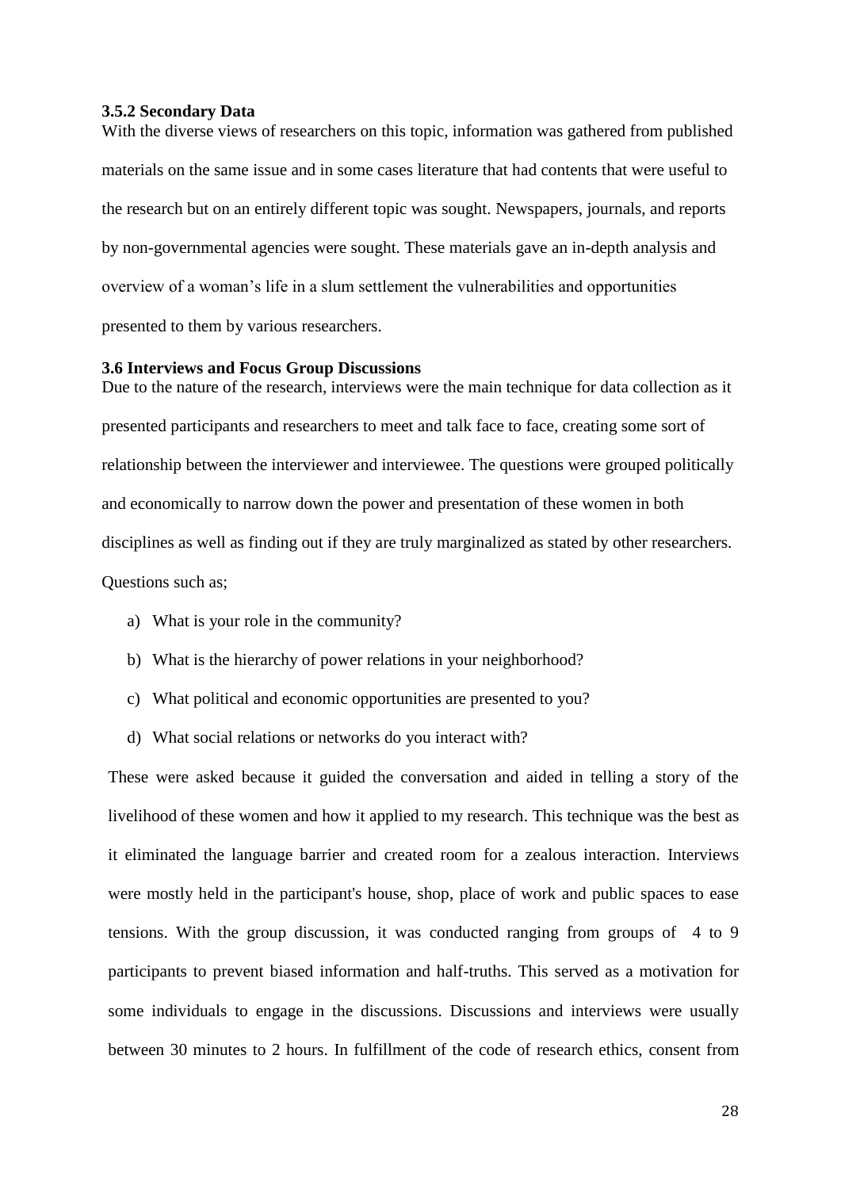### 3.5.2 Secondary Data

With the diverse views of researchers on this topic, information was gathered from published materials on the same issue and in some cases literature that had contents that were useful to the research but on an entirely different topic was sought. Newspapers, journals, and reports by non-governmental agencies were sought. These materials gave an in-depth analysis and overview of a woman's life in a slum settlement the vulnerabilities and opportunities presented to them by various researchers.

### 3.6 Interviews and Focus Group Discussions

Due to the nature of the research, interviews were the main technique for data collection as it presented participants and researchers to meet and talk face to face, creating some sort of relationship between the interviewer and interviewee. The questions were grouped politically and economically to narrow down the power and presentation of these women in both disciplines as well as finding out if they are truly marginalized as stated by other researchers. Questions such as;

a) What is your role in the community?

b) What is the hierarchy of power relations in your neighborhood?

c) What political and economic opportunities are presented to you?

d) What social relations or networks do you interact with?

These were asked because it guided the conversation and aided in telling a story of the livelihood of these women and how it applied to my research. This technique was the best as it eliminated the language barrier and created room for a zealous interaction. Interviews were mostly held in the participant's house, shop, place of work and public spaces to ease tensions. With the group discussion, it was conducted ranging from groups of 4 to 9 participants to prevent biased information and half-truths. This served as a motivation for some individuals to engage in the discussions. Discussions and interviews were usually between 30 minutes to 2 hours. In fulfillment of the code of research ethics, consent from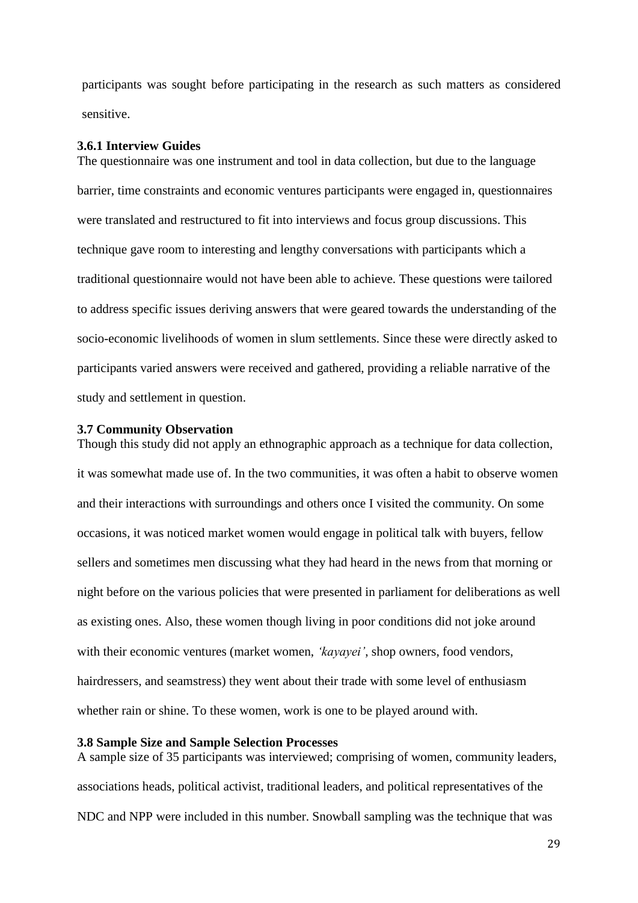participants was sought before participating in the research as such matters as considered sensitive.

### 3.6.1 Interview Guides

The questionnaire was one instrument and tool in data collection, but due to the language barrier, time constraints and economic ventures participants were engaged in, questionnaires were translated and restructured to fit into interviews and focus group discussions. This technique gave room to interesting and lengthy conversations with participants which a traditional questionnaire would not have been able to achieve. These questions were tailored to address specific issues deriving answers that were geared towards the understanding of the socio-economic livelihoods of women in slum settlements. Since these were directly asked to participants varied answers were received and gathered, providing a reliable narrative of the study and settlement in question.

## 3.7 Community Observation

Though this study did not apply an ethnographic approach as a technique for data collection, it was somewhat made use of. In the two communities, it was often a habit to observe women and their interactions with surroundings and others once I visited the community. On some occasions, it was noticed market women would engage in political talk with buyers, fellow sellers and sometimes men discussing what they had heard in the news from that morning or night before on the various policies that were presented in parliament for deliberations as well as existing ones. Also, these women though living in poor conditions did not joke around with their economic ventures (market women, *'kayayei'*, shop owners, food vendors, hairdressers, and seamstress) they went about their trade with some level of enthusiasm whether rain or shine. To these women, work is one to be played around with.

## 3.8 Sample Size and Sample Selection Processes

A sample size of 35 participants was interviewed; comprising of women, community leaders, associations heads, political activist, traditional leaders, and political representatives of the NDC and NPP were included in this number. Snowball sampling was the technique that was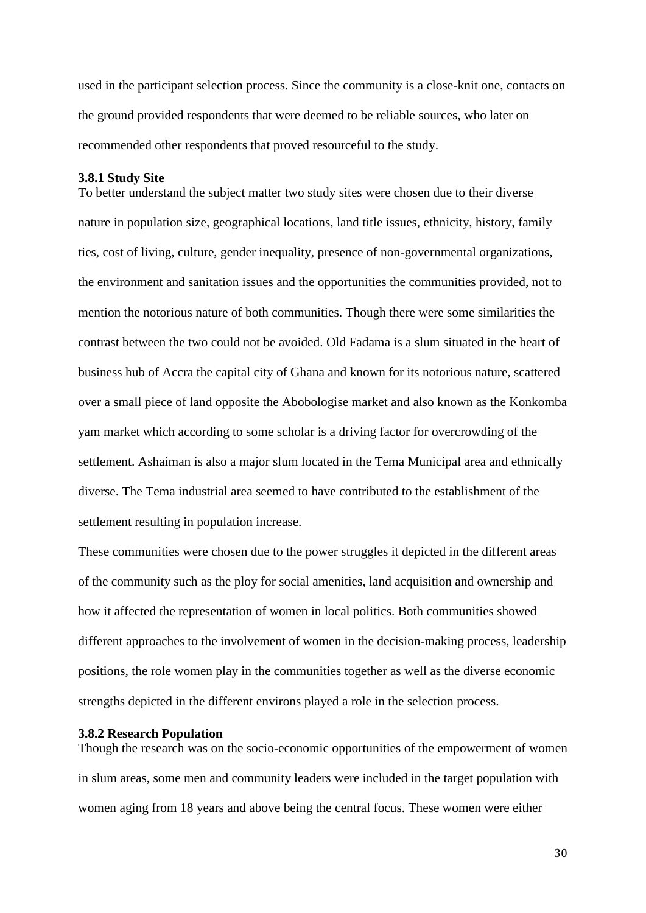used in the participant selection process. Since the community is a close-knit one, contacts on the ground provided respondents that were deemed to be reliable sources, who later on recommended other respondents that proved resourceful to the study.

### 3.8.1 Study Site

To better understand the subject matter two study sites were chosen due to their diverse nature in population size, geographical locations, land title issues, ethnicity, history, family ties, cost of living, culture, gender inequality, presence of non-governmental organizations, the environment and sanitation issues and the opportunities the communities provided, not to mention the notorious nature of both communities. Though there were some similarities the contrast between the two could not be avoided. Old Fadama is a slum situated in the heart of business hub of Accra the capital city of Ghana and known for its notorious nature, scattered over a small piece of land opposite the Abobologise market and also known as the Konkomba yam market which according to some scholar is a driving factor for overcrowding of the settlement. Ashaiman is also a major slum located in the Tema Municipal area and ethnically diverse. The Tema industrial area seemed to have contributed to the establishment of the settlement resulting in population increase.

These communities were chosen due to the power struggles it depicted in the different areas of the community such as the ploy for social amenities, land acquisition and ownership and how it affected the representation of women in local politics. Both communities showed different approaches to the involvement of women in the decision-making process, leadership positions, the role women play in the communities together as well as the diverse economic strengths depicted in the different environs played a role in the selection process.

### 3.8.2 Research Population

Though the research was on the socio-economic opportunities of the empowerment of women in slum areas, some men and community leaders were included in the target population with women aging from 18 years and above being the central focus. These women were either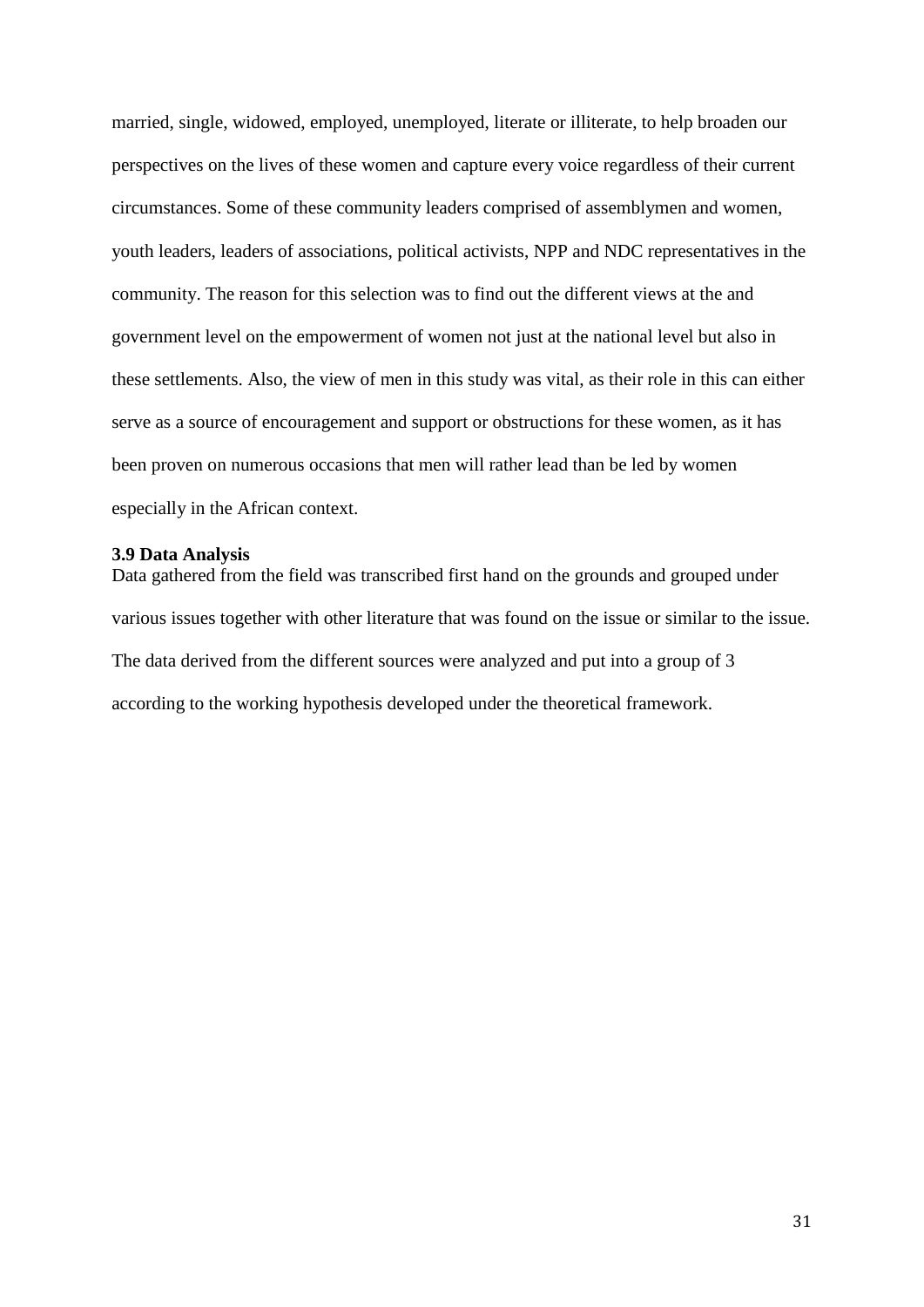married, single, widowed, employed, unemployed, literate or illiterate, to help broaden our perspectives on the lives of these women and capture every voice regardless of their current circumstances. Some of these community leaders comprised of assemblymen and women, youth leaders, leaders of associations, political activists, NPP and NDC representatives in the community. The reason for this selection was to find out the different views at the and government level on the empowerment of women not just at the national level but also in these settlements. Also, the view of men in this study was vital, as their role in this can either serve as a source of encouragement and support or obstructions for these women, as it has been proven on numerous occasions that men will rather lead than be led by women especially in the African context.

### 3.9 Data Analysis

Data gathered from the field was transcribed first hand on the grounds and grouped under various issues together with other literature that was found on the issue or similar to the issue. The data derived from the different sources were analyzed and put into a group of 3 according to the working hypothesis developed under the theoretical framework.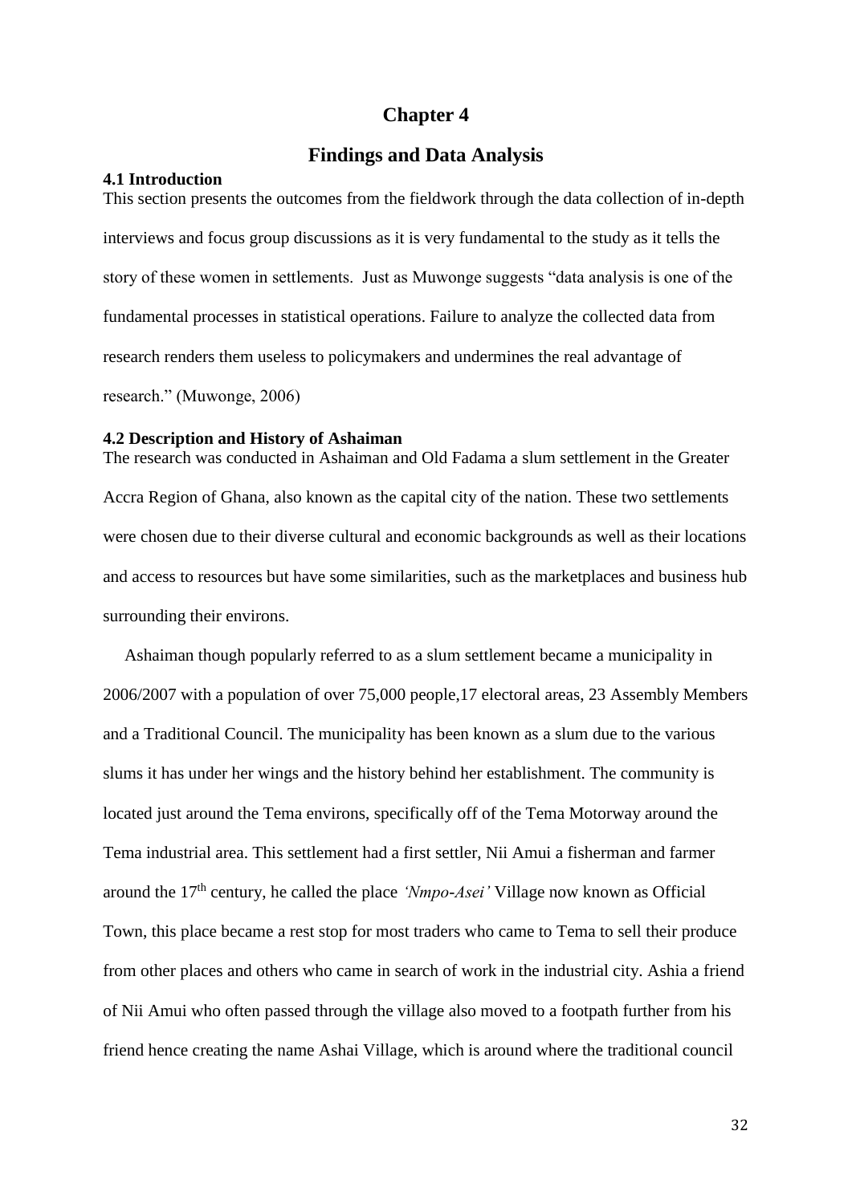# Chapter 4

# Findings and Data Analysis

### 4.1 Introduction

This section presents the outcomes from the fieldwork through the data collection of in-depth interviews and focus group discussions as it is very fundamental to the study as it tells the story of these women in settlements. Just as Muwonge suggests "data analysis is one of the fundamental processes in statistical operations. Failure to analyze the collected data from research renders them useless to policymakers and undermines the real advantage of research." (Muwonge, 2006)

### 4.2 Description and History of Ashaiman

The research was conducted in Ashaiman and Old Fadama a slum settlement in the Greater Accra Region of Ghana, also known as the capital city of the nation. These two settlements were chosen due to their diverse cultural and economic backgrounds as well as their locations and access to resources but have some similarities, such as the marketplaces and business hub surrounding their environs.

Ashaiman though popularly referred to as a slum settlement became a municipality in 2006/2007 with a population of over 75,000 people,17 electoral areas, 23 Assembly Members and a Traditional Council. The municipality has been known as a slum due to the various slums it has under her wings and the history behind her establishment. The community is located just around the Tema environs, specifically off of the Tema Motorway around the Tema industrial area. This settlement had a first settler, Nii Amui a fisherman and farmer around the 17th century, he called the place *'Nmpo-Asei'* Village now known as Official Town, this place became a rest stop for most traders who came to Tema to sell their produce from other places and others who came in search of work in the industrial city. Ashia a friend of Nii Amui who often passed through the village also moved to a footpath further from his friend hence creating the name Ashai Village, which is around where the traditional council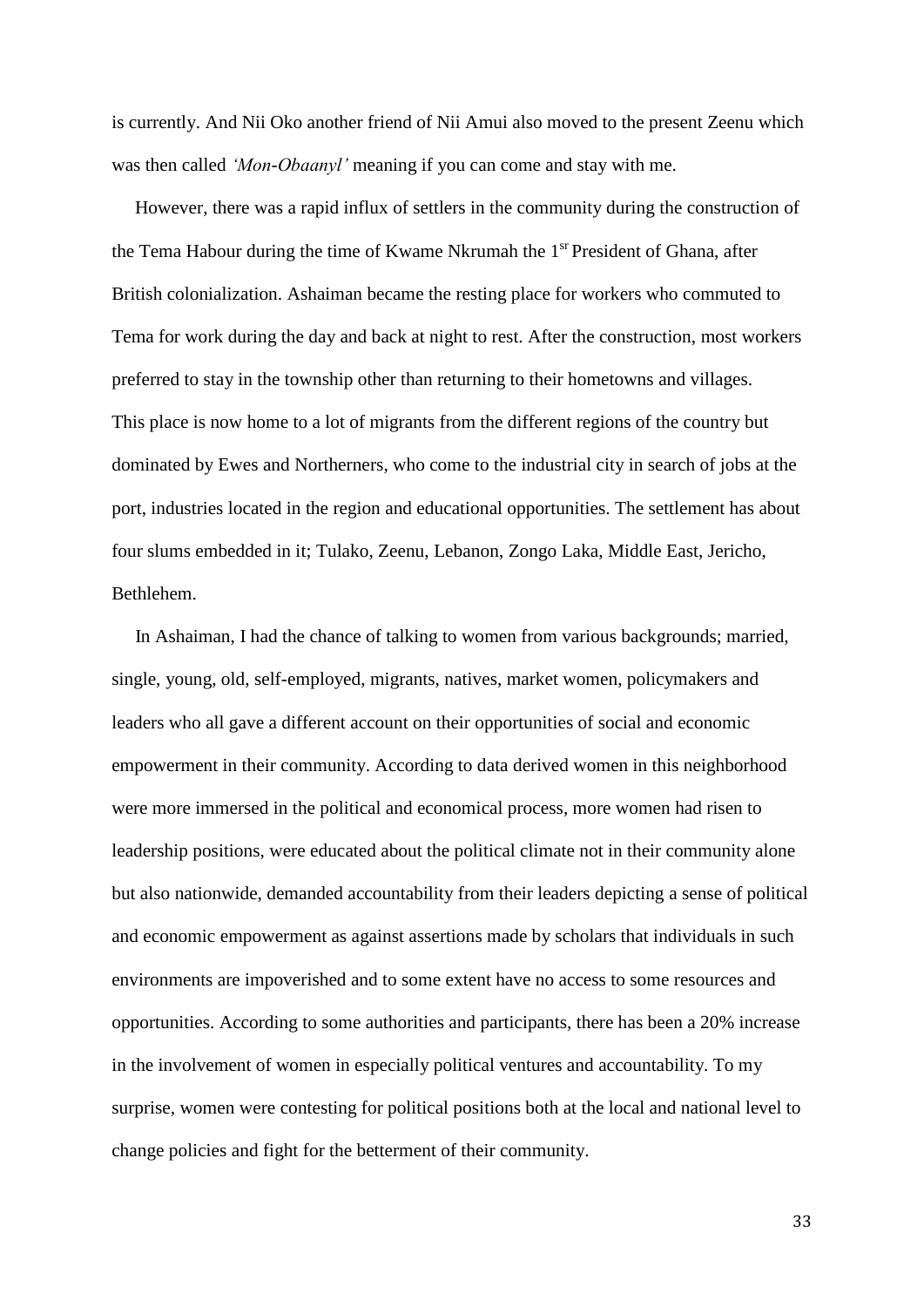is currently. And Nii Oko another friend of Nii Amui also moved to the present Zeenu which was then called *'Mon-Obaanyl'* meaning if you can come and stay with me.

However, there was a rapid influx of settlers in the community during the construction of the Tema Habour during the time of Kwame Nkrumah the 1[sr] President of Ghana, after British colonialization. Ashaiman became the resting place for workers who commuted to Tema for work during the day and back at night to rest. After the construction, most workers preferred to stay in the township other than returning to their hometowns and villages. This place is now home to a lot of migrants from the different regions of the country but dominated by Ewes and Northerners, who come to the industrial city in search of jobs at the port, industries located in the region and educational opportunities. The settlement has about four slums embedded in it; Tulako, Zeenu, Lebanon, Zongo Laka, Middle East, Jericho, Bethlehem.

In Ashaiman, I had the chance of talking to women from various backgrounds; married, single, young, old, self-employed, migrants, natives, market women, policymakers and leaders who all gave a different account on their opportunities of social and economic empowerment in their community. According to data derived women in this neighborhood were more immersed in the political and economical process, more women had risen to leadership positions, were educated about the political climate not in their community alone but also nationwide, demanded accountability from their leaders depicting a sense of political and economic empowerment as against assertions made by scholars that individuals in such environments are impoverished and to some extent have no access to some resources and opportunities. According to some authorities and participants, there has been a 20% increase in the involvement of women in especially political ventures and accountability. To my surprise, women were contesting for political positions both at the local and national level to change policies and fight for the betterment of their community.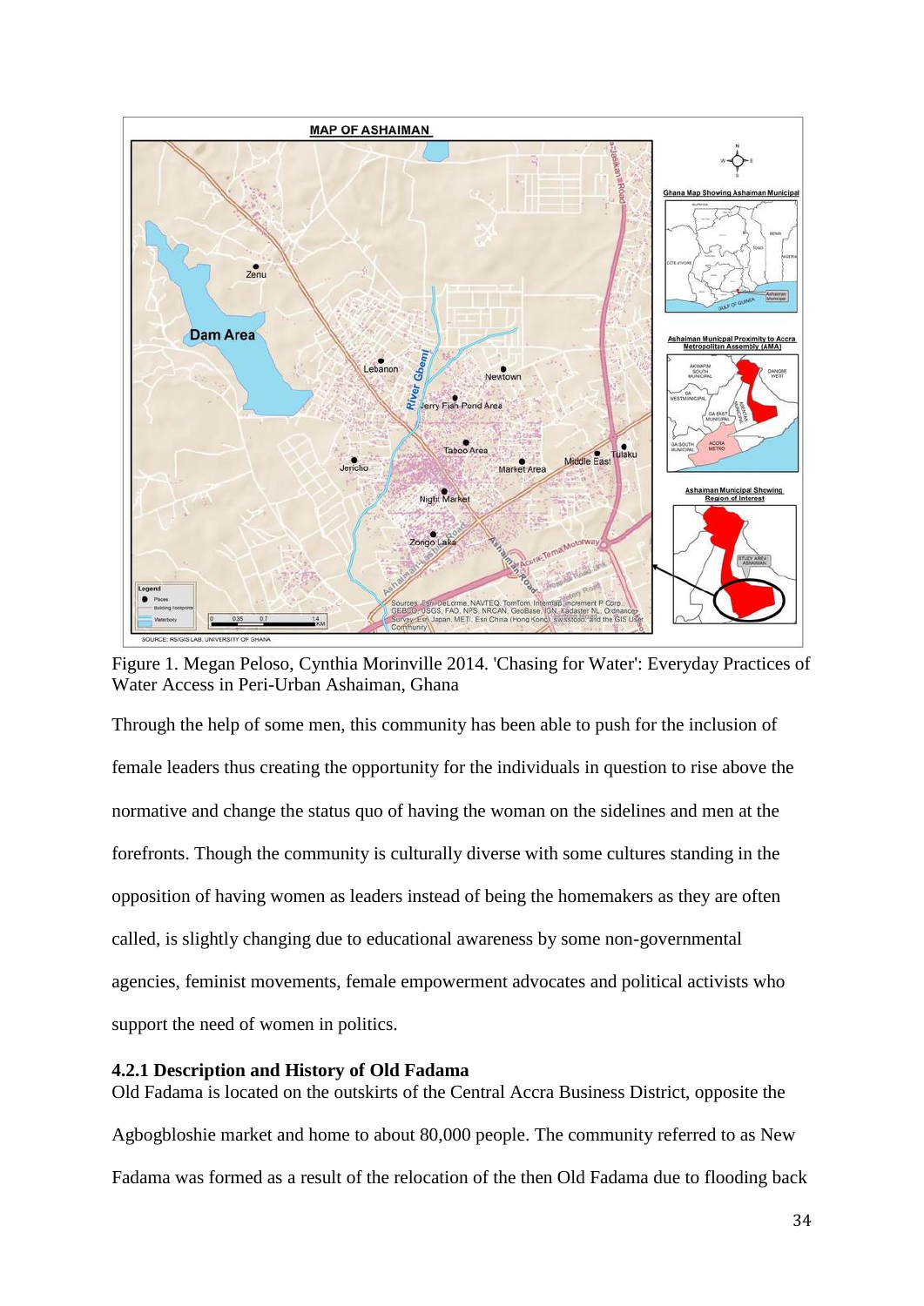Figure 1. Megan Peloso, Cynthia Morinville 2014. 'Chasing for Water': Everyday Practices of Water Access in Peri-Urban Ashaiman, Ghana

Through the help of some men, this community has been able to push for the inclusion of female leaders thus creating the opportunity for the individuals in question to rise above the normative and change the status quo of having the woman on the sidelines and men at the forefronts. Though the community is culturally diverse with some cultures standing in the opposition of having women as leaders instead of being the homemakers as they are often called, is slightly changing due to educational awareness by some non-governmental agencies, feminist movements, female empowerment advocates and political activists who support the need of women in politics.

#### 4.2.1 Description and History of Old Fadama

Old Fadama is located on the outskirts of the Central Accra Business District, opposite the Agbogbloshie market and home to about 80,000 people. The community referred to as New Fadama was formed as a result of the relocation of the then Old Fadama due to flooding back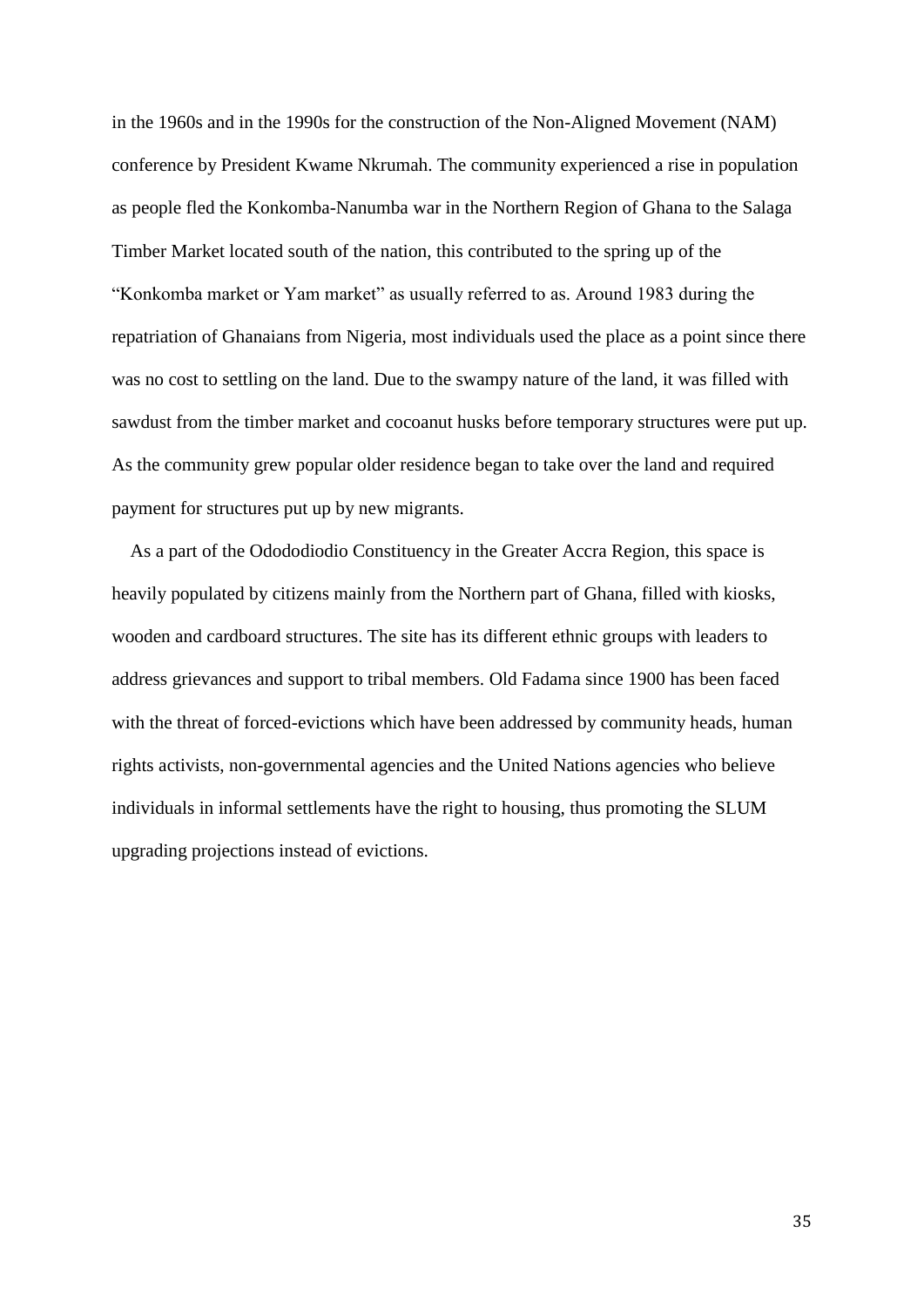in the 1960s and in the 1990s for the construction of the Non-Aligned Movement (NAM) conference by President Kwame Nkrumah. The community experienced a rise in population as people fled the Konkomba-Nanumba war in the Northern Region of Ghana to the Salaga Timber Market located south of the nation, this contributed to the spring up of the "Konkomba market or Yam market" as usually referred to as. Around 1983 during the repatriation of Ghanaians from Nigeria, most individuals used the place as a point since there was no cost to settling on the land. Due to the swampy nature of the land, it was filled with sawdust from the timber market and cocoanut husks before temporary structures were put up. As the community grew popular older residence began to take over the land and required payment for structures put up by new migrants.

As a part of the Odododiodio Constituency in the Greater Accra Region, this space is heavily populated by citizens mainly from the Northern part of Ghana, filled with kiosks, wooden and cardboard structures. The site has its different ethnic groups with leaders to address grievances and support to tribal members. Old Fadama since 1900 has been faced with the threat of forced-evictions which have been addressed by community heads, human rights activists, non-governmental agencies and the United Nations agencies who believe individuals in informal settlements have the right to housing, thus promoting the SLUM upgrading projections instead of evictions.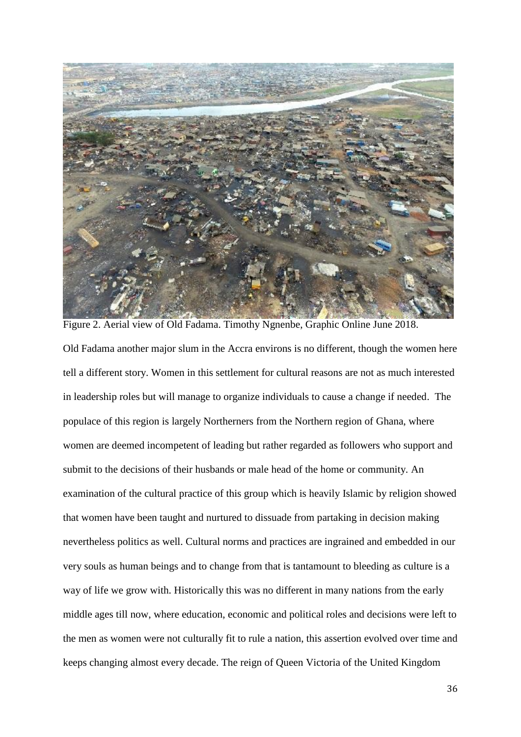Figure 2. Aerial view of Old Fadama. Timothy Ngnenbe, Graphic Online June 2018.

Old Fadama another major slum in the Accra environs is no different, though the women here tell a different story. Women in this settlement for cultural reasons are not as much interested in leadership roles but will manage to organize individuals to cause a change if needed. The populace of this region is largely Northerners from the Northern region of Ghana, where women are deemed incompetent of leading but rather regarded as followers who support and submit to the decisions of their husbands or male head of the home or community. An examination of the cultural practice of this group which is heavily Islamic by religion showed that women have been taught and nurtured to dissuade from partaking in decision making nevertheless politics as well. Cultural norms and practices are ingrained and embedded in our very souls as human beings and to change from that is tantamount to bleeding as culture is a way of life we grow with. Historically this was no different in many nations from the early middle ages till now, where education, economic and political roles and decisions were left to the men as women were not culturally fit to rule a nation, this assertion evolved over time and keeps changing almost every decade. The reign of Queen Victoria of the United Kingdom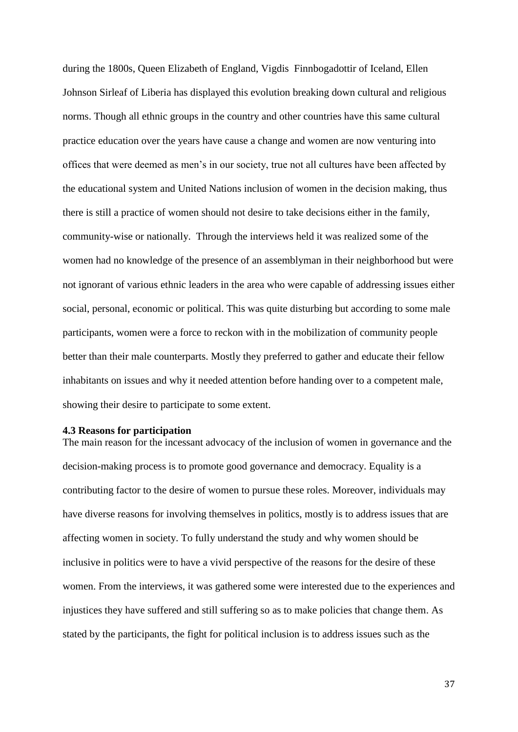during the 1800s, Queen Elizabeth of England, Vigdis Finnbogadottir of Iceland, Ellen Johnson Sirleaf of Liberia has displayed this evolution breaking down cultural and religious norms. Though all ethnic groups in the country and other countries have this same cultural practice education over the years have cause a change and women are now venturing into offices that were deemed as men's in our society, true not all cultures have been affected by the educational system and United Nations inclusion of women in the decision making, thus there is still a practice of women should not desire to take decisions either in the family, community-wise or nationally. Through the interviews held it was realized some of the women had no knowledge of the presence of an assemblyman in their neighborhood but were not ignorant of various ethnic leaders in the area who were capable of addressing issues either social, personal, economic or political. This was quite disturbing but according to some male participants, women were a force to reckon with in the mobilization of community people better than their male counterparts. Mostly they preferred to gather and educate their fellow inhabitants on issues and why it needed attention before handing over to a competent male, showing their desire to participate to some extent.

### 4.3 Reasons for participation

The main reason for the incessant advocacy of the inclusion of women in governance and the decision-making process is to promote good governance and democracy. Equality is a contributing factor to the desire of women to pursue these roles. Moreover, individuals may have diverse reasons for involving themselves in politics, mostly is to address issues that are affecting women in society. To fully understand the study and why women should be inclusive in politics were to have a vivid perspective of the reasons for the desire of these women. From the interviews, it was gathered some were interested due to the experiences and injustices they have suffered and still suffering so as to make policies that change them. As stated by the participants, the fight for political inclusion is to address issues such as the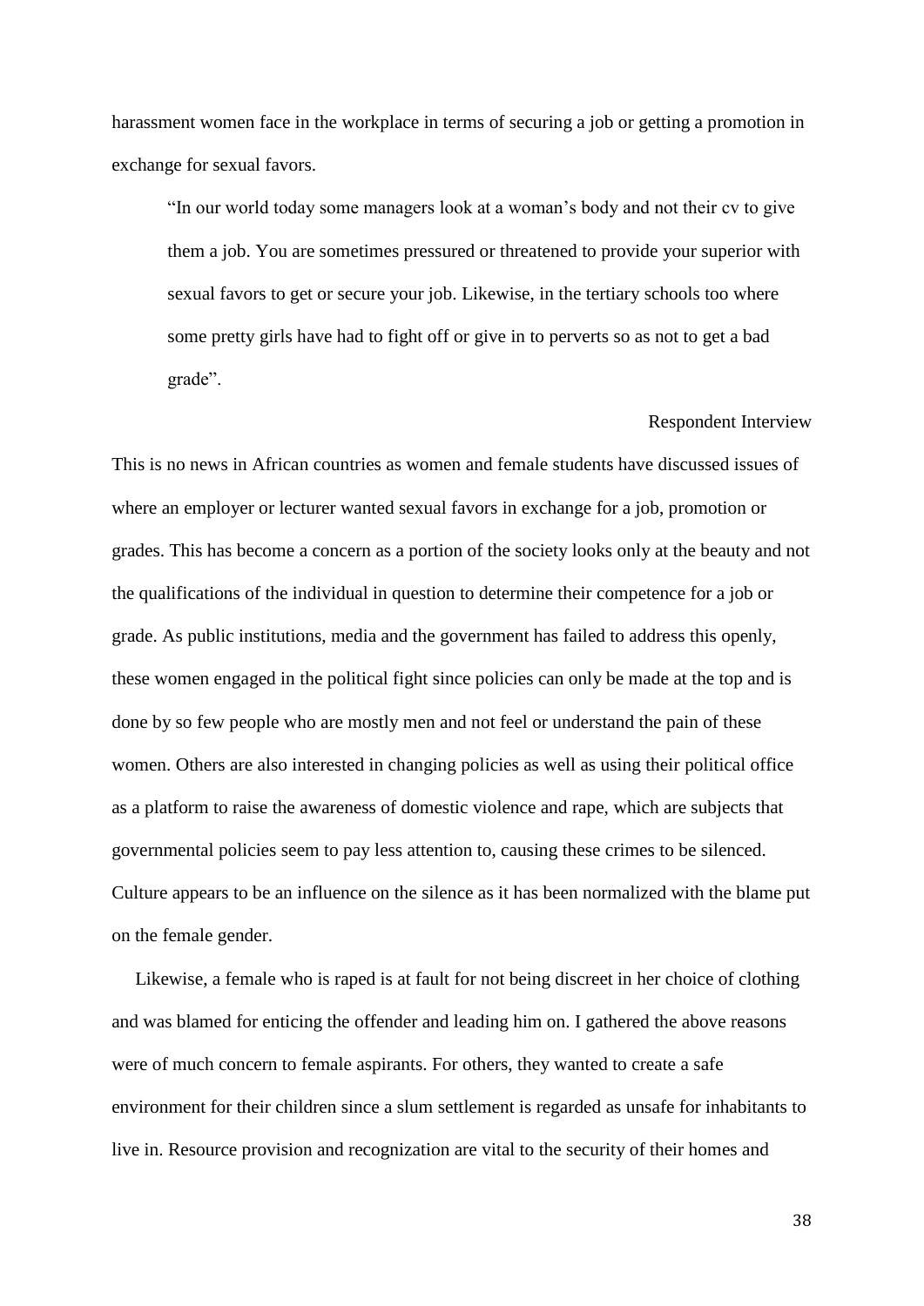harassment women face in the workplace in terms of securing a job or getting a promotion in exchange for sexual favors.

> "In our world today some managers look at a woman's body and not their cv to give them a job. You are sometimes pressured or threatened to provide your superior with sexual favors to get or secure your job. Likewise, in the tertiary schools too where some pretty girls have had to fight off or give in to perverts so as not to get a bad grade".
>
> Respondent Interview

This is no news in African countries as women and female students have discussed issues of where an employer or lecturer wanted sexual favors in exchange for a job, promotion or grades. This has become a concern as a portion of the society looks only at the beauty and not the qualifications of the individual in question to determine their competence for a job or grade. As public institutions, media and the government has failed to address this openly, these women engaged in the political fight since policies can only be made at the top and is done by so few people who are mostly men and not feel or understand the pain of these women. Others are also interested in changing policies as well as using their political office as a platform to raise the awareness of domestic violence and rape, which are subjects that governmental policies seem to pay less attention to, causing these crimes to be silenced. Culture appears to be an influence on the silence as it has been normalized with the blame put on the female gender.

Likewise, a female who is raped is at fault for not being discreet in her choice of clothing and was blamed for enticing the offender and leading him on. I gathered the above reasons were of much concern to female aspirants. For others, they wanted to create a safe environment for their children since a slum settlement is regarded as unsafe for inhabitants to live in. Resource provision and recognization are vital to the security of their homes and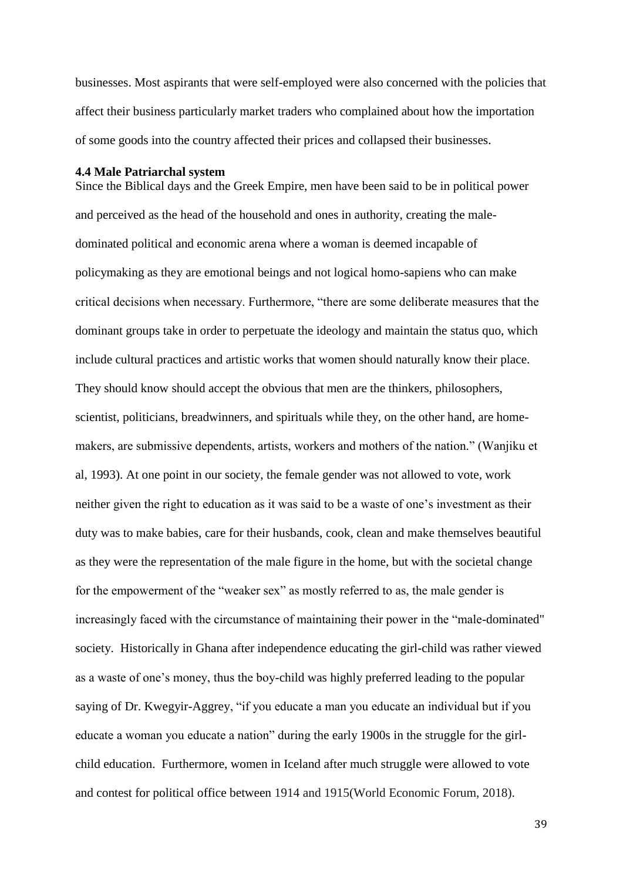businesses. Most aspirants that were self-employed were also concerned with the policies that affect their business particularly market traders who complained about how the importation of some goods into the country affected their prices and collapsed their businesses.

### 4.4 Male Patriarchal system

Since the Biblical days and the Greek Empire, men have been said to be in political power and perceived as the head of the household and ones in authority, creating the male-dominated political and economic arena where a woman is deemed incapable of policymaking as they are emotional beings and not logical homo-sapiens who can make critical decisions when necessary. Furthermore, "there are some deliberate measures that the dominant groups take in order to perpetuate the ideology and maintain the status quo, which include cultural practices and artistic works that women should naturally know their place. They should know should accept the obvious that men are the thinkers, philosophers, scientist, politicians, breadwinners, and spirituals while they, on the other hand, are home-makers, are submissive dependents, artists, workers and mothers of the nation." (Wanjiku et al, 1993). At one point in our society, the female gender was not allowed to vote, work neither given the right to education as it was said to be a waste of one's investment as their duty was to make babies, care for their husbands, cook, clean and make themselves beautiful as they were the representation of the male figure in the home, but with the societal change for the empowerment of the "weaker sex" as mostly referred to as, the male gender is increasingly faced with the circumstance of maintaining their power in the "male-dominated" society. Historically in Ghana after independence educating the girl-child was rather viewed as a waste of one's money, thus the boy-child was highly preferred leading to the popular saying of Dr. Kwegyir-Aggrey, "if you educate a man you educate an individual but if you educate a woman you educate a nation" during the early 1900s in the struggle for the girl-child education. Furthermore, women in Iceland after much struggle were allowed to vote and contest for political office between 1914 and 1915(World Economic Forum, 2018).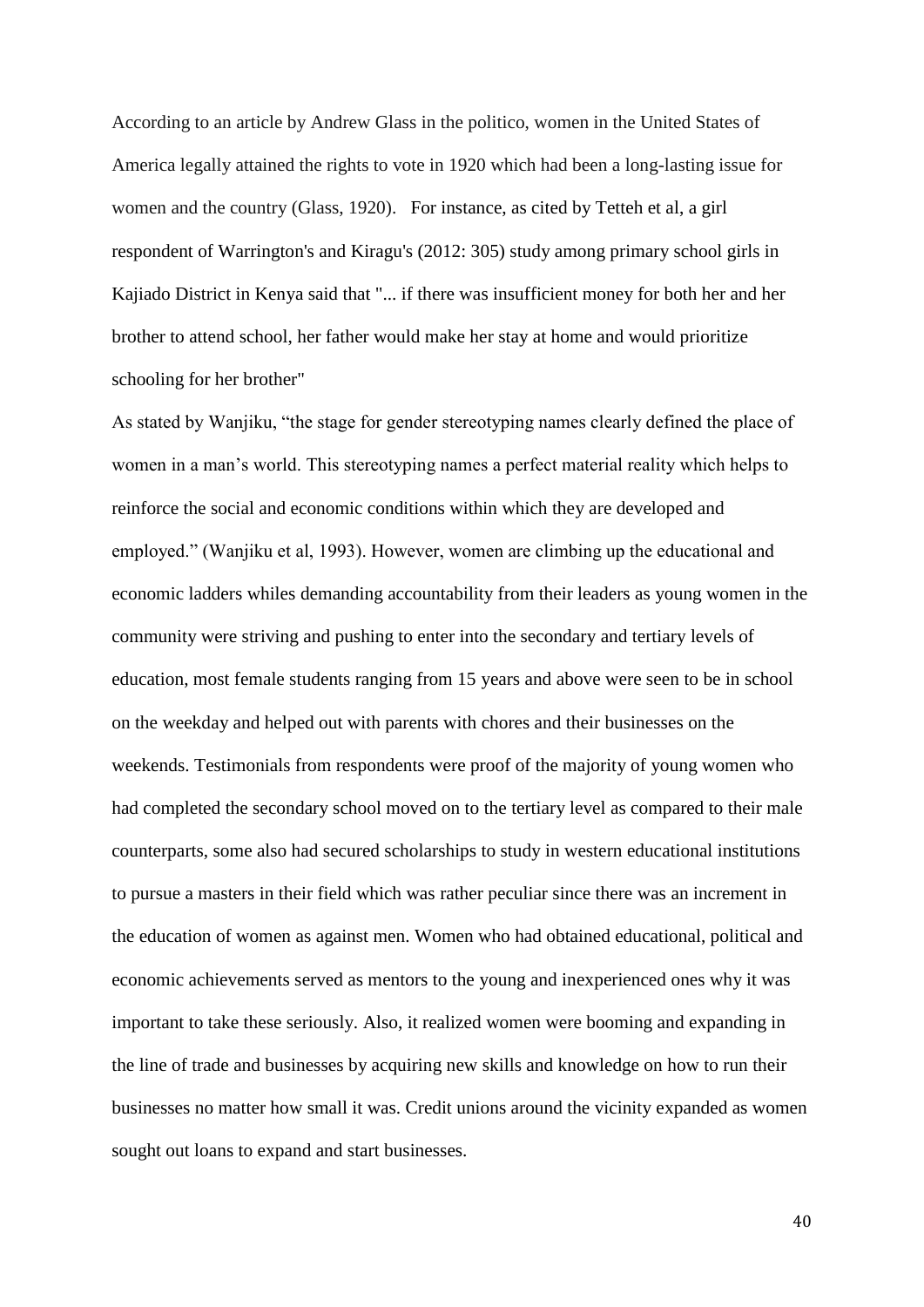According to an article by Andrew Glass in the politico, women in the United States of America legally attained the rights to vote in 1920 which had been a long-lasting issue for women and the country (Glass, 1920).  For instance, as cited by Tetteh et al, a girl respondent of Warrington's and Kiragu's (2012: 305) study among primary school girls in Kajiado District in Kenya said that "... if there was insufficient money for both her and her brother to attend school, her father would make her stay at home and would prioritize schooling for her brother"

As stated by Wanjiku, "the stage for gender stereotyping names clearly defined the place of women in a man's world. This stereotyping names a perfect material reality which helps to reinforce the social and economic conditions within which they are developed and employed." (Wanjiku et al, 1993). However, women are climbing up the educational and economic ladders whiles demanding accountability from their leaders as young women in the community were striving and pushing to enter into the secondary and tertiary levels of education, most female students ranging from 15 years and above were seen to be in school on the weekday and helped out with parents with chores and their businesses on the weekends. Testimonials from respondents were proof of the majority of young women who had completed the secondary school moved on to the tertiary level as compared to their male counterparts, some also had secured scholarships to study in western educational institutions to pursue a masters in their field which was rather peculiar since there was an increment in the education of women as against men. Women who had obtained educational, political and economic achievements served as mentors to the young and inexperienced ones why it was important to take these seriously. Also, it realized women were booming and expanding in the line of trade and businesses by acquiring new skills and knowledge on how to run their businesses no matter how small it was. Credit unions around the vicinity expanded as women sought out loans to expand and start businesses.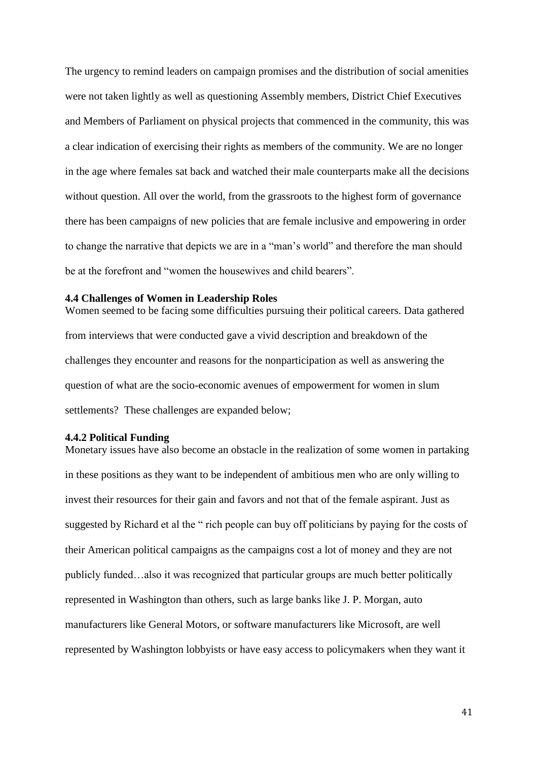The urgency to remind leaders on campaign promises and the distribution of social amenities were not taken lightly as well as questioning Assembly members, District Chief Executives and Members of Parliament on physical projects that commenced in the community, this was a clear indication of exercising their rights as members of the community. We are no longer in the age where females sat back and watched their male counterparts make all the decisions without question. All over the world, from the grassroots to the highest form of governance there has been campaigns of new policies that are female inclusive and empowering in order to change the narrative that depicts we are in a "man's world" and therefore the man should be at the forefront and "women the housewives and child bearers".

### 4.4 Challenges of Women in Leadership Roles

Women seemed to be facing some difficulties pursuing their political careers. Data gathered from interviews that were conducted gave a vivid description and breakdown of the challenges they encounter and reasons for the nonparticipation as well as answering the question of what are the socio-economic avenues of empowerment for women in slum settlements? These challenges are expanded below;

### 4.4.2 Political Funding

Monetary issues have also become an obstacle in the realization of some women in partaking in these positions as they want to be independent of ambitious men who are only willing to invest their resources for their gain and favors and not that of the female aspirant. Just as suggested by Richard et al the " rich people can buy off politicians by paying for the costs of their American political campaigns as the campaigns cost a lot of money and they are not publicly funded…also it was recognized that particular groups are much better politically represented in Washington than others, such as large banks like J. P. Morgan, auto manufacturers like General Motors, or software manufacturers like Microsoft, are well represented by Washington lobbyists or have easy access to policymakers when they want it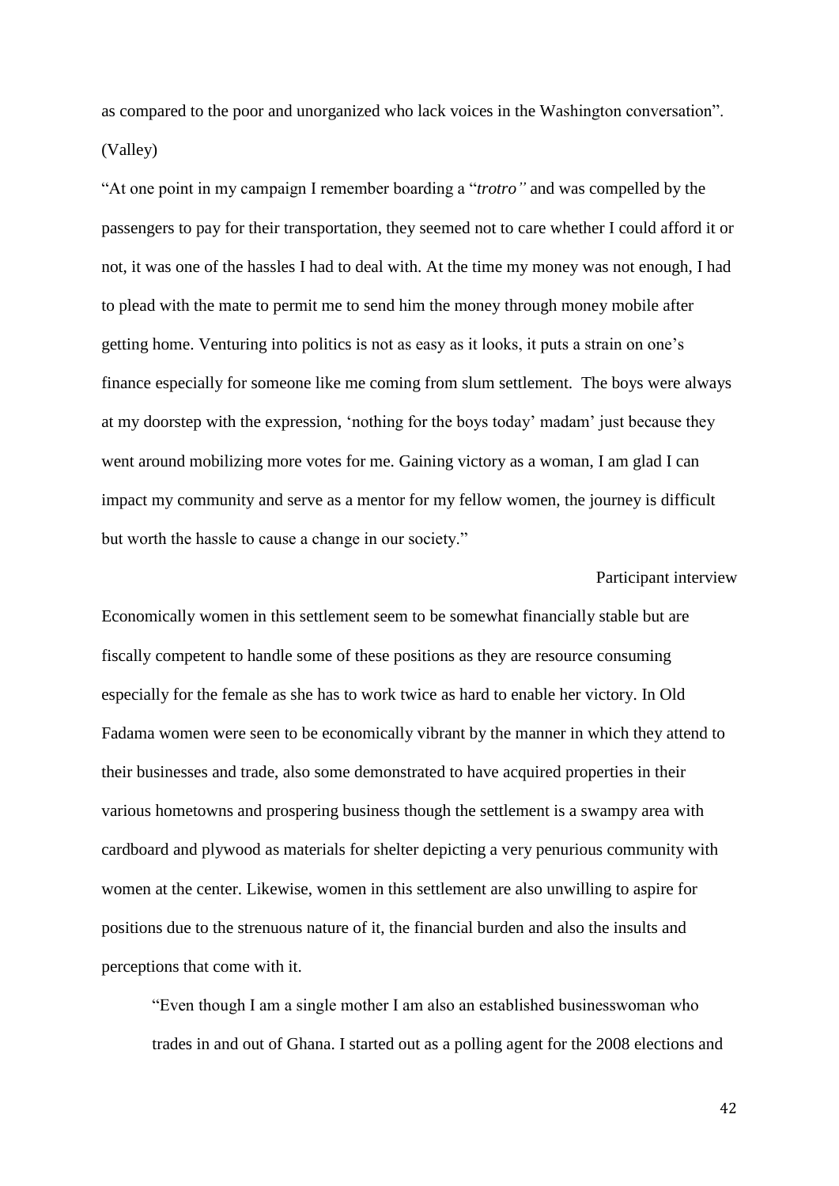as compared to the poor and unorganized who lack voices in the Washington conversation". (Valley)

"At one point in my campaign I remember boarding a "*trotro"* and was compelled by the passengers to pay for their transportation, they seemed not to care whether I could afford it or not, it was one of the hassles I had to deal with. At the time my money was not enough, I had to plead with the mate to permit me to send him the money through money mobile after getting home. Venturing into politics is not as easy as it looks, it puts a strain on one's finance especially for someone like me coming from slum settlement. The boys were always at my doorstep with the expression, 'nothing for the boys today' madam' just because they went around mobilizing more votes for me. Gaining victory as a woman, I am glad I can impact my community and serve as a mentor for my fellow women, the journey is difficult but worth the hassle to cause a change in our society."

Participant interview

Economically women in this settlement seem to be somewhat financially stable but are fiscally competent to handle some of these positions as they are resource consuming especially for the female as she has to work twice as hard to enable her victory. In Old Fadama women were seen to be economically vibrant by the manner in which they attend to their businesses and trade, also some demonstrated to have acquired properties in their various hometowns and prospering business though the settlement is a swampy area with cardboard and plywood as materials for shelter depicting a very penurious community with women at the center. Likewise, women in this settlement are also unwilling to aspire for positions due to the strenuous nature of it, the financial burden and also the insults and perceptions that come with it.

> "Even though I am a single mother I am also an established businesswoman who trades in and out of Ghana. I started out as a polling agent for the 2008 elections and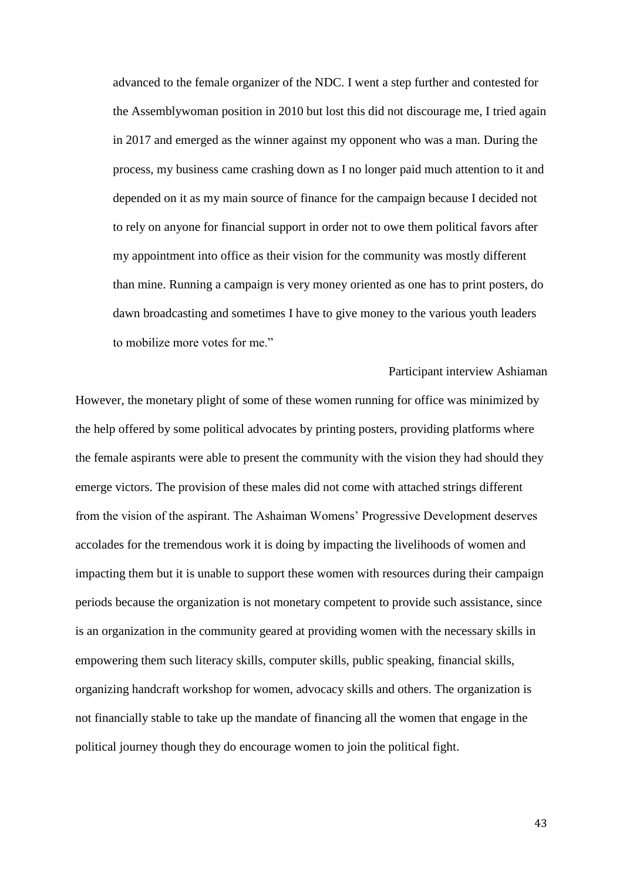> advanced to the female organizer of the NDC. I went a step further and contested for the Assemblywoman position in 2010 but lost this did not discourage me, I tried again in 2017 and emerged as the winner against my opponent who was a man. During the process, my business came crashing down as I no longer paid much attention to it and depended on it as my main source of finance for the campaign because I decided not to rely on anyone for financial support in order not to owe them political favors after my appointment into office as their vision for the community was mostly different than mine. Running a campaign is very money oriented as one has to print posters, do dawn broadcasting and sometimes I have to give money to the various youth leaders to mobilize more votes for me."

Participant interview Ashiaman

However, the monetary plight of some of these women running for office was minimized by the help offered by some political advocates by printing posters, providing platforms where the female aspirants were able to present the community with the vision they had should they emerge victors. The provision of these males did not come with attached strings different from the vision of the aspirant. The Ashaiman Womens' Progressive Development deserves accolades for the tremendous work it is doing by impacting the livelihoods of women and impacting them but it is unable to support these women with resources during their campaign periods because the organization is not monetary competent to provide such assistance, since is an organization in the community geared at providing women with the necessary skills in empowering them such literacy skills, computer skills, public speaking, financial skills, organizing handcraft workshop for women, advocacy skills and others. The organization is not financially stable to take up the mandate of financing all the women that engage in the political journey though they do encourage women to join the political fight.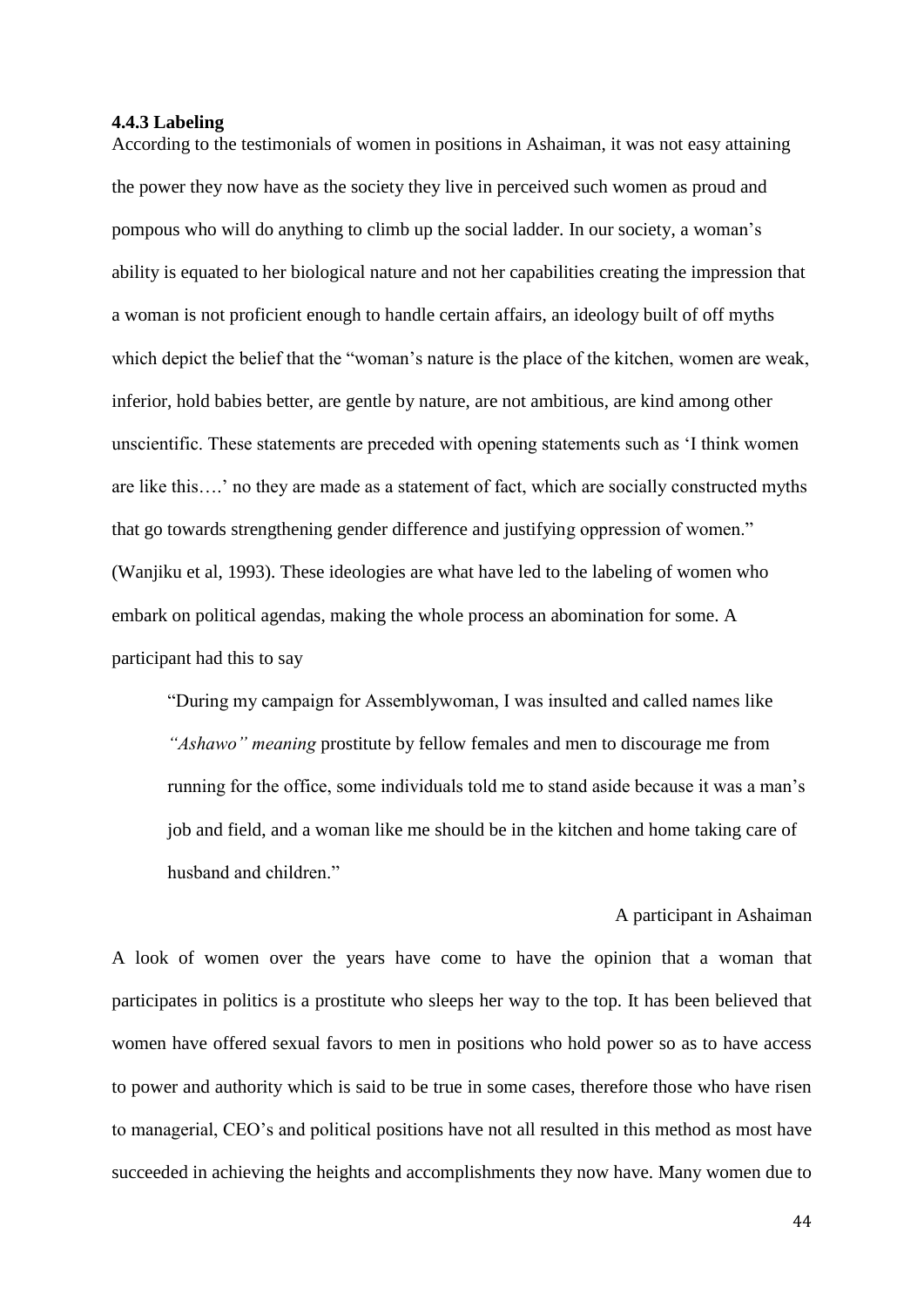### 4.4.3 Labeling

According to the testimonials of women in positions in Ashaiman, it was not easy attaining the power they now have as the society they live in perceived such women as proud and pompous who will do anything to climb up the social ladder. In our society, a woman's ability is equated to her biological nature and not her capabilities creating the impression that a woman is not proficient enough to handle certain affairs, an ideology built of off myths which depict the belief that the "woman's nature is the place of the kitchen, women are weak, inferior, hold babies better, are gentle by nature, are not ambitious, are kind among other unscientific. These statements are preceded with opening statements such as 'I think women are like this….' no they are made as a statement of fact, which are socially constructed myths that go towards strengthening gender difference and justifying oppression of women." (Wanjiku et al, 1993). These ideologies are what have led to the labeling of women who embark on political agendas, making the whole process an abomination for some. A participant had this to say

> "During my campaign for Assemblywoman, I was insulted and called names like *"Ashawo" meaning* prostitute by fellow females and men to discourage me from running for the office, some individuals told me to stand aside because it was a man's job and field, and a woman like me should be in the kitchen and home taking care of husband and children."
>
> A participant in Ashaiman

A look of women over the years have come to have the opinion that a woman that participates in politics is a prostitute who sleeps her way to the top. It has been believed that women have offered sexual favors to men in positions who hold power so as to have access to power and authority which is said to be true in some cases, therefore those who have risen to managerial, CEO's and political positions have not all resulted in this method as most have succeeded in achieving the heights and accomplishments they now have. Many women due to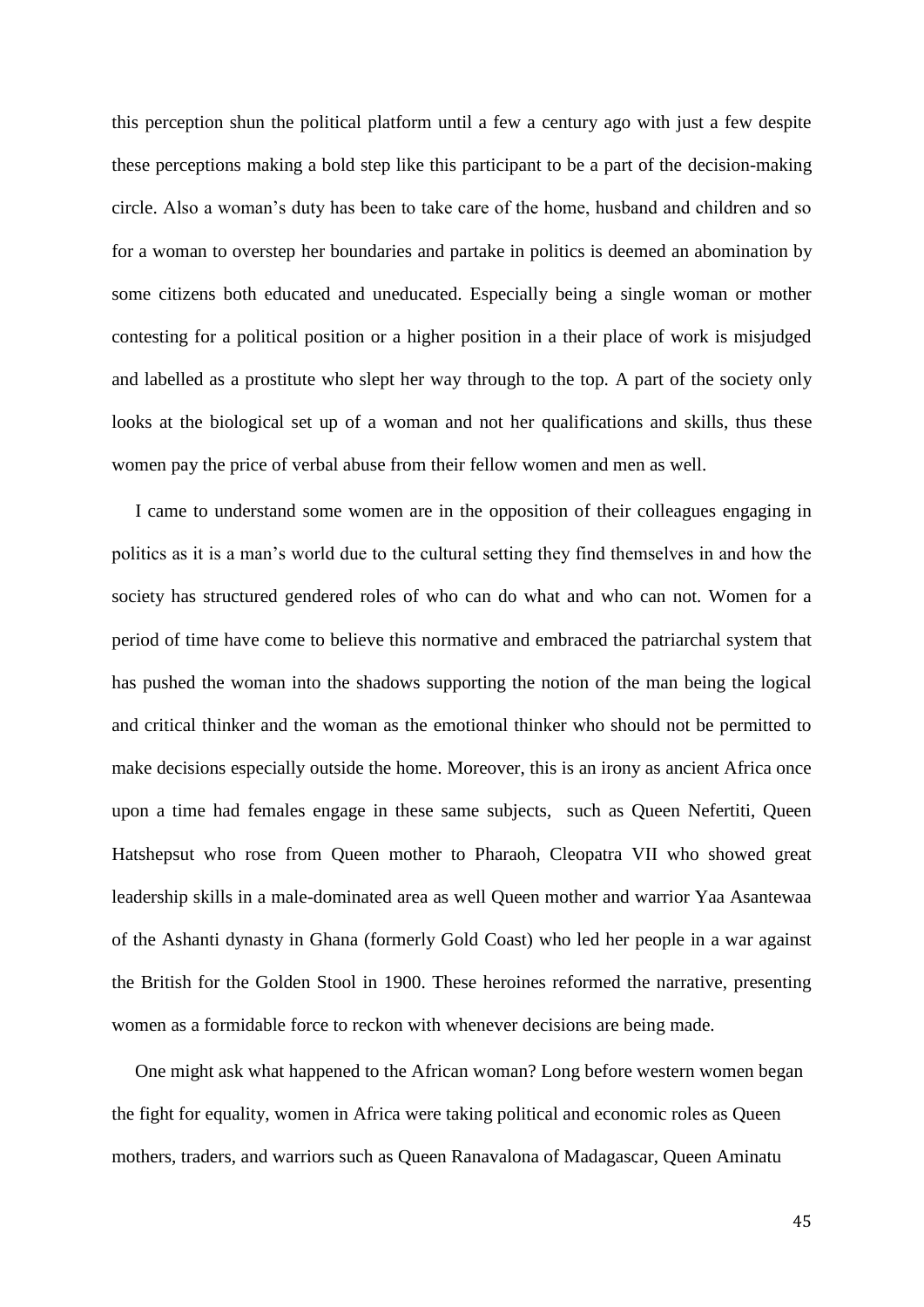this perception shun the political platform until a few a century ago with just a few despite these perceptions making a bold step like this participant to be a part of the decision-making circle. Also a woman's duty has been to take care of the home, husband and children and so for a woman to overstep her boundaries and partake in politics is deemed an abomination by some citizens both educated and uneducated. Especially being a single woman or mother contesting for a political position or a higher position in a their place of work is misjudged and labelled as a prostitute who slept her way through to the top. A part of the society only looks at the biological set up of a woman and not her qualifications and skills, thus these women pay the price of verbal abuse from their fellow women and men as well.

I came to understand some women are in the opposition of their colleagues engaging in politics as it is a man's world due to the cultural setting they find themselves in and how the society has structured gendered roles of who can do what and who can not. Women for a period of time have come to believe this normative and embraced the patriarchal system that has pushed the woman into the shadows supporting the notion of the man being the logical and critical thinker and the woman as the emotional thinker who should not be permitted to make decisions especially outside the home. Moreover, this is an irony as ancient Africa once upon a time had females engage in these same subjects, such as Queen Nefertiti, Queen Hatshepsut who rose from Queen mother to Pharaoh, Cleopatra VII who showed great leadership skills in a male-dominated area as well Queen mother and warrior Yaa Asantewaa of the Ashanti dynasty in Ghana (formerly Gold Coast) who led her people in a war against the British for the Golden Stool in 1900. These heroines reformed the narrative, presenting women as a formidable force to reckon with whenever decisions are being made.

One might ask what happened to the African woman? Long before western women began the fight for equality, women in Africa were taking political and economic roles as Queen mothers, traders, and warriors such as Queen Ranavalona of Madagascar, Queen Aminatu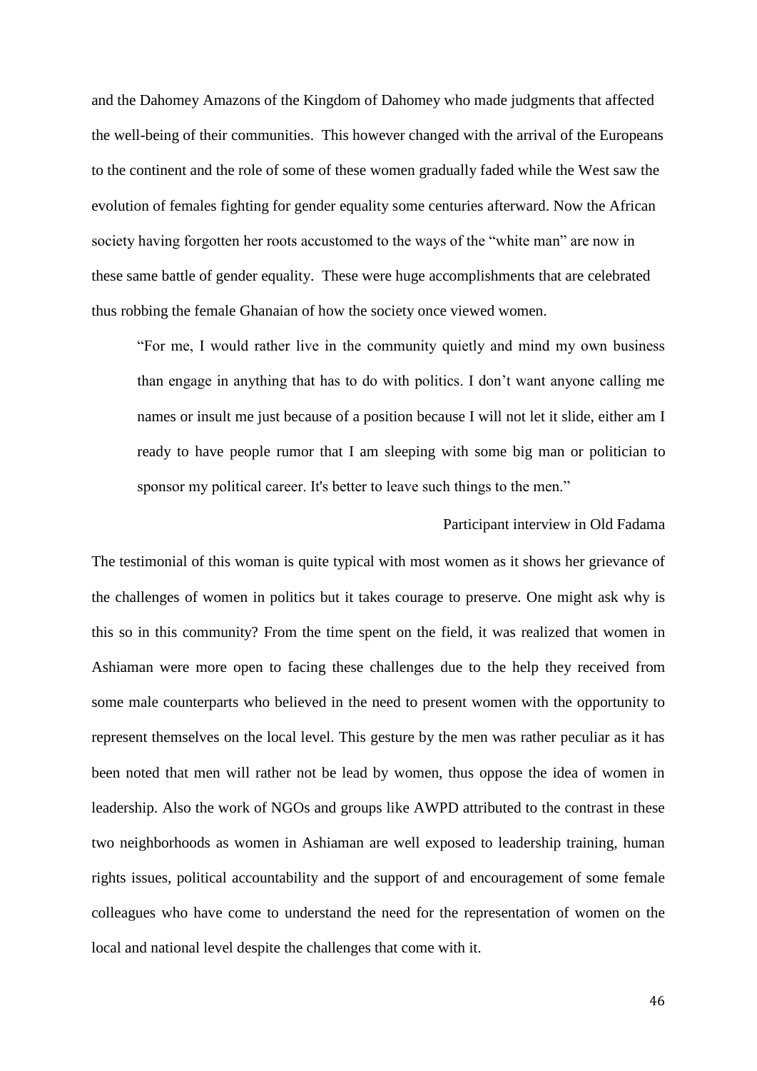and the Dahomey Amazons of the Kingdom of Dahomey who made judgments that affected the well-being of their communities. This however changed with the arrival of the Europeans to the continent and the role of some of these women gradually faded while the West saw the evolution of females fighting for gender equality some centuries afterward. Now the African society having forgotten her roots accustomed to the ways of the "white man" are now in these same battle of gender equality. These were huge accomplishments that are celebrated thus robbing the female Ghanaian of how the society once viewed women.

> "For me, I would rather live in the community quietly and mind my own business than engage in anything that has to do with politics. I don't want anyone calling me names or insult me just because of a position because I will not let it slide, either am I ready to have people rumor that I am sleeping with some big man or politician to sponsor my political career. It's better to leave such things to the men."
>
> Participant interview in Old Fadama

The testimonial of this woman is quite typical with most women as it shows her grievance of the challenges of women in politics but it takes courage to preserve. One might ask why is this so in this community? From the time spent on the field, it was realized that women in Ashiaman were more open to facing these challenges due to the help they received from some male counterparts who believed in the need to present women with the opportunity to represent themselves on the local level. This gesture by the men was rather peculiar as it has been noted that men will rather not be lead by women, thus oppose the idea of women in leadership. Also the work of NGOs and groups like AWPD attributed to the contrast in these two neighborhoods as women in Ashiaman are well exposed to leadership training, human rights issues, political accountability and the support of and encouragement of some female colleagues who have come to understand the need for the representation of women on the local and national level despite the challenges that come with it.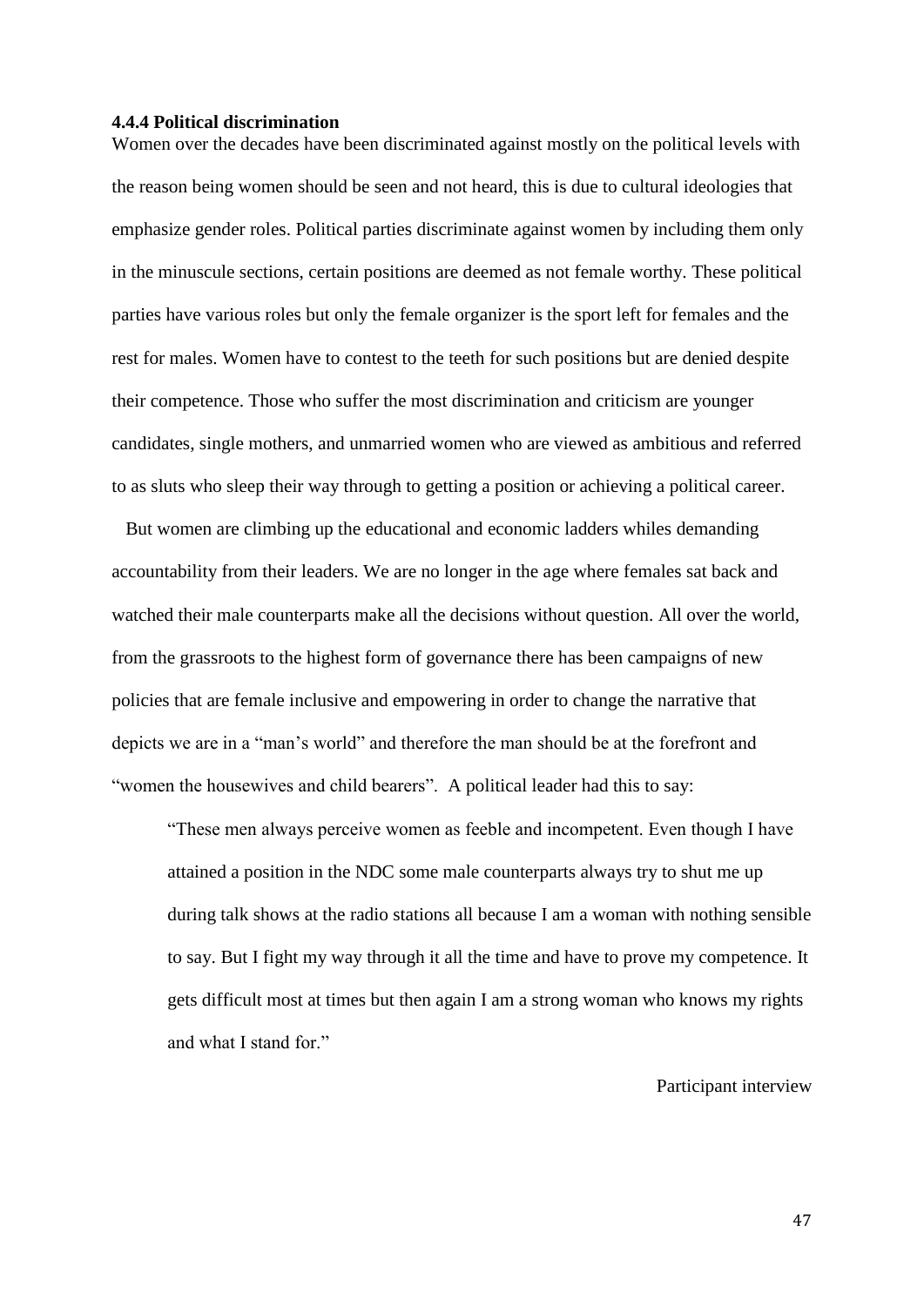#### 4.4.4 Political discrimination

Women over the decades have been discriminated against mostly on the political levels with the reason being women should be seen and not heard, this is due to cultural ideologies that emphasize gender roles. Political parties discriminate against women by including them only in the minuscule sections, certain positions are deemed as not female worthy. These political parties have various roles but only the female organizer is the sport left for females and the rest for males. Women have to contest to the teeth for such positions but are denied despite their competence. Those who suffer the most discrimination and criticism are younger candidates, single mothers, and unmarried women who are viewed as ambitious and referred to as sluts who sleep their way through to getting a position or achieving a political career.

But women are climbing up the educational and economic ladders whiles demanding accountability from their leaders. We are no longer in the age where females sat back and watched their male counterparts make all the decisions without question. All over the world, from the grassroots to the highest form of governance there has been campaigns of new policies that are female inclusive and empowering in order to change the narrative that depicts we are in a "man's world" and therefore the man should be at the forefront and "women the housewives and child bearers". A political leader had this to say:

> "These men always perceive women as feeble and incompetent. Even though I have attained a position in the NDC some male counterparts always try to shut me up during talk shows at the radio stations all because I am a woman with nothing sensible to say. But I fight my way through it all the time and have to prove my competence. It gets difficult most at times but then again I am a strong woman who knows my rights and what I stand for."

Participant interview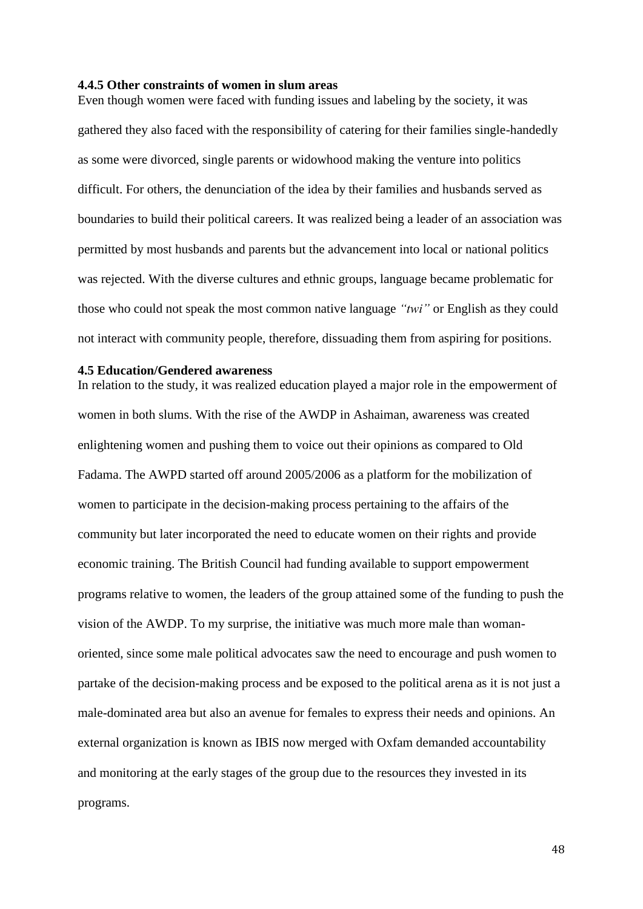#### 4.4.5 Other constraints of women in slum areas

Even though women were faced with funding issues and labeling by the society, it was gathered they also faced with the responsibility of catering for their families single-handedly as some were divorced, single parents or widowhood making the venture into politics difficult. For others, the denunciation of the idea by their families and husbands served as boundaries to build their political careers. It was realized being a leader of an association was permitted by most husbands and parents but the advancement into local or national politics was rejected. With the diverse cultures and ethnic groups, language became problematic for those who could not speak the most common native language *"twi"* or English as they could not interact with community people, therefore, dissuading them from aspiring for positions.

### 4.5 Education/Gendered awareness

In relation to the study, it was realized education played a major role in the empowerment of women in both slums. With the rise of the AWDP in Ashaiman, awareness was created enlightening women and pushing them to voice out their opinions as compared to Old Fadama. The AWPD started off around 2005/2006 as a platform for the mobilization of women to participate in the decision-making process pertaining to the affairs of the community but later incorporated the need to educate women on their rights and provide economic training. The British Council had funding available to support empowerment programs relative to women, the leaders of the group attained some of the funding to push the vision of the AWDP. To my surprise, the initiative was much more male than woman-oriented, since some male political advocates saw the need to encourage and push women to partake of the decision-making process and be exposed to the political arena as it is not just a male-dominated area but also an avenue for females to express their needs and opinions. An external organization is known as IBIS now merged with Oxfam demanded accountability and monitoring at the early stages of the group due to the resources they invested in its programs.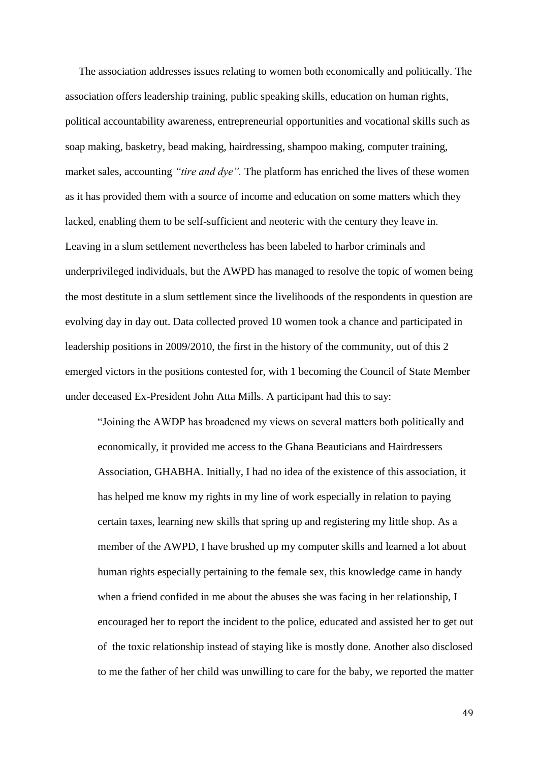The association addresses issues relating to women both economically and politically. The association offers leadership training, public speaking skills, education on human rights, political accountability awareness, entrepreneurial opportunities and vocational skills such as soap making, basketry, bead making, hairdressing, shampoo making, computer training, market sales, accounting *"tire and dye".* The platform has enriched the lives of these women as it has provided them with a source of income and education on some matters which they lacked, enabling them to be self-sufficient and neoteric with the century they leave in. Leaving in a slum settlement nevertheless has been labeled to harbor criminals and underprivileged individuals, but the AWPD has managed to resolve the topic of women being the most destitute in a slum settlement since the livelihoods of the respondents in question are evolving day in day out. Data collected proved 10 women took a chance and participated in leadership positions in 2009/2010, the first in the history of the community, out of this 2 emerged victors in the positions contested for, with 1 becoming the Council of State Member under deceased Ex-President John Atta Mills. A participant had this to say:

> "Joining the AWDP has broadened my views on several matters both politically and economically, it provided me access to the Ghana Beauticians and Hairdressers Association, GHABHA. Initially, I had no idea of the existence of this association, it has helped me know my rights in my line of work especially in relation to paying certain taxes, learning new skills that spring up and registering my little shop. As a member of the AWPD, I have brushed up my computer skills and learned a lot about human rights especially pertaining to the female sex, this knowledge came in handy when a friend confided in me about the abuses she was facing in her relationship, I encouraged her to report the incident to the police, educated and assisted her to get out of the toxic relationship instead of staying like is mostly done. Another also disclosed to me the father of her child was unwilling to care for the baby, we reported the matter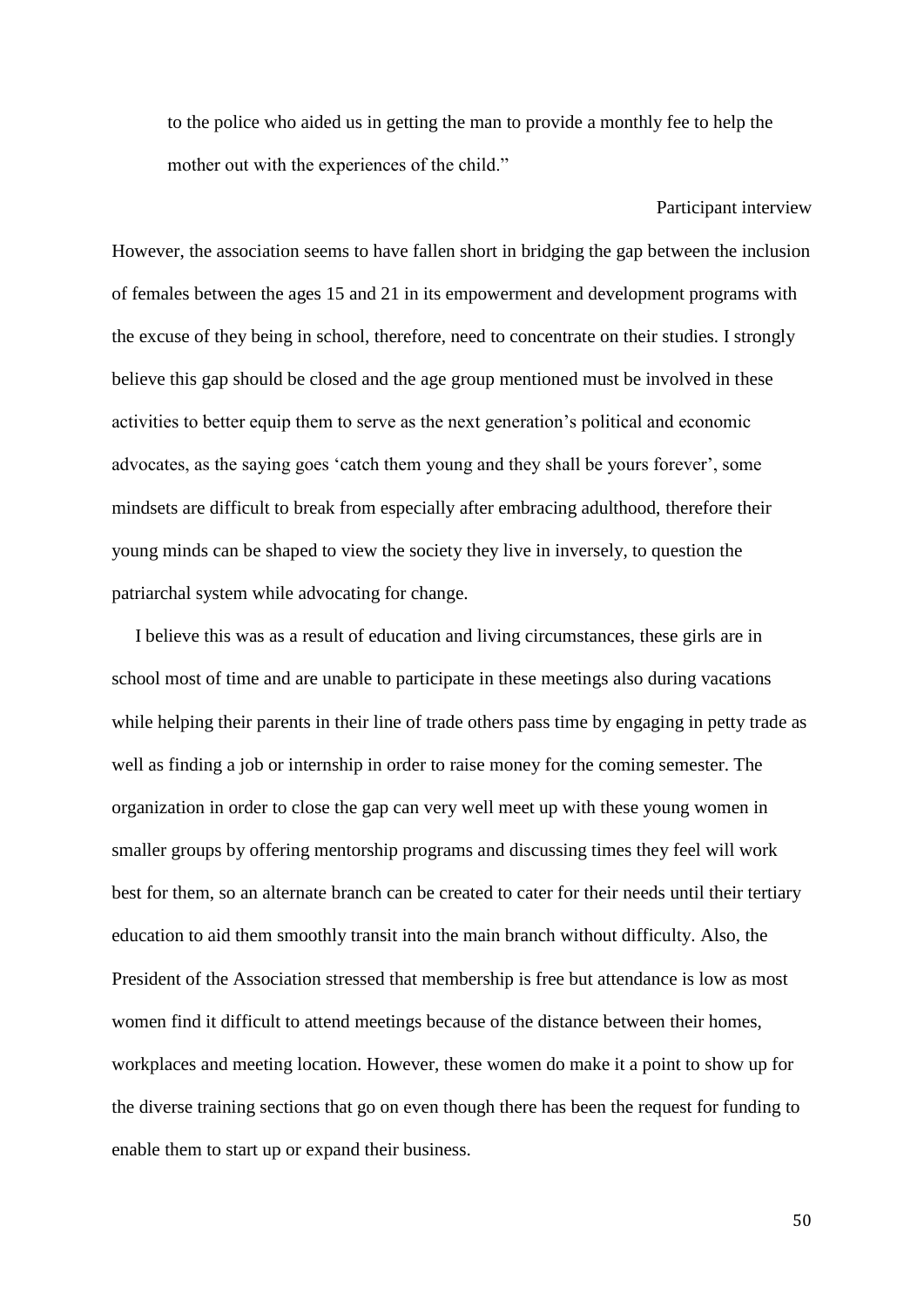> to the police who aided us in getting the man to provide a monthly fee to help the mother out with the experiences of the child."
>
> Participant interview

However, the association seems to have fallen short in bridging the gap between the inclusion of females between the ages 15 and 21 in its empowerment and development programs with the excuse of they being in school, therefore, need to concentrate on their studies. I strongly believe this gap should be closed and the age group mentioned must be involved in these activities to better equip them to serve as the next generation's political and economic advocates, as the saying goes 'catch them young and they shall be yours forever', some mindsets are difficult to break from especially after embracing adulthood, therefore their young minds can be shaped to view the society they live in inversely, to question the patriarchal system while advocating for change.

I believe this was as a result of education and living circumstances, these girls are in school most of time and are unable to participate in these meetings also during vacations while helping their parents in their line of trade others pass time by engaging in petty trade as well as finding a job or internship in order to raise money for the coming semester. The organization in order to close the gap can very well meet up with these young women in smaller groups by offering mentorship programs and discussing times they feel will work best for them, so an alternate branch can be created to cater for their needs until their tertiary education to aid them smoothly transit into the main branch without difficulty. Also, the President of the Association stressed that membership is free but attendance is low as most women find it difficult to attend meetings because of the distance between their homes, workplaces and meeting location. However, these women do make it a point to show up for the diverse training sections that go on even though there has been the request for funding to enable them to start up or expand their business.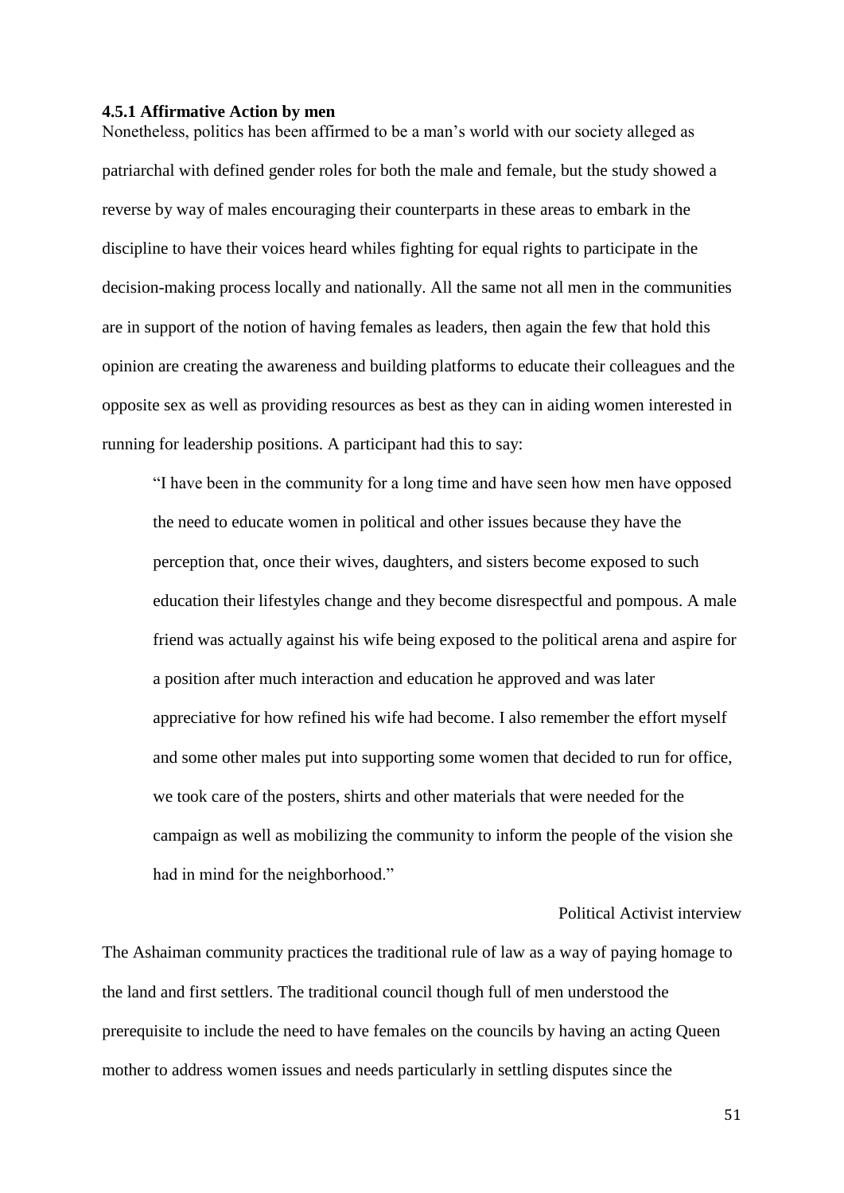#### 4.5.1 Affirmative Action by men

Nonetheless, politics has been affirmed to be a man's world with our society alleged as patriarchal with defined gender roles for both the male and female, but the study showed a reverse by way of males encouraging their counterparts in these areas to embark in the discipline to have their voices heard whiles fighting for equal rights to participate in the decision-making process locally and nationally. All the same not all men in the communities are in support of the notion of having females as leaders, then again the few that hold this opinion are creating the awareness and building platforms to educate their colleagues and the opposite sex as well as providing resources as best as they can in aiding women interested in running for leadership positions. A participant had this to say:

> "I have been in the community for a long time and have seen how men have opposed the need to educate women in political and other issues because they have the perception that, once their wives, daughters, and sisters become exposed to such education their lifestyles change and they become disrespectful and pompous. A male friend was actually against his wife being exposed to the political arena and aspire for a position after much interaction and education he approved and was later appreciative for how refined his wife had become. I also remember the effort myself and some other males put into supporting some women that decided to run for office, we took care of the posters, shirts and other materials that were needed for the campaign as well as mobilizing the community to inform the people of the vision she had in mind for the neighborhood."
>
> Political Activist interview

The Ashaiman community practices the traditional rule of law as a way of paying homage to the land and first settlers. The traditional council though full of men understood the prerequisite to include the need to have females on the councils by having an acting Queen mother to address women issues and needs particularly in settling disputes since the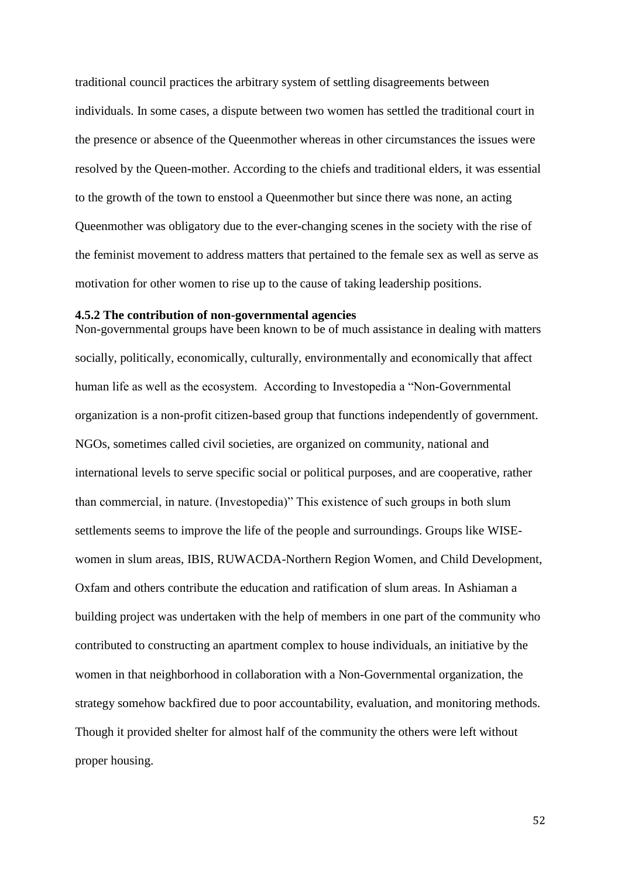traditional council practices the arbitrary system of settling disagreements between individuals. In some cases, a dispute between two women has settled the traditional court in the presence or absence of the Queenmother whereas in other circumstances the issues were resolved by the Queen-mother. According to the chiefs and traditional elders, it was essential to the growth of the town to enstool a Queenmother but since there was none, an acting Queenmother was obligatory due to the ever-changing scenes in the society with the rise of the feminist movement to address matters that pertained to the female sex as well as serve as motivation for other women to rise up to the cause of taking leadership positions.

#### 4.5.2 The contribution of non-governmental agencies

Non-governmental groups have been known to be of much assistance in dealing with matters socially, politically, economically, culturally, environmentally and economically that affect human life as well as the ecosystem. According to Investopedia a "Non-Governmental organization is a non-profit citizen-based group that functions independently of government. NGOs, sometimes called civil societies, are organized on community, national and international levels to serve specific social or political purposes, and are cooperative, rather than commercial, in nature. (Investopedia)" This existence of such groups in both slum settlements seems to improve the life of the people and surroundings. Groups like WISE-women in slum areas, IBIS, RUWACDA-Northern Region Women, and Child Development, Oxfam and others contribute the education and ratification of slum areas. In Ashiaman a building project was undertaken with the help of members in one part of the community who contributed to constructing an apartment complex to house individuals, an initiative by the women in that neighborhood in collaboration with a Non-Governmental organization, the strategy somehow backfired due to poor accountability, evaluation, and monitoring methods. Though it provided shelter for almost half of the community the others were left without proper housing.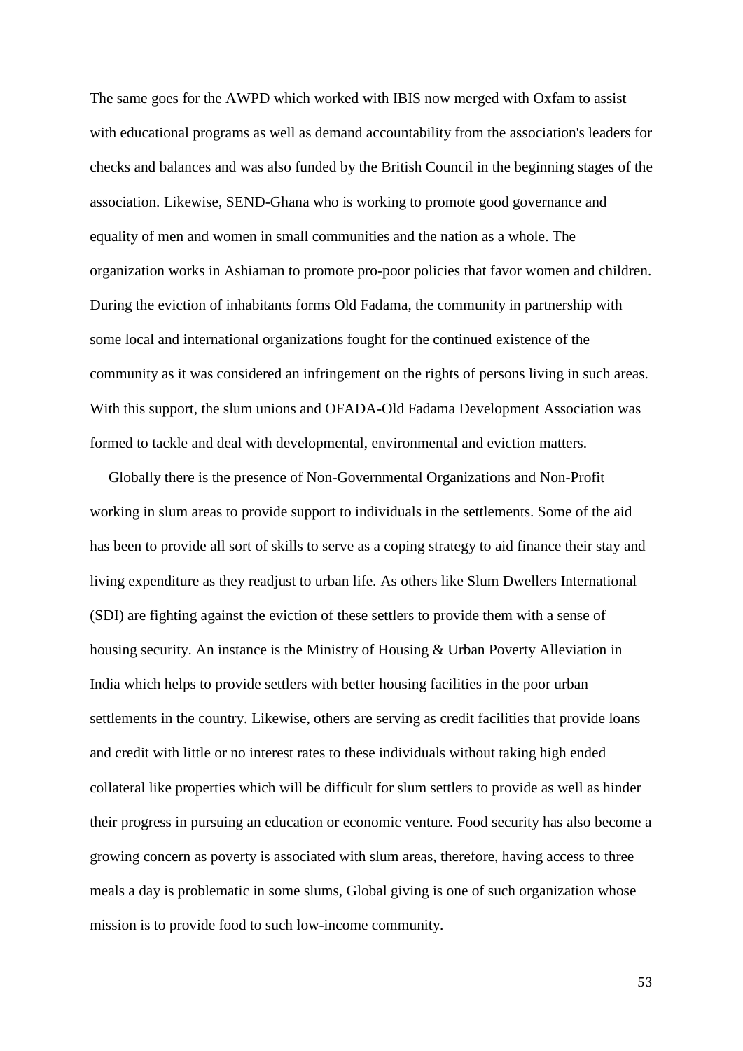The same goes for the AWPD which worked with IBIS now merged with Oxfam to assist with educational programs as well as demand accountability from the association's leaders for checks and balances and was also funded by the British Council in the beginning stages of the association. Likewise, SEND-Ghana who is working to promote good governance and equality of men and women in small communities and the nation as a whole. The organization works in Ashiaman to promote pro-poor policies that favor women and children. During the eviction of inhabitants forms Old Fadama, the community in partnership with some local and international organizations fought for the continued existence of the community as it was considered an infringement on the rights of persons living in such areas. With this support, the slum unions and OFADA-Old Fadama Development Association was formed to tackle and deal with developmental, environmental and eviction matters.

Globally there is the presence of Non-Governmental Organizations and Non-Profit working in slum areas to provide support to individuals in the settlements. Some of the aid has been to provide all sort of skills to serve as a coping strategy to aid finance their stay and living expenditure as they readjust to urban life. As others like Slum Dwellers International (SDI) are fighting against the eviction of these settlers to provide them with a sense of housing security. An instance is the Ministry of Housing & Urban Poverty Alleviation in India which helps to provide settlers with better housing facilities in the poor urban settlements in the country. Likewise, others are serving as credit facilities that provide loans and credit with little or no interest rates to these individuals without taking high ended collateral like properties which will be difficult for slum settlers to provide as well as hinder their progress in pursuing an education or economic venture. Food security has also become a growing concern as poverty is associated with slum areas, therefore, having access to three meals a day is problematic in some slums, Global giving is one of such organization whose mission is to provide food to such low-income community.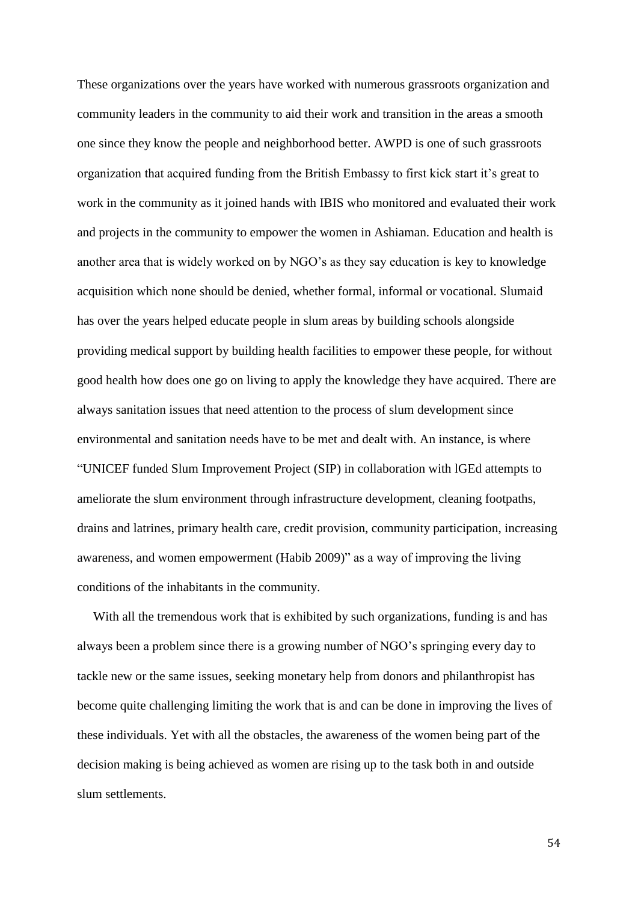These organizations over the years have worked with numerous grassroots organization and community leaders in the community to aid their work and transition in the areas a smooth one since they know the people and neighborhood better. AWPD is one of such grassroots organization that acquired funding from the British Embassy to first kick start it's great to work in the community as it joined hands with IBIS who monitored and evaluated their work and projects in the community to empower the women in Ashiaman. Education and health is another area that is widely worked on by NGO's as they say education is key to knowledge acquisition which none should be denied, whether formal, informal or vocational. Slumaid has over the years helped educate people in slum areas by building schools alongside providing medical support by building health facilities to empower these people, for without good health how does one go on living to apply the knowledge they have acquired. There are always sanitation issues that need attention to the process of slum development since environmental and sanitation needs have to be met and dealt with. An instance, is where "UNICEF funded Slum Improvement Project (SIP) in collaboration with lGEd attempts to ameliorate the slum environment through infrastructure development, cleaning footpaths, drains and latrines, primary health care, credit provision, community participation, increasing awareness, and women empowerment (Habib 2009)" as a way of improving the living conditions of the inhabitants in the community.

With all the tremendous work that is exhibited by such organizations, funding is and has always been a problem since there is a growing number of NGO's springing every day to tackle new or the same issues, seeking monetary help from donors and philanthropist has become quite challenging limiting the work that is and can be done in improving the lives of these individuals. Yet with all the obstacles, the awareness of the women being part of the decision making is being achieved as women are rising up to the task both in and outside slum settlements.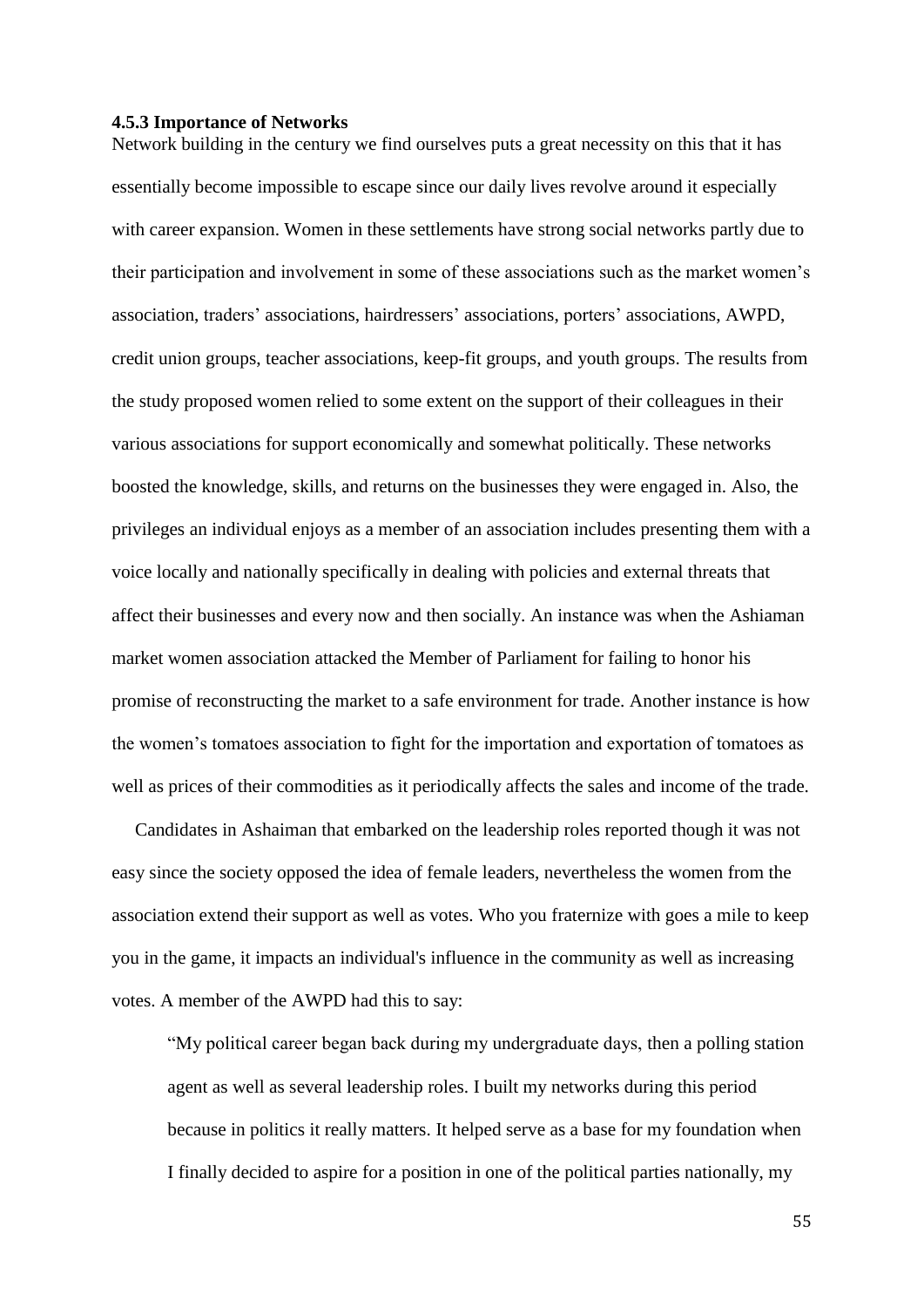#### 4.5.3 Importance of Networks

Network building in the century we find ourselves puts a great necessity on this that it has essentially become impossible to escape since our daily lives revolve around it especially with career expansion. Women in these settlements have strong social networks partly due to their participation and involvement in some of these associations such as the market women's association, traders' associations, hairdressers' associations, porters' associations, AWPD, credit union groups, teacher associations, keep-fit groups, and youth groups. The results from the study proposed women relied to some extent on the support of their colleagues in their various associations for support economically and somewhat politically. These networks boosted the knowledge, skills, and returns on the businesses they were engaged in. Also, the privileges an individual enjoys as a member of an association includes presenting them with a voice locally and nationally specifically in dealing with policies and external threats that affect their businesses and every now and then socially. An instance was when the Ashiaman market women association attacked the Member of Parliament for failing to honor his promise of reconstructing the market to a safe environment for trade. Another instance is how the women's tomatoes association to fight for the importation and exportation of tomatoes as well as prices of their commodities as it periodically affects the sales and income of the trade.

Candidates in Ashaiman that embarked on the leadership roles reported though it was not easy since the society opposed the idea of female leaders, nevertheless the women from the association extend their support as well as votes. Who you fraternize with goes a mile to keep you in the game, it impacts an individual's influence in the community as well as increasing votes. A member of the AWPD had this to say:

> "My political career began back during my undergraduate days, then a polling station agent as well as several leadership roles. I built my networks during this period because in politics it really matters. It helped serve as a base for my foundation when I finally decided to aspire for a position in one of the political parties nationally, my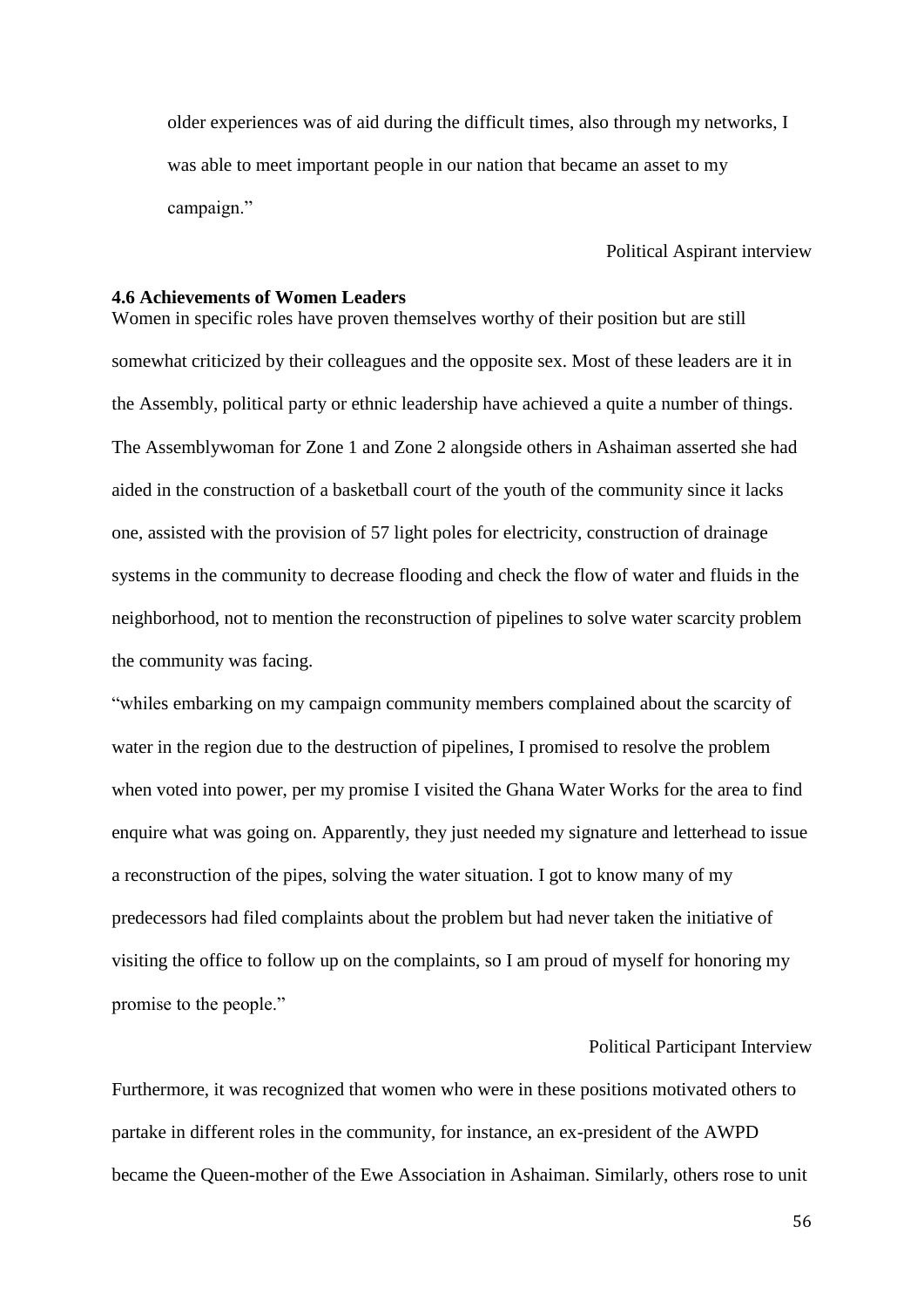older experiences was of aid during the difficult times, also through my networks, I was able to meet important people in our nation that became an asset to my campaign."

Political Aspirant interview

### 4.6 Achievements of Women Leaders

Women in specific roles have proven themselves worthy of their position but are still somewhat criticized by their colleagues and the opposite sex. Most of these leaders are it in the Assembly, political party or ethnic leadership have achieved a quite a number of things. The Assemblywoman for Zone 1 and Zone 2 alongside others in Ashaiman asserted she had aided in the construction of a basketball court of the youth of the community since it lacks one, assisted with the provision of 57 light poles for electricity, construction of drainage systems in the community to decrease flooding and check the flow of water and fluids in the neighborhood, not to mention the reconstruction of pipelines to solve water scarcity problem the community was facing.

"whiles embarking on my campaign community members complained about the scarcity of water in the region due to the destruction of pipelines, I promised to resolve the problem when voted into power, per my promise I visited the Ghana Water Works for the area to find enquire what was going on. Apparently, they just needed my signature and letterhead to issue a reconstruction of the pipes, solving the water situation. I got to know many of my predecessors had filed complaints about the problem but had never taken the initiative of visiting the office to follow up on the complaints, so I am proud of myself for honoring my promise to the people."

Political Participant Interview

Furthermore, it was recognized that women who were in these positions motivated others to partake in different roles in the community, for instance, an ex-president of the AWPD became the Queen-mother of the Ewe Association in Ashaiman. Similarly, others rose to unit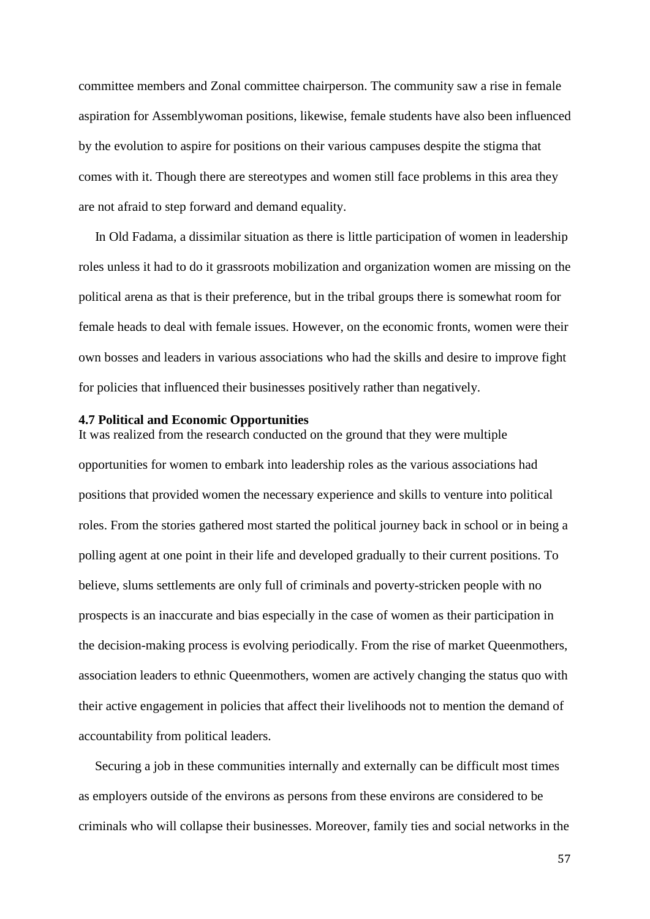committee members and Zonal committee chairperson. The community saw a rise in female aspiration for Assemblywoman positions, likewise, female students have also been influenced by the evolution to aspire for positions on their various campuses despite the stigma that comes with it. Though there are stereotypes and women still face problems in this area they are not afraid to step forward and demand equality.

In Old Fadama, a dissimilar situation as there is little participation of women in leadership roles unless it had to do it grassroots mobilization and organization women are missing on the political arena as that is their preference, but in the tribal groups there is somewhat room for female heads to deal with female issues. However, on the economic fronts, women were their own bosses and leaders in various associations who had the skills and desire to improve fight for policies that influenced their businesses positively rather than negatively.

**4.7 Political and Economic Opportunities**

It was realized from the research conducted on the ground that they were multiple opportunities for women to embark into leadership roles as the various associations had positions that provided women the necessary experience and skills to venture into political roles. From the stories gathered most started the political journey back in school or in being a polling agent at one point in their life and developed gradually to their current positions. To believe, slums settlements are only full of criminals and poverty-stricken people with no prospects is an inaccurate and bias especially in the case of women as their participation in the decision-making process is evolving periodically. From the rise of market Queenmothers, association leaders to ethnic Queenmothers, women are actively changing the status quo with their active engagement in policies that affect their livelihoods not to mention the demand of accountability from political leaders.

Securing a job in these communities internally and externally can be difficult most times as employers outside of the environs as persons from these environs are considered to be criminals who will collapse their businesses. Moreover, family ties and social networks in the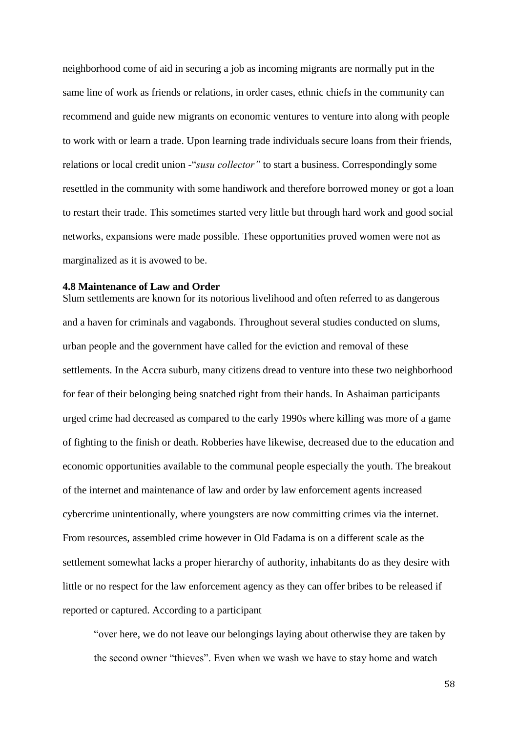neighborhood come of aid in securing a job as incoming migrants are normally put in the same line of work as friends or relations, in order cases, ethnic chiefs in the community can recommend and guide new migrants on economic ventures to venture into along with people to work with or learn a trade. Upon learning trade individuals secure loans from their friends, relations or local credit union -"*susu collector"* to start a business. Correspondingly some resettled in the community with some handiwork and therefore borrowed money or got a loan to restart their trade. This sometimes started very little but through hard work and good social networks, expansions were made possible. These opportunities proved women were not as marginalized as it is avowed to be.

### 4.8 Maintenance of Law and Order

Slum settlements are known for its notorious livelihood and often referred to as dangerous and a haven for criminals and vagabonds. Throughout several studies conducted on slums, urban people and the government have called for the eviction and removal of these settlements. In the Accra suburb, many citizens dread to venture into these two neighborhood for fear of their belonging being snatched right from their hands. In Ashaiman participants urged crime had decreased as compared to the early 1990s where killing was more of a game of fighting to the finish or death. Robberies have likewise, decreased due to the education and economic opportunities available to the communal people especially the youth. The breakout of the internet and maintenance of law and order by law enforcement agents increased cybercrime unintentionally, where youngsters are now committing crimes via the internet. From resources, assembled crime however in Old Fadama is on a different scale as the settlement somewhat lacks a proper hierarchy of authority, inhabitants do as they desire with little or no respect for the law enforcement agency as they can offer bribes to be released if reported or captured. According to a participant

> "over here, we do not leave our belongings laying about otherwise they are taken by the second owner "thieves". Even when we wash we have to stay home and watch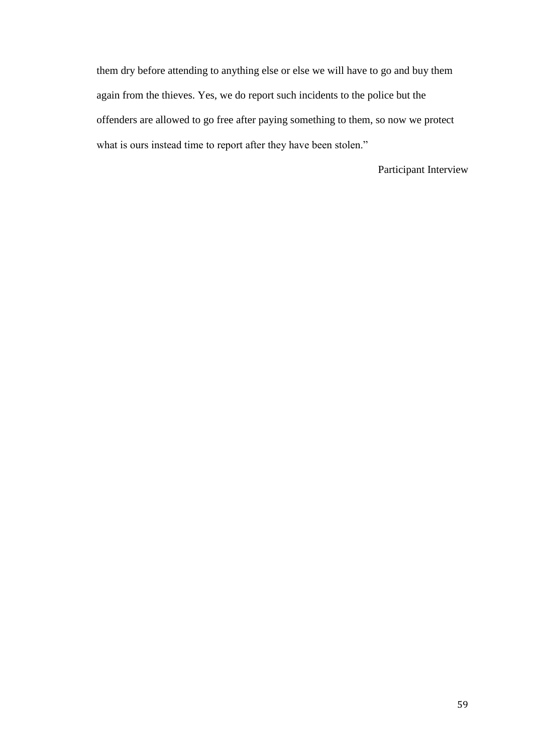them dry before attending to anything else or else we will have to go and buy them again from the thieves. Yes, we do report such incidents to the police but the offenders are allowed to go free after paying something to them, so now we protect what is ours instead time to report after they have been stolen."

Participant Interview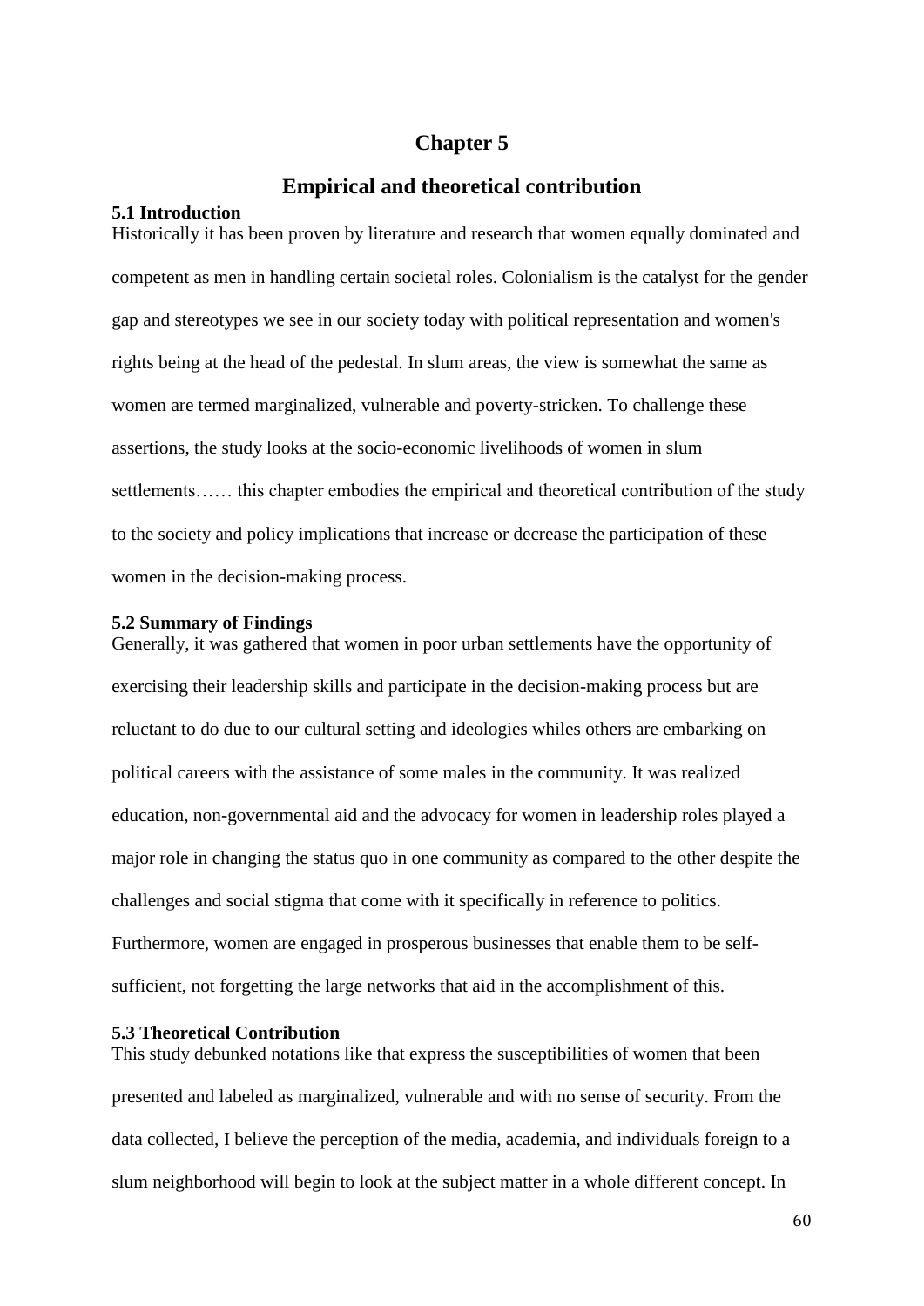# Chapter 5

## Empirical and theoretical contribution

### 5.1 Introduction

Historically it has been proven by literature and research that women equally dominated and competent as men in handling certain societal roles. Colonialism is the catalyst for the gender gap and stereotypes we see in our society today with political representation and women's rights being at the head of the pedestal. In slum areas, the view is somewhat the same as women are termed marginalized, vulnerable and poverty-stricken. To challenge these assertions, the study looks at the socio-economic livelihoods of women in slum settlements…… this chapter embodies the empirical and theoretical contribution of the study to the society and policy implications that increase or decrease the participation of these women in the decision-making process.

### 5.2 Summary of Findings

Generally, it was gathered that women in poor urban settlements have the opportunity of exercising their leadership skills and participate in the decision-making process but are reluctant to do due to our cultural setting and ideologies whiles others are embarking on political careers with the assistance of some males in the community. It was realized education, non-governmental aid and the advocacy for women in leadership roles played a major role in changing the status quo in one community as compared to the other despite the challenges and social stigma that come with it specifically in reference to politics. Furthermore, women are engaged in prosperous businesses that enable them to be self-sufficient, not forgetting the large networks that aid in the accomplishment of this.

### 5.3 Theoretical Contribution

This study debunked notations like that express the susceptibilities of women that been presented and labeled as marginalized, vulnerable and with no sense of security. From the data collected, I believe the perception of the media, academia, and individuals foreign to a slum neighborhood will begin to look at the subject matter in a whole different concept. In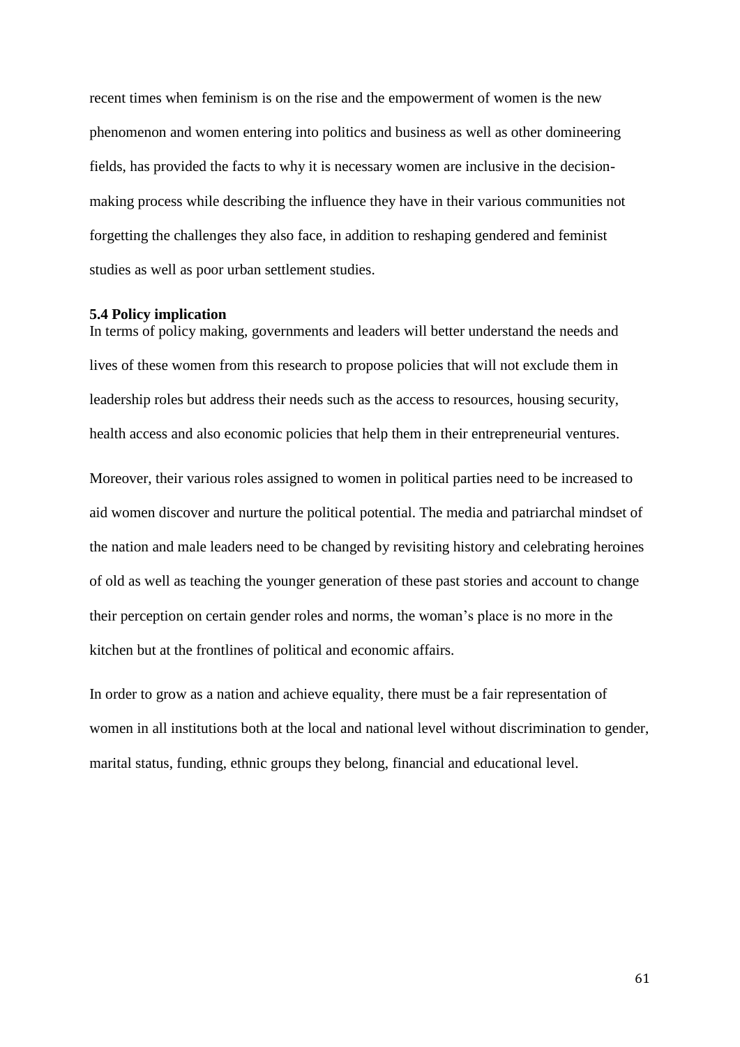recent times when feminism is on the rise and the empowerment of women is the new phenomenon and women entering into politics and business as well as other domineering fields, has provided the facts to why it is necessary women are inclusive in the decision-making process while describing the influence they have in their various communities not forgetting the challenges they also face, in addition to reshaping gendered and feminist studies as well as poor urban settlement studies.

### 5.4 Policy implication

In terms of policy making, governments and leaders will better understand the needs and lives of these women from this research to propose policies that will not exclude them in leadership roles but address their needs such as the access to resources, housing security, health access and also economic policies that help them in their entrepreneurial ventures.

Moreover, their various roles assigned to women in political parties need to be increased to aid women discover and nurture the political potential. The media and patriarchal mindset of the nation and male leaders need to be changed by revisiting history and celebrating heroines of old as well as teaching the younger generation of these past stories and account to change their perception on certain gender roles and norms, the woman's place is no more in the kitchen but at the frontlines of political and economic affairs.

In order to grow as a nation and achieve equality, there must be a fair representation of women in all institutions both at the local and national level without discrimination to gender, marital status, funding, ethnic groups they belong, financial and educational level.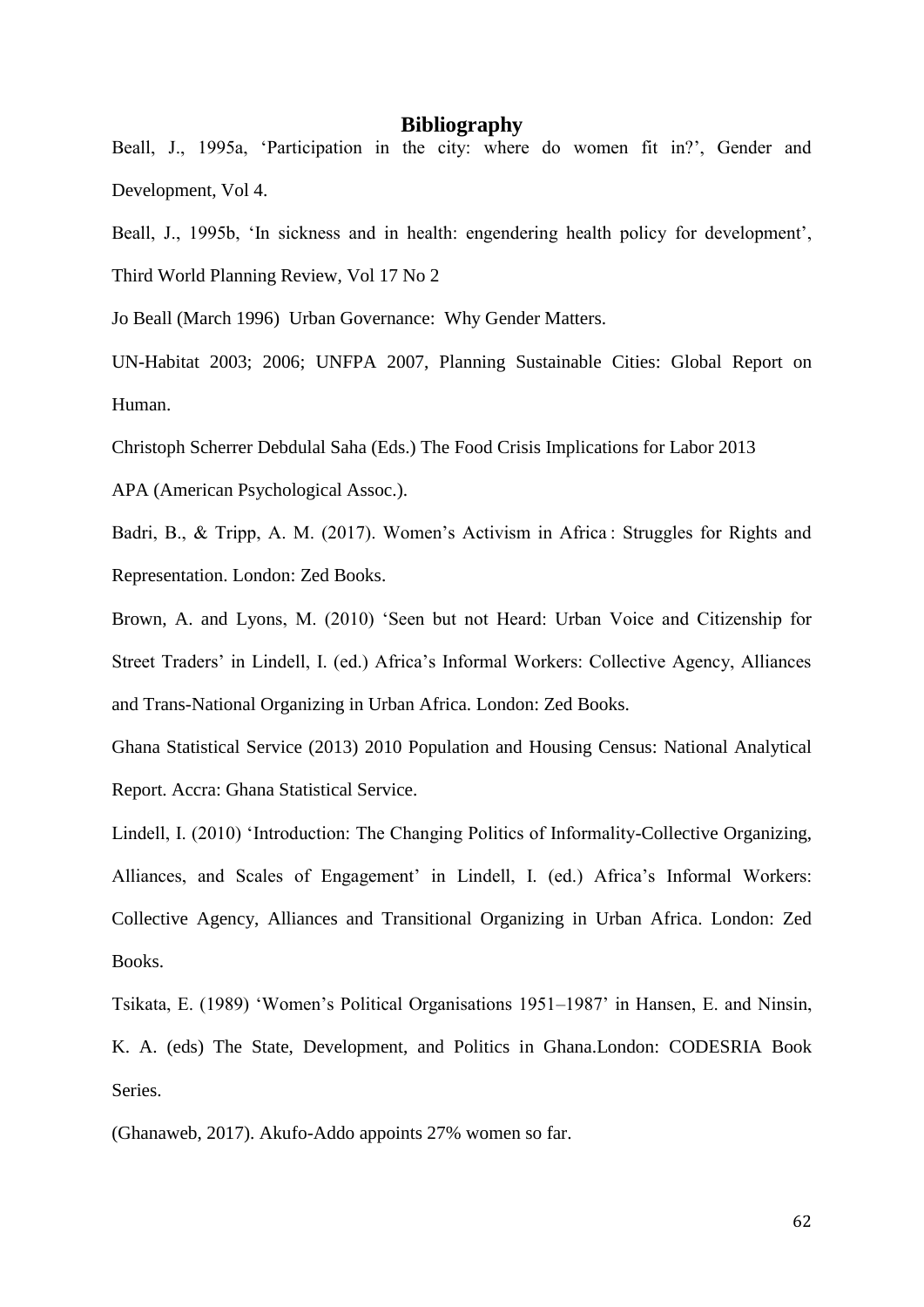# Bibliography

Beall, J., 1995a, 'Participation in the city: where do women fit in?', Gender and Development, Vol 4.

Beall, J., 1995b, 'In sickness and in health: engendering health policy for development', Third World Planning Review, Vol 17 No 2

Jo Beall (March 1996) Urban Governance: Why Gender Matters.

UN-Habitat 2003; 2006; UNFPA 2007, Planning Sustainable Cities: Global Report on Human.

Christoph Scherrer Debdulal Saha (Eds.) The Food Crisis Implications for Labor 2013

APA (American Psychological Assoc.).

Badri, B., & Tripp, A. M. (2017). Women's Activism in Africa : Struggles for Rights and Representation. London: Zed Books.

Brown, A. and Lyons, M. (2010) 'Seen but not Heard: Urban Voice and Citizenship for Street Traders' in Lindell, I. (ed.) Africa's Informal Workers: Collective Agency, Alliances and Trans-National Organizing in Urban Africa. London: Zed Books.

Ghana Statistical Service (2013) 2010 Population and Housing Census: National Analytical Report. Accra: Ghana Statistical Service.

Lindell, I. (2010) 'Introduction: The Changing Politics of Informality-Collective Organizing, Alliances, and Scales of Engagement' in Lindell, I. (ed.) Africa's Informal Workers: Collective Agency, Alliances and Transitional Organizing in Urban Africa. London: Zed Books.

Tsikata, E. (1989) 'Women's Political Organisations 1951–1987' in Hansen, E. and Ninsin, K. A. (eds) The State, Development, and Politics in Ghana.London: CODESRIA Book Series.

(Ghanaweb, 2017). Akufo-Addo appoints 27% women so far.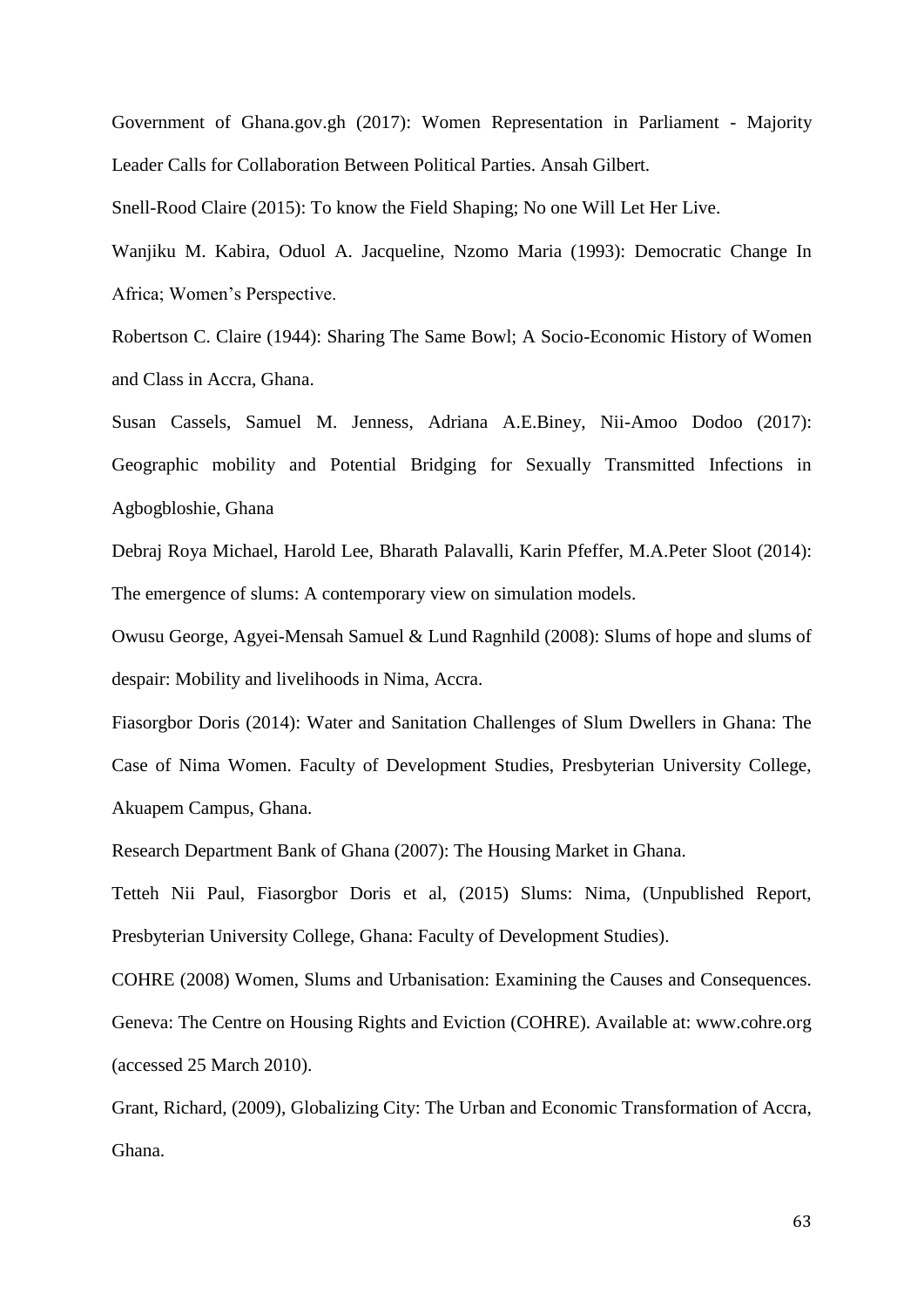Government of Ghana.gov.gh (2017): Women Representation in Parliament - Majority Leader Calls for Collaboration Between Political Parties. Ansah Gilbert.

Snell-Rood Claire (2015): To know the Field Shaping; No one Will Let Her Live.

Wanjiku M. Kabira, Oduol A. Jacqueline, Nzomo Maria (1993): Democratic Change In Africa; Women's Perspective.

Robertson C. Claire (1944): Sharing The Same Bowl; A Socio-Economic History of Women and Class in Accra, Ghana.

Susan Cassels, Samuel M. Jenness, Adriana A.E.Biney, Nii-Amoo Dodoo (2017): Geographic mobility and Potential Bridging for Sexually Transmitted Infections in Agbogbloshie, Ghana

Debraj Roya Michael, Harold Lee, Bharath Palavalli, Karin Pfeffer, M.A.Peter Sloot (2014): The emergence of slums: A contemporary view on simulation models.

Owusu George, Agyei-Mensah Samuel & Lund Ragnhild (2008): Slums of hope and slums of despair: Mobility and livelihoods in Nima, Accra.

Fiasorgbor Doris (2014): Water and Sanitation Challenges of Slum Dwellers in Ghana: The Case of Nima Women. Faculty of Development Studies, Presbyterian University College, Akuapem Campus, Ghana.

Research Department Bank of Ghana (2007): The Housing Market in Ghana.

Tetteh Nii Paul, Fiasorgbor Doris et al, (2015) Slums: Nima, (Unpublished Report, Presbyterian University College, Ghana: Faculty of Development Studies).

COHRE (2008) Women, Slums and Urbanisation: Examining the Causes and Consequences. Geneva: The Centre on Housing Rights and Eviction (COHRE). Available at: www.cohre.org (accessed 25 March 2010).

Grant, Richard, (2009), Globalizing City: The Urban and Economic Transformation of Accra, Ghana.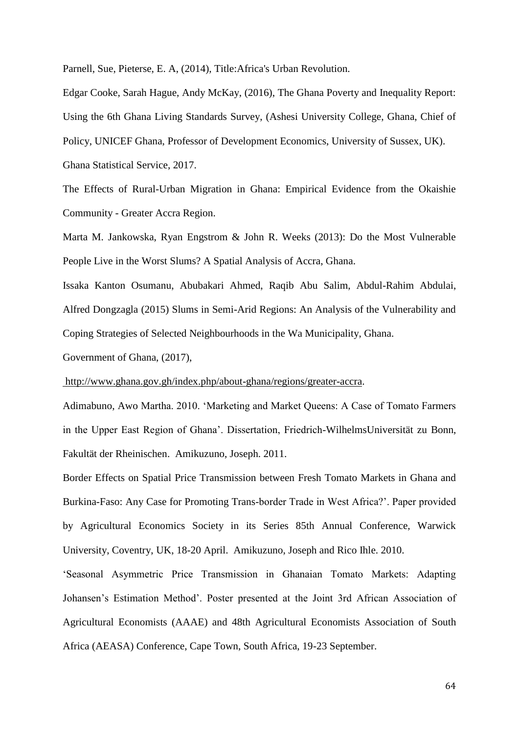Parnell, Sue, Pieterse, E. A, (2014), Title:Africa's Urban Revolution.

Edgar Cooke, Sarah Hague, Andy McKay, (2016), The Ghana Poverty and Inequality Report: Using the 6th Ghana Living Standards Survey, (Ashesi University College, Ghana, Chief of Policy, UNICEF Ghana, Professor of Development Economics, University of Sussex, UK).

Ghana Statistical Service, 2017.

The Effects of Rural-Urban Migration in Ghana: Empirical Evidence from the Okaishie Community - Greater Accra Region.

Marta M. Jankowska, Ryan Engstrom & John R. Weeks (2013): Do the Most Vulnerable People Live in the Worst Slums? A Spatial Analysis of Accra, Ghana.

Issaka Kanton Osumanu, Abubakari Ahmed, Raqib Abu Salim, Abdul-Rahim Abdulai, Alfred Dongzagla (2015) Slums in Semi-Arid Regions: An Analysis of the Vulnerability and Coping Strategies of Selected Neighbourhoods in the Wa Municipality, Ghana.

Government of Ghana, (2017),

http://www.ghana.gov.gh/index.php/about-ghana/regions/greater-accra.

Adimabuno, Awo Martha. 2010. 'Marketing and Market Queens: A Case of Tomato Farmers in the Upper East Region of Ghana'. Dissertation, Friedrich-WilhelmsUniversität zu Bonn, Fakultät der Rheinischen. Amikuzuno, Joseph. 2011.

Border Effects on Spatial Price Transmission between Fresh Tomato Markets in Ghana and Burkina-Faso: Any Case for Promoting Trans-border Trade in West Africa?'. Paper provided by Agricultural Economics Society in its Series 85th Annual Conference, Warwick University, Coventry, UK, 18-20 April. Amikuzuno, Joseph and Rico Ihle. 2010.

'Seasonal Asymmetric Price Transmission in Ghanaian Tomato Markets: Adapting Johansen's Estimation Method'. Poster presented at the Joint 3rd African Association of Agricultural Economists (AAAE) and 48th Agricultural Economists Association of South Africa (AEASA) Conference, Cape Town, South Africa, 19-23 September.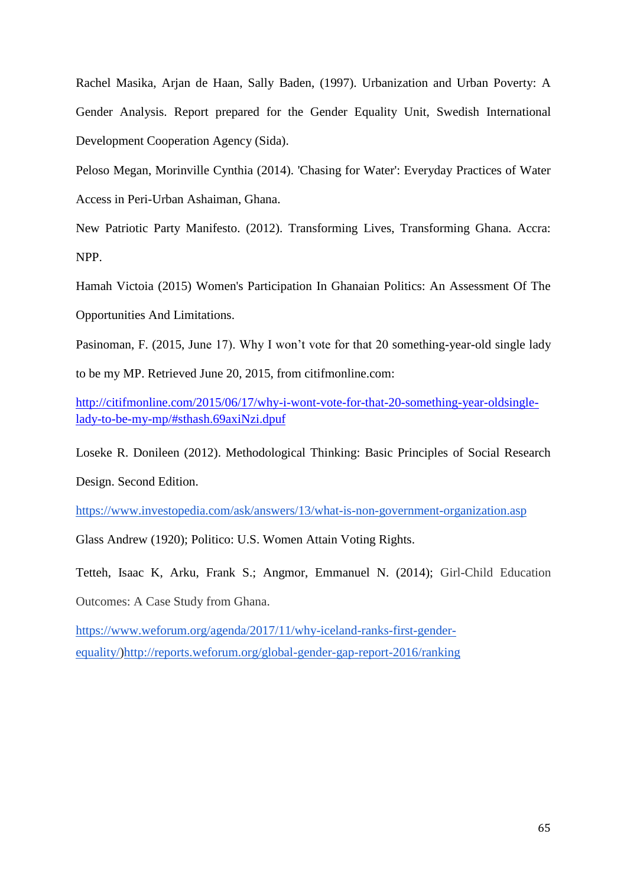Rachel Masika, Arjan de Haan, Sally Baden, (1997). Urbanization and Urban Poverty: A Gender Analysis. Report prepared for the Gender Equality Unit, Swedish International Development Cooperation Agency (Sida).

Peloso Megan, Morinville Cynthia (2014). 'Chasing for Water': Everyday Practices of Water Access in Peri-Urban Ashaiman, Ghana.

New Patriotic Party Manifesto. (2012). Transforming Lives, Transforming Ghana. Accra: NPP.

Hamah Victoia (2015) Women's Participation In Ghanaian Politics: An Assessment Of The Opportunities And Limitations.

Pasinoman, F. (2015, June 17). Why I won't vote for that 20 something-year-old single lady to be my MP. Retrieved June 20, 2015, from citifmonline.com:

http://citifmonline.com/2015/06/17/why-i-wont-vote-for-that-20-something-year-oldsingle-lady-to-be-my-mp/#sthash.69axiNzi.dpuf

Loseke R. Donileen (2012). Methodological Thinking: Basic Principles of Social Research Design. Second Edition.

https://www.investopedia.com/ask/answers/13/what-is-non-government-organization.asp

Glass Andrew (1920); Politico: U.S. Women Attain Voting Rights.

Tetteh, Isaac K, Arku, Frank S.; Angmor, Emmanuel N. (2014); Girl-Child Education Outcomes: A Case Study from Ghana.

https://www.weforum.org/agenda/2017/11/why-iceland-ranks-first-gender-equality/)http://reports.weforum.org/global-gender-gap-report-2016/ranking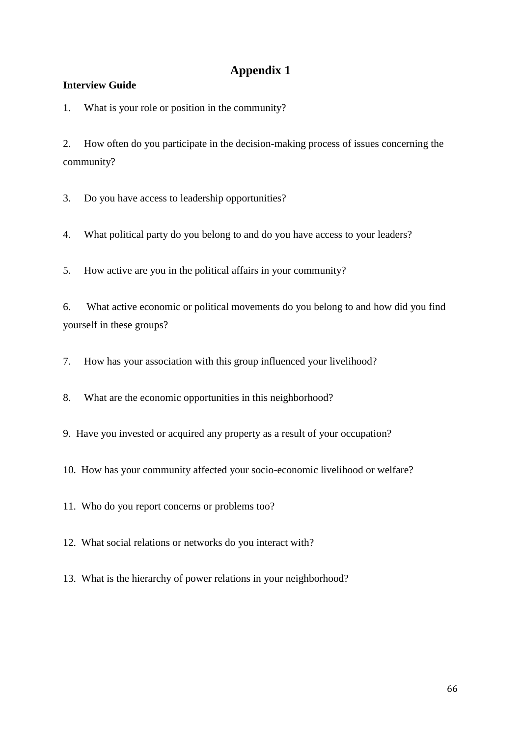# Appendix 1

**Interview Guide**

1. What is your role or position in the community?

2. How often do you participate in the decision-making process of issues concerning the community?

3. Do you have access to leadership opportunities?

4. What political party do you belong to and do you have access to your leaders?

5. How active are you in the political affairs in your community?

6. What active economic or political movements do you belong to and how did you find yourself in these groups?

7. How has your association with this group influenced your livelihood?

8. What are the economic opportunities in this neighborhood?

9. Have you invested or acquired any property as a result of your occupation?

10. How has your community affected your socio-economic livelihood or welfare?

11. Who do you report concerns or problems too?

12. What social relations or networks do you interact with?

13. What is the hierarchy of power relations in your neighborhood?